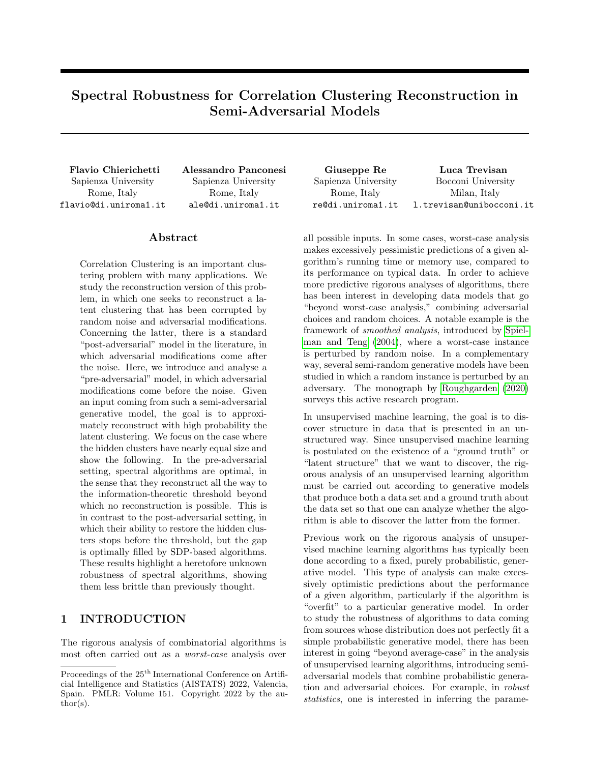# Spectral Robustness for Correlation Clustering Reconstruction in Semi-Adversarial Models

**Flavio Chierichetti**
Sapienza University
Rome, Italy
flavio@di.uniroma1.it

**Alessandro Panconesi**
Sapienza University
Rome, Italy
ale@di.uniroma1.it

**Giuseppe Re**
Sapienza University
Rome, Italy
re@di.uniroma1.it

**Luca Trevisan**
Bocconi University
Milan, Italy
l.trevisan@unibocconi.it

## Abstract

Correlation Clustering is an important clustering problem with many applications. We study the reconstruction version of this problem, in which one seeks to reconstruct a latent clustering that has been corrupted by random noise and adversarial modifications. Concerning the latter, there is a standard "post-adversarial" model in the literature, in which adversarial modifications come after the noise. Here, we introduce and analyse a "pre-adversarial" model, in which adversarial modifications come before the noise. Given an input coming from such a semi-adversarial generative model, the goal is to approximately reconstruct with high probability the latent clustering. We focus on the case where the hidden clusters have nearly equal size and show the following. In the pre-adversarial setting, spectral algorithms are optimal, in the sense that they reconstruct all the way to the information-theoretic threshold beyond which no reconstruction is possible. This is in contrast to the post-adversarial setting, in which their ability to restore the hidden clusters stops before the threshold, but the gap is optimally filled by SDP-based algorithms. These results highlight a heretofore unknown robustness of spectral algorithms, showing them less brittle than previously thought.

## 1 INTRODUCTION

The rigorous analysis of combinatorial algorithms is most often carried out as a *worst-case* analysis over all possible inputs. In some cases, worst-case analysis makes excessively pessimistic predictions of a given algorithm's running time or memory use, compared to its performance on typical data. In order to achieve more predictive rigorous analyses of algorithms, there has been interest in developing data models that go "beyond worst-case analysis," combining adversarial choices and random choices. A notable example is the framework of *smoothed analysis*, introduced by Spielman and Teng (2004), where a worst-case instance is perturbed by random noise. In a complementary way, several semi-random generative models have been studied in which a random instance is perturbed by an adversary. The monograph by Roughgarden (2020) surveys this active research program.

In unsupervised machine learning, the goal is to discover structure in data that is presented in an unstructured way. Since unsupervised machine learning is postulated on the existence of a "ground truth" or "latent structure" that we want to discover, the rigorous analysis of an unsupervised learning algorithm must be carried out according to generative models that produce both a data set and a ground truth about the data set so that one can analyze whether the algorithm is able to discover the latter from the former.

Previous work on the rigorous analysis of unsupervised machine learning algorithms has typically been done according to a fixed, purely probabilistic, generative model. This type of analysis can make excessively optimistic predictions about the performance of a given algorithm, particularly if the algorithm is "overfit" to a particular generative model. In order to study the robustness of algorithms to data coming from sources whose distribution does not perfectly fit a simple probabilistic generative model, there has been interest in going "beyond average-case" in the analysis of unsupervised learning algorithms, introducing semi-adversarial models that combine probabilistic generation and adversarial choices. For example, in *robust statistics*, one is interested in inferring the parame-

Proceedings of the 25[th] International Conference on Artificial Intelligence and Statistics (AISTATS) 2022, Valencia, Spain. PMLR: Volume 151. Copyright 2022 by the author(s).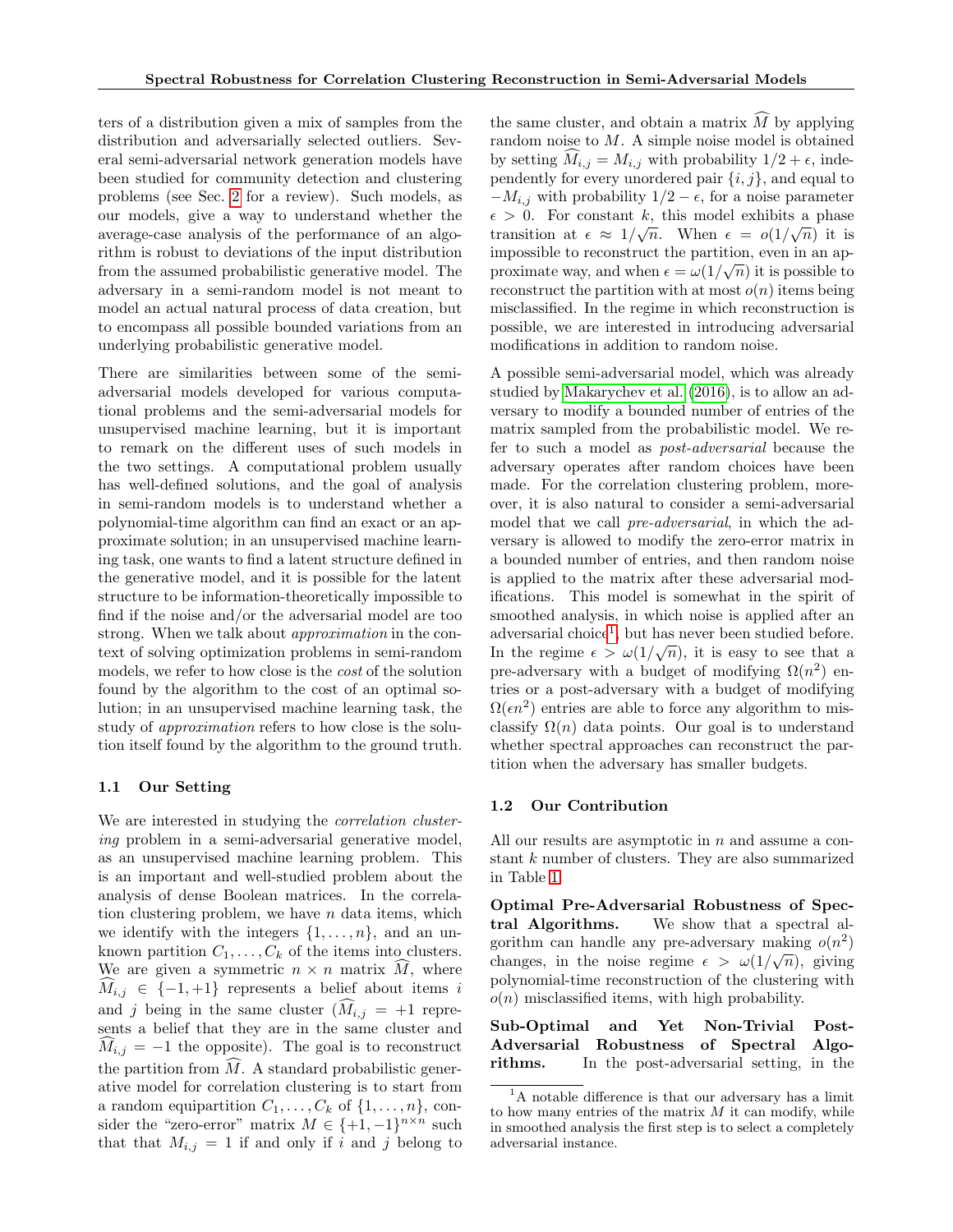ters of a distribution given a mix of samples from the distribution and adversarially selected outliers. Several semi-adversarial network generation models have been studied for community detection and clustering problems (see Sec. 2 for a review). Such models, as our models, give a way to understand whether the average-case analysis of the performance of an algorithm is robust to deviations of the input distribution from the assumed probabilistic generative model. The adversary in a semi-random model is not meant to model an actual natural process of data creation, but to encompass all possible bounded variations from an underlying probabilistic generative model.

There are similarities between some of the semi-adversarial models developed for various computational problems and the semi-adversarial models for unsupervised machine learning, but it is important to remark on the different uses of such models in the two settings. A computational problem usually has well-defined solutions, and the goal of analysis in semi-random models is to understand whether a polynomial-time algorithm can find an exact or an approximate solution; in an unsupervised machine learning task, one wants to find a latent structure defined in the generative model, and it is possible for the latent structure to be information-theoretically impossible to find if the noise and/or the adversarial model are too strong. When we talk about *approximation* in the context of solving optimization problems in semi-random models, we refer to how close is the *cost* of the solution found by the algorithm to the cost of an optimal solution; in an unsupervised machine learning task, the study of *approximation* refers to how close is the solution itself found by the algorithm to the ground truth.

### 1.1 Our Setting

We are interested in studying the *correlation clustering* problem in a semi-adversarial generative model, as an unsupervised machine learning problem. This is an important and well-studied problem about the analysis of dense Boolean matrices. In the correlation clustering problem, we have $n$ data items, which we identify with the integers $\{1, \ldots, n\}$, and an unknown partition $C_1, \ldots, C_k$ of the items into clusters. We are given a symmetric $n \times n$ matrix $\widehat{M}$, where $\widehat{M}_{i,j} \in \{-1, +1\}$ represents a belief about items $i$ and $j$ being in the same cluster ($\widehat{M}_{i,j} = +1$ represents a belief that they are in the same cluster and $\widehat{M}_{i,j} = -1$ the opposite). The goal is to reconstruct the partition from $\widehat{M}$. A standard probabilistic generative model for correlation clustering is to start from a random equipartition $C_1, \ldots, C_k$ of $\{1, \ldots, n\}$, consider the "zero-error" matrix $M \in \{+1, -1\}^{n \times n}$ such that that $M_{i,j} = 1$ if and only if $i$ and $j$ belong to the same cluster, and obtain a matrix $\widehat{M}$ by applying random noise to $M$. A simple noise model is obtained by setting $\widehat{M}_{i,j} = M_{i,j}$ with probability $1/2 + \epsilon$, independently for every unordered pair $\{i, j\}$, and equal to $-M_{i,j}$ with probability $1/2 - \epsilon$, for a noise parameter $\epsilon > 0$. For constant $k$, this model exhibits a phase transition at $\epsilon \approx 1/\sqrt{n}$. When $\epsilon = o(1/\sqrt{n})$ it is impossible to reconstruct the partition, even in an approximate way, and when $\epsilon = \omega(1/\sqrt{n})$ it is possible to reconstruct the partition with at most $o(n)$ items being misclassified. In the regime in which reconstruction is possible, we are interested in introducing adversarial modifications in addition to random noise.

A possible semi-adversarial model, which was already studied by Makarychev et al. (2016), is to allow an adversary to modify a bounded number of entries of the matrix sampled from the probabilistic model. We refer to such a model as *post-adversarial* because the adversary operates after random choices have been made. For the correlation clustering problem, moreover, it is also natural to consider a semi-adversarial model that we call *pre-adversarial*, in which the adversary is allowed to modify the zero-error matrix in a bounded number of entries, and then random noise is applied to the matrix after these adversarial modifications. This model is somewhat in the spirit of smoothed analysis, in which noise is applied after an adversarial choice[1], but has never been studied before. In the regime $\epsilon > \omega(1/\sqrt{n})$, it is easy to see that a pre-adversary with a budget of modifying $\Omega(n^2)$ entries or a post-adversary with a budget of modifying $\Omega(\epsilon n^2)$ entries are able to force any algorithm to misclassify $\Omega(n)$ data points. Our goal is to understand whether spectral approaches can reconstruct the partition when the adversary has smaller budgets.

### 1.2 Our Contribution

All our results are asymptotic in $n$ and assume a constant $k$ number of clusters. They are also summarized in Table 1.

**Optimal Pre-Adversarial Robustness of Spectral Algorithms.** We show that a spectral algorithm can handle any pre-adversary making $o(n^2)$ changes, in the noise regime $\epsilon > \omega(1/\sqrt{n})$, giving polynomial-time reconstruction of the clustering with $o(n)$ misclassified items, with high probability.

**Sub-Optimal and Yet Non-Trivial Post-Adversarial Robustness of Spectral Algorithms.** In the post-adversarial setting, in the

[1] A notable difference is that our adversary has a limit to how many entries of the matrix $M$ it can modify, while in smoothed analysis the first step is to select a completely adversarial instance.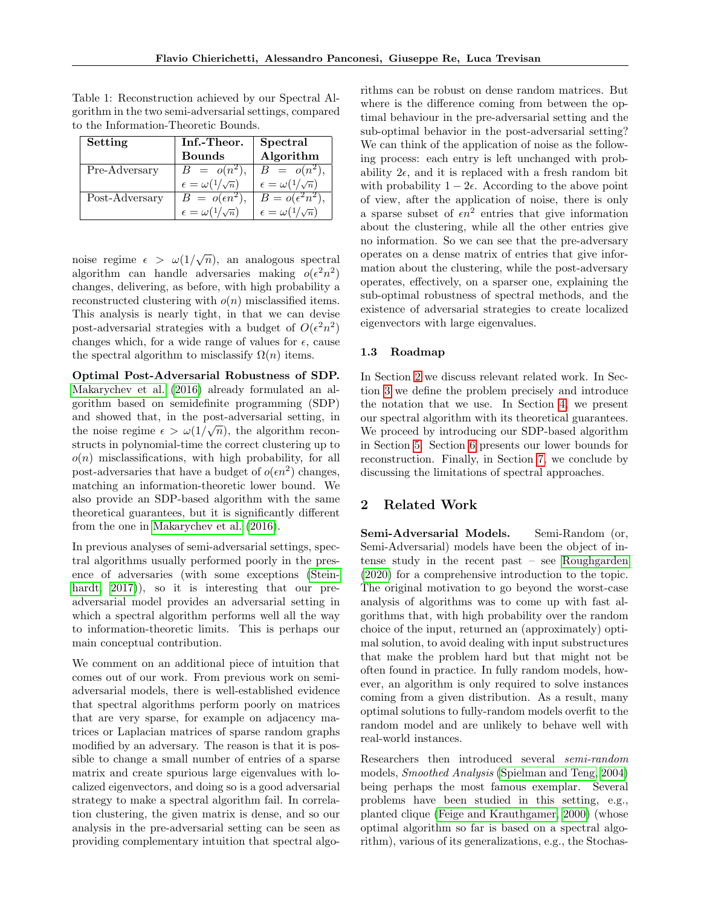Table 1: Reconstruction achieved by our Spectral Algorithm in the two semi-adversarial settings, compared to the Information-Theoretic Bounds.

| Setting | Inf.-Theor. Bounds | Spectral Algorithm |
|---|---|---|
| Pre-Adversary | $B = o(n^2)$, $\epsilon = \omega(1/\sqrt{n})$ | $B = o(n^2)$, $\epsilon = \omega(1/\sqrt{n})$ |
| Post-Adversary | $B = o(\epsilon n^2)$, $\epsilon = \omega(1/\sqrt{n})$ | $B = o(\epsilon^2 n^2)$, $\epsilon = \omega(1/\sqrt{n})$ |

noise regime $\epsilon > \omega(1/\sqrt{n})$, an analogous spectral algorithm can handle adversaries making $o(\epsilon^2 n^2)$ changes, delivering, as before, with high probability a reconstructed clustering with $o(n)$ misclassified items. This analysis is nearly tight, in that we can devise post-adversarial strategies with a budget of $O(\epsilon^2 n^2)$ changes which, for a wide range of values for $\epsilon$, cause the spectral algorithm to misclassify $\Omega(n)$ items.

**Optimal Post-Adversarial Robustness of SDP.** Makarychev et al. (2016) already formulated an algorithm based on semidefinite programming (SDP) and showed that, in the post-adversarial setting, in the noise regime $\epsilon > \omega(1/\sqrt{n})$, the algorithm reconstructs in polynomial-time the correct clustering up to $o(n)$ misclassifications, with high probability, for all post-adversaries that have a budget of $o(\epsilon n^2)$ changes, matching an information-theoretic lower bound. We also provide an SDP-based algorithm with the same theoretical guarantees, but it is significantly different from the one in Makarychev et al. (2016).

In previous analyses of semi-adversarial settings, spectral algorithms usually performed poorly in the presence of adversaries (with some exceptions (Steinhardt, 2017)), so it is interesting that our pre-adversarial model provides an adversarial setting in which a spectral algorithm performs well all the way to information-theoretic limits. This is perhaps our main conceptual contribution.

We comment on an additional piece of intuition that comes out of our work. From previous work on semi-adversarial models, there is well-established evidence that spectral algorithms perform poorly on matrices that are very sparse, for example on adjacency matrices or Laplacian matrices of sparse random graphs modified by an adversary. The reason is that it is possible to change a small number of entries of a sparse matrix and create spurious large eigenvalues with localized eigenvectors, and doing so is a good adversarial strategy to make a spectral algorithm fail. In correlation clustering, the given matrix is dense, and so our analysis in the pre-adversarial setting can be seen as providing complementary intuition that spectral algorithms can be robust on dense random matrices. But where is the difference coming from between the optimal behaviour in the pre-adversarial setting and the sub-optimal behavior in the post-adversarial setting? We can think of the application of noise as the following process: each entry is left unchanged with probability $2\epsilon$, and it is replaced with a fresh random bit with probability $1 - 2\epsilon$. According to the above point of view, after the application of noise, there is only a sparse subset of $\epsilon n^2$ entries that give information about the clustering, while all the other entries give no information. So we can see that the pre-adversary operates on a dense matrix of entries that give information about the clustering, while the post-adversary operates, effectively, on a sparser one, explaining the sub-optimal robustness of spectral methods, and the existence of adversarial strategies to create localized eigenvectors with large eigenvalues.

### 1.3 Roadmap

In Section 2 we discuss relevant related work. In Section 3 we define the problem precisely and introduce the notation that we use. In Section 4, we present our spectral algorithm with its theoretical guarantees. We proceed by introducing our SDP-based algorithm in Section 5. Section 6 presents our lower bounds for reconstruction. Finally, in Section 7, we conclude by discussing the limitations of spectral approaches.

## 2 Related Work

**Semi-Adversarial Models.** Semi-Random (or, Semi-Adversarial) models have been the object of intense study in the recent past – see Roughgarden (2020) for a comprehensive introduction to the topic. The original motivation to go beyond the worst-case analysis of algorithms was to come up with fast algorithms that, with high probability over the random choice of the input, returned an (approximately) optimal solution, to avoid dealing with input substructures that make the problem hard but that might not be often found in practice. In fully random models, however, an algorithm is only required to solve instances coming from a given distribution. As a result, many optimal solutions to fully-random models overfit to the random model and are unlikely to behave well with real-world instances.

Researchers then introduced several *semi-random* models, *Smoothed Analysis* (Spielman and Teng, 2004) being perhaps the most famous exemplar. Several problems have been studied in this setting, e.g., planted clique (Feige and Krauthgamer, 2000) (whose optimal algorithm so far is based on a spectral algorithm), various of its generalizations, e.g., the Stochas-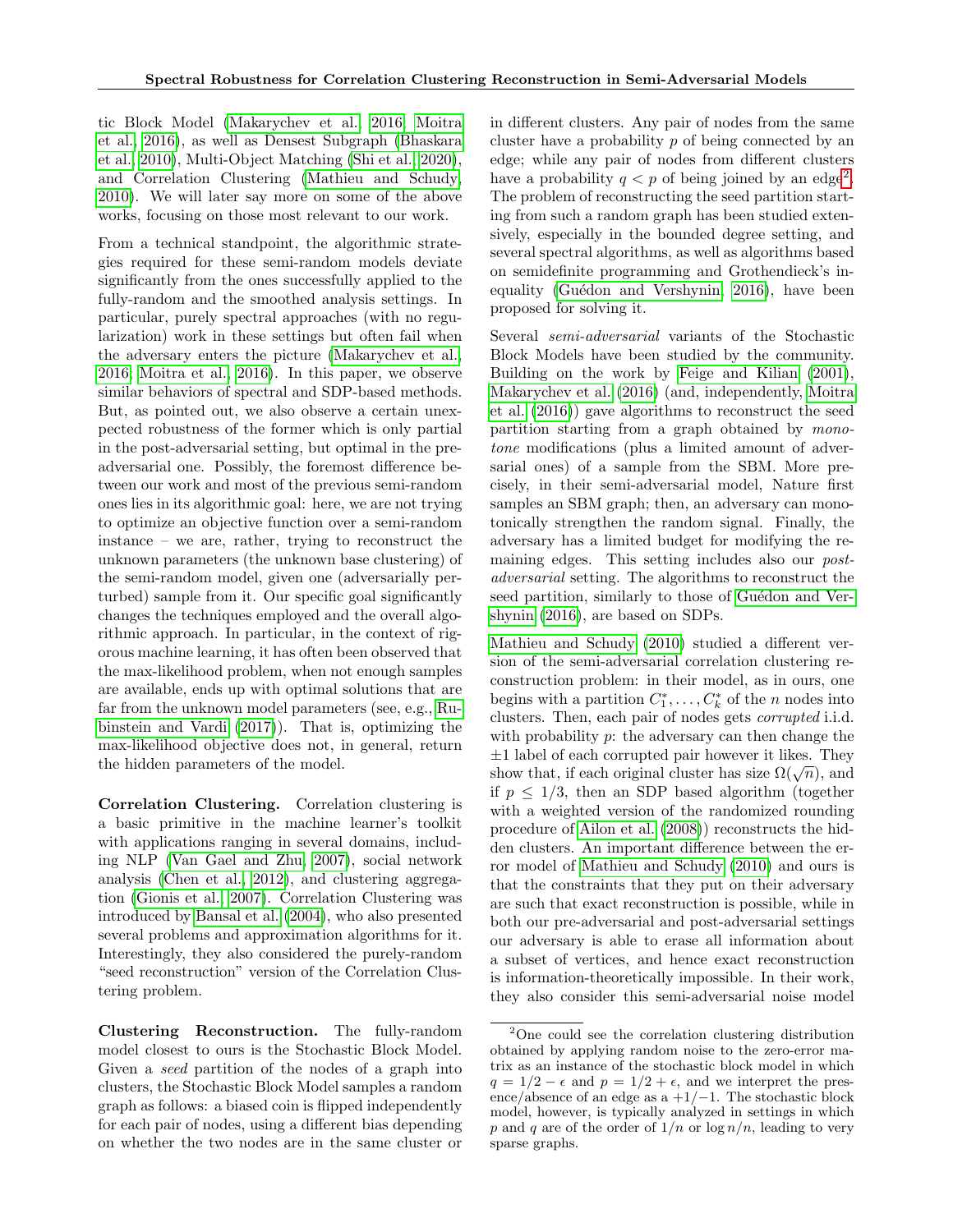tic Block Model (Makarychev et al., 2016; Moitra et al., 2016), as well as Densest Subgraph (Bhaskara et al., 2010), Multi-Object Matching (Shi et al., 2020), and Correlation Clustering (Mathieu and Schudy, 2010). We will later say more on some of the above works, focusing on those most relevant to our work.

From a technical standpoint, the algorithmic strategies required for these semi-random models deviate significantly from the ones successfully applied to the fully-random and the smoothed analysis settings. In particular, purely spectral approaches (with no regularization) work in these settings but often fail when the adversary enters the picture (Makarychev et al., 2016; Moitra et al., 2016). In this paper, we observe similar behaviors of spectral and SDP-based methods. But, as pointed out, we also observe a certain unexpected robustness of the former which is only partial in the post-adversarial setting, but optimal in the pre-adversarial one. Possibly, the foremost difference between our work and most of the previous semi-random ones lies in its algorithmic goal: here, we are not trying to optimize an objective function over a semi-random instance – we are, rather, trying to reconstruct the unknown parameters (the unknown base clustering) of the semi-random model, given one (adversarially perturbed) sample from it. Our specific goal significantly changes the techniques employed and the overall algorithmic approach. In particular, in the context of rigorous machine learning, it has often been observed that the max-likelihood problem, when not enough samples are available, ends up with optimal solutions that are far from the unknown model parameters (see, e.g., Rubinstein and Vardi (2017)). That is, optimizing the max-likelihood objective does not, in general, return the hidden parameters of the model.

**Correlation Clustering.** Correlation clustering is a basic primitive in the machine learner's toolkit with applications ranging in several domains, including NLP (Van Gael and Zhu, 2007), social network analysis (Chen et al., 2012), and clustering aggregation (Gionis et al., 2007). Correlation Clustering was introduced by Bansal et al. (2004), who also presented several problems and approximation algorithms for it. Interestingly, they also considered the purely-random "seed reconstruction" version of the Correlation Clustering problem.

**Clustering Reconstruction.** The fully-random model closest to ours is the Stochastic Block Model. Given a *seed* partition of the nodes of a graph into clusters, the Stochastic Block Model samples a random graph as follows: a biased coin is flipped independently for each pair of nodes, using a different bias depending on whether the two nodes are in the same cluster or in different clusters. Any pair of nodes from the same cluster have a probability $p$ of being connected by an edge; while any pair of nodes from different clusters have a probability $q < p$ of being joined by an edge[2]. The problem of reconstructing the seed partition starting from such a random graph has been studied extensively, especially in the bounded degree setting, and several spectral algorithms, as well as algorithms based on semidefinite programming and Grothendieck's inequality (Guédon and Vershynin, 2016), have been proposed for solving it.

Several *semi-adversarial* variants of the Stochastic Block Models have been studied by the community. Building on the work by Feige and Kilian (2001), Makarychev et al. (2016) (and, independently, Moitra et al. (2016)) gave algorithms to reconstruct the seed partition starting from a graph obtained by *monotone* modifications (plus a limited amount of adversarial ones) of a sample from the SBM. More precisely, in their semi-adversarial model, Nature first samples an SBM graph; then, an adversary can monotonically strengthen the random signal. Finally, the adversary has a limited budget for modifying the remaining edges. This setting includes also our *post-adversarial* setting. The algorithms to reconstruct the seed partition, similarly to those of Guédon and Vershynin (2016), are based on SDPs.

Mathieu and Schudy (2010) studied a different version of the semi-adversarial correlation clustering reconstruction problem: in their model, as in ours, one begins with a partition $C_1^*, \ldots, C_k^*$ of the $n$ nodes into clusters. Then, each pair of nodes gets *corrupted* i.i.d. with probability $p$: the adversary can then change the $\pm 1$ label of each corrupted pair however it likes. They show that, if each original cluster has size $\Omega(\sqrt{n})$, and if $p \leq 1/3$, then an SDP based algorithm (together with a weighted version of the randomized rounding procedure of Ailon et al. (2008)) reconstructs the hidden clusters. An important difference between the error model of Mathieu and Schudy (2010) and ours is that the constraints that they put on their adversary are such that exact reconstruction is possible, while in both our pre-adversarial and post-adversarial settings our adversary is able to erase all information about a subset of vertices, and hence exact reconstruction is information-theoretically impossible. In their work, they also consider this semi-adversarial noise model

[2] One could see the correlation clustering distribution obtained by applying random noise to the zero-error matrix as an instance of the stochastic block model in which $q = 1/2 - \epsilon$ and $p = 1/2 + \epsilon$, and we interpret the presence/absence of an edge as a $+1/-1$. The stochastic block model, however, is typically analyzed in settings in which $p$ and $q$ are of the order of $1/n$ or $\log n/n$, leading to very sparse graphs.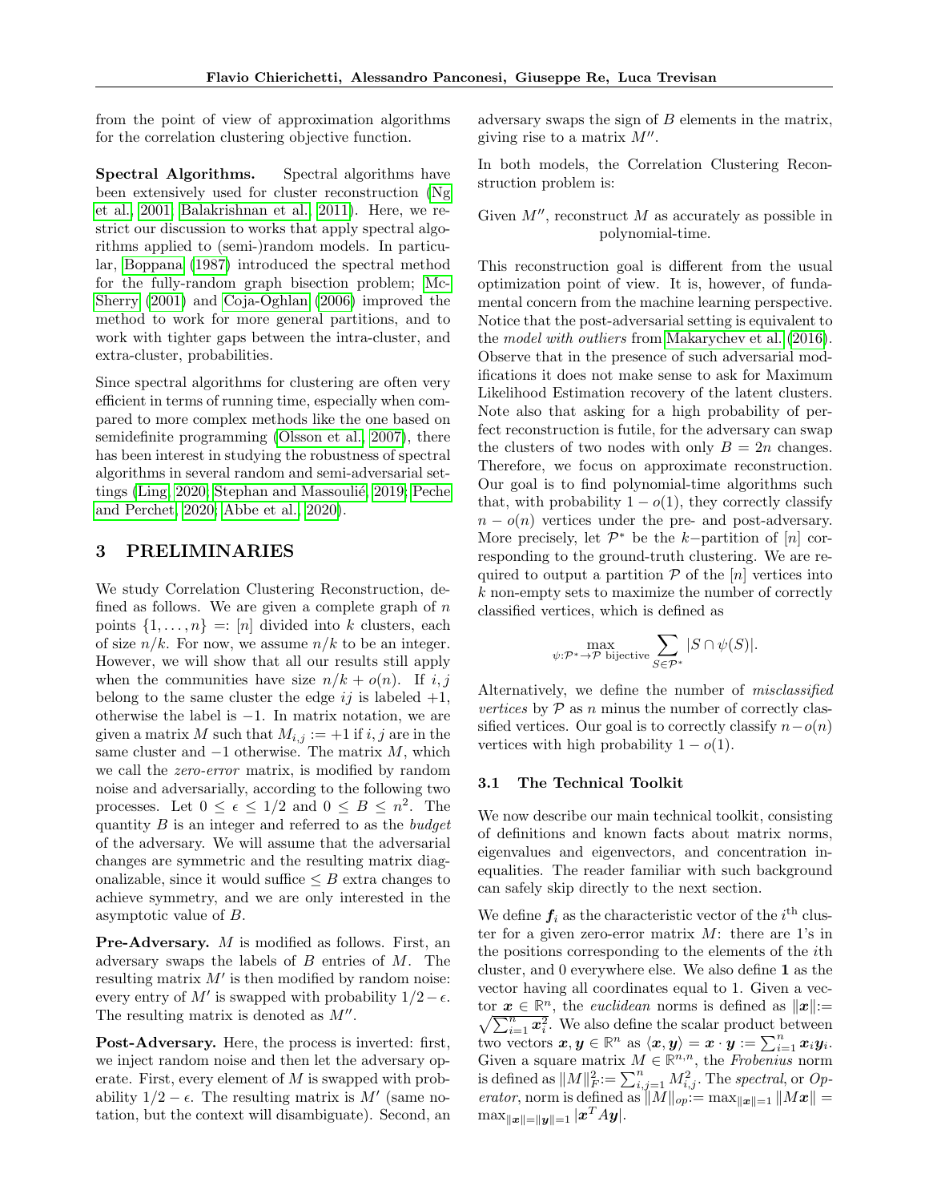from the point of view of approximation algorithms for the correlation clustering objective function.

**Spectral Algorithms.** Spectral algorithms have been extensively used for cluster reconstruction (Ng et al., 2001; Balakrishnan et al., 2011). Here, we restrict our discussion to works that apply spectral algorithms applied to (semi-)random models. In particular, Boppana (1987) introduced the spectral method for the fully-random graph bisection problem; McSherry (2001) and Coja-Oghlan (2006) improved the method to work for more general partitions, and to work with tighter gaps between the intra-cluster, and extra-cluster, probabilities.

Since spectral algorithms for clustering are often very efficient in terms of running time, especially when compared to more complex methods like the one based on semidefinite programming (Olsson et al., 2007), there has been interest in studying the robustness of spectral algorithms in several random and semi-adversarial settings (Ling, 2020; Stephan and Massoulié, 2019; Peche and Perchet, 2020; Abbe et al., 2020).

## 3 PRELIMINARIES

We study Correlation Clustering Reconstruction, defined as follows. We are given a complete graph of $n$ points $\{1, \dots, n\} =: [n]$ divided into $k$ clusters, each of size $n/k$. For now, we assume $n/k$ to be an integer. However, we will show that all our results still apply when the communities have size $n/k + o(n)$. If $i, j$ belong to the same cluster the edge $ij$ is labeled $+1$, otherwise the label is $-1$. In matrix notation, we are given a matrix $M$ such that $M_{i,j} := +1$ if $i, j$ are in the same cluster and $-1$ otherwise. The matrix $M$, which we call the *zero-error* matrix, is modified by random noise and adversarially, according to the following two processes. Let $0 \leq \epsilon \leq 1/2$ and $0 \leq B \leq n^2$. The quantity $B$ is an integer and referred to as the *budget* of the adversary. We will assume that the adversarial changes are symmetric and the resulting matrix diagonalizable, since it would suffice $\leq B$ extra changes to achieve symmetry, and we are only interested in the asymptotic value of $B$.

**Pre-Adversary.** $M$ is modified as follows. First, an adversary swaps the labels of $B$ entries of $M$. The resulting matrix $M'$ is then modified by random noise: every entry of $M'$ is swapped with probability $1/2 - \epsilon$. The resulting matrix is denoted as $M''$.

**Post-Adversary.** Here, the process is inverted: first, we inject random noise and then let the adversary operate. First, every element of $M$ is swapped with probability $1/2 - \epsilon$. The resulting matrix is $M'$ (same notation, but the context will disambiguate). Second, an adversary swaps the sign of $B$ elements in the matrix, giving rise to a matrix $M''$.

In both models, the Correlation Clustering Reconstruction problem is:

Given $M''$, reconstruct $M$ as accurately as possible in polynomial-time.

This reconstruction goal is different from the usual optimization point of view. It is, however, of fundamental concern from the machine learning perspective. Notice that the post-adversarial setting is equivalent to the *model with outliers* from Makarychev et al. (2016). Observe that in the presence of such adversarial modifications it does not make sense to ask for Maximum Likelihood Estimation recovery of the latent clusters. Note also that asking for a high probability of perfect reconstruction is futile, for the adversary can swap the clusters of two nodes with only $B = 2n$ changes. Therefore, we focus on approximate reconstruction. Our goal is to find polynomial-time algorithms such that, with probability $1 - o(1)$, they correctly classify $n - o(n)$ vertices under the pre- and post-adversary. More precisely, let $\mathcal{P}^*$ be the $k-$partition of $[n]$ corresponding to the ground-truth clustering. We are required to output a partition $\mathcal{P}$ of the $[n]$ vertices into $k$ non-empty sets to maximize the number of correctly classified vertices, which is defined as

$$\max_{\psi:\mathcal{P}^* \to \mathcal{P} \text{ bijective}} \sum_{S \in \mathcal{P}^*} |S \cap \psi(S)|.$$

Alternatively, we define the number of *misclassified vertices* by $\mathcal{P}$ as $n$ minus the number of correctly classified vertices. Our goal is to correctly classify $n - o(n)$ vertices with high probability $1 - o(1)$.

### 3.1 The Technical Toolkit

We now describe our main technical toolkit, consisting of definitions and known facts about matrix norms, eigenvalues and eigenvectors, and concentration inequalities. The reader familiar with such background can safely skip directly to the next section.

We define $\boldsymbol{f}_i$ as the characteristic vector of the $i^{\text{th}}$ cluster for a given zero-error matrix $M$: there are 1's in the positions corresponding to the elements of the $i$th cluster, and 0 everywhere else. We also define $\mathbf{1}$ as the vector having all coordinates equal to 1. Given a vector $\boldsymbol{x} \in \mathbb{R}^n$, the *euclidean* norms is defined as $\|\boldsymbol{x}\| := \sqrt{\sum_{i=1}^n \boldsymbol{x}_i^2}$. We also define the scalar product between two vectors $\boldsymbol{x}, \boldsymbol{y} \in \mathbb{R}^n$ as $\langle \boldsymbol{x}, \boldsymbol{y} \rangle = \boldsymbol{x} \cdot \boldsymbol{y} := \sum_{i=1}^n \boldsymbol{x}_i \boldsymbol{y}_i$. Given a square matrix $M \in \mathbb{R}^{n,n}$, the *Frobenius* norm is defined as $\|M\|_F^2 := \sum_{i,j=1}^n M_{i,j}^2$. The *spectral*, or *Operator*, norm is defined as $\|M\|_{op} := \max_{\|\boldsymbol{x}\|=1} \|M\boldsymbol{x}\| = \max_{\|\boldsymbol{x}\|=\|\boldsymbol{y}\|=1} |\boldsymbol{x}^T A \boldsymbol{y}|$.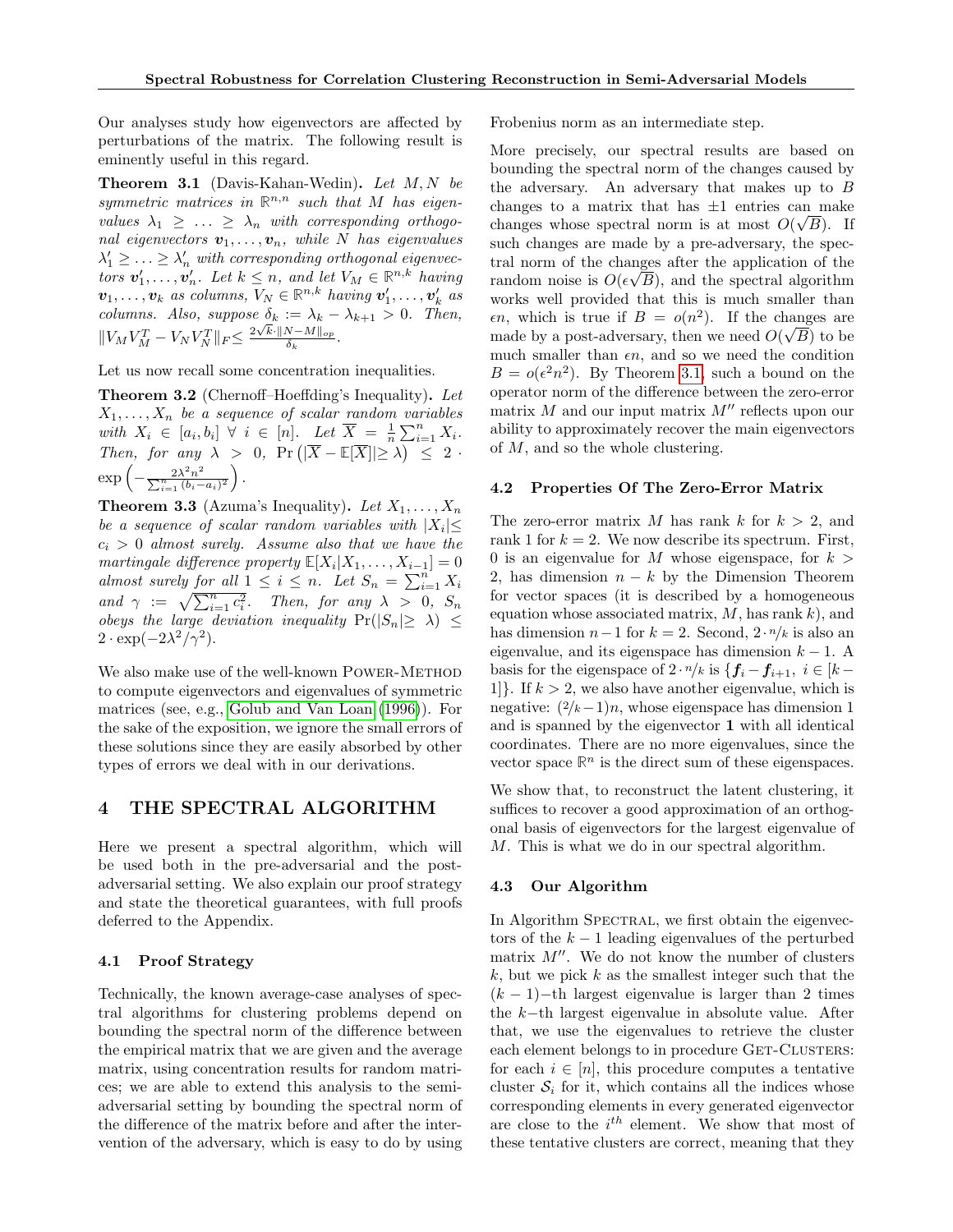Our analyses study how eigenvectors are affected by perturbations of the matrix. The following result is eminently useful in this regard.

**Theorem 3.1** (Davis-Kahan-Wedin)**.** *Let $M, N$ be symmetric matrices in $\mathbb{R}^{n,n}$ such that $M$ has eigenvalues $\lambda_1 \geq \ldots \geq \lambda_n$ with corresponding orthogonal eigenvectors $\boldsymbol{v}_1, \ldots, \boldsymbol{v}_n$, while $N$ has eigenvalues $\lambda'_1 \geq \ldots \geq \lambda'_n$ with corresponding orthogonal eigenvectors $\boldsymbol{v}'_1, \ldots, \boldsymbol{v}'_n$. Let $k \leq n$, and let $V_M \in \mathbb{R}^{n,k}$ having $\boldsymbol{v}_1, \ldots, \boldsymbol{v}_k$ as columns, $V_N \in \mathbb{R}^{n,k}$ having $\boldsymbol{v}'_1, \ldots, \boldsymbol{v}'_k$ as columns. Also, suppose $\delta_k := \lambda_k - \lambda_{k+1} > 0$. Then, $\|V_M V_M^T - V_N V_N^T\|_F \leq \frac{2\sqrt{k} \cdot \|N - M\|_{op}}{\delta_k}$.*

Let us now recall some concentration inequalities.

**Theorem 3.2** (Chernoff–Hoeffding's Inequality)**.** *Let $X_1, \ldots, X_n$ be a sequence of scalar random variables with $X_i \in [a_i, b_i]$ $\forall\, i \in [n]$. Let $\overline{X} = \frac{1}{n}\sum_{i=1}^{n} X_i$. Then, for any $\lambda > 0$, $\Pr\left(|\overline{X} - \mathbb{E}[\overline{X}]| \geq \lambda\right) \leq 2 \cdot \exp\left(-\frac{2\lambda^2 n^2}{\sum_{i=1}^{n}(b_i - a_i)^2}\right)$.*

**Theorem 3.3** (Azuma's Inequality)**.** *Let $X_1, \ldots, X_n$ be a sequence of scalar random variables with $|X_i| \leq c_i > 0$ almost surely. Assume also that we have the martingale difference property $\mathbb{E}[X_i | X_1, \ldots, X_{i-1}] = 0$ almost surely for all $1 \leq i \leq n$. Let $S_n = \sum_{i=1}^{n} X_i$ and $\gamma := \sqrt{\sum_{i=1}^{n} c_i^2}$. Then, for any $\lambda > 0$, $S_n$ obeys the large deviation inequality $\Pr(|S_n| \geq \lambda) \leq 2 \cdot \exp(-2\lambda^2/\gamma^2)$.*

We also make use of the well-known POWER-METHOD to compute eigenvectors and eigenvalues of symmetric matrices (see, e.g., Golub and Van Loan (1996)). For the sake of the exposition, we ignore the small errors of these solutions since they are easily absorbed by other types of errors we deal with in our derivations.

# 4 THE SPECTRAL ALGORITHM

Here we present a spectral algorithm, which will be used both in the pre-adversarial and the post-adversarial setting. We also explain our proof strategy and state the theoretical guarantees, with full proofs deferred to the Appendix.

## 4.1 Proof Strategy

Technically, the known average-case analyses of spectral algorithms for clustering problems depend on bounding the spectral norm of the difference between the empirical matrix that we are given and the average matrix, using concentration results for random matrices; we are able to extend this analysis to the semi-adversarial setting by bounding the spectral norm of the difference of the matrix before and after the intervention of the adversary, which is easy to do by using Frobenius norm as an intermediate step.

More precisely, our spectral results are based on bounding the spectral norm of the changes caused by the adversary. An adversary that makes up to $B$ changes to a matrix that has $\pm 1$ entries can make changes whose spectral norm is at most $O(\sqrt{B})$. If such changes are made by a pre-adversary, the spectral norm of the changes after the application of the random noise is $O(\epsilon\sqrt{B})$, and the spectral algorithm works well provided that this is much smaller than $\epsilon n$, which is true if $B = o(n^2)$. If the changes are made by a post-adversary, then we need $O(\sqrt{B})$ to be much smaller than $\epsilon n$, and so we need the condition $B = o(\epsilon^2 n^2)$. By Theorem 3.1, such a bound on the operator norm of the difference between the zero-error matrix $M$ and our input matrix $M''$ reflects upon our ability to approximately recover the main eigenvectors of $M$, and so the whole clustering.

## 4.2 Properties Of The Zero-Error Matrix

The zero-error matrix $M$ has rank $k$ for $k > 2$, and rank 1 for $k = 2$. We now describe its spectrum. First, 0 is an eigenvalue for $M$ whose eigenspace, for $k > 2$, has dimension $n - k$ by the Dimension Theorem for vector spaces (it is described by a homogeneous equation whose associated matrix, $M$, has rank $k$), and has dimension $n - 1$ for $k = 2$. Second, $2 \cdot n/k$ is also an eigenvalue, and its eigenspace has dimension $k - 1$. A basis for the eigenspace of $2 \cdot n/k$ is $\{\boldsymbol{f}_i - \boldsymbol{f}_{i+1},\ i \in [k-1]\}$. If $k > 2$, we also have another eigenvalue, which is negative: $(2/k - 1)n$, whose eigenspace has dimension 1 and is spanned by the eigenvector $\mathbf{1}$ with all identical coordinates. There are no more eigenvalues, since the vector space $\mathbb{R}^n$ is the direct sum of these eigenspaces.

We show that, to reconstruct the latent clustering, it suffices to recover a good approximation of an orthogonal basis of eigenvectors for the largest eigenvalue of $M$. This is what we do in our spectral algorithm.

## 4.3 Our Algorithm

In Algorithm SPECTRAL, we first obtain the eigenvectors of the $k - 1$ leading eigenvalues of the perturbed matrix $M''$. We do not know the number of clusters $k$, but we pick $k$ as the smallest integer such that the $(k-1)-$th largest eigenvalue is larger than 2 times the $k-$th largest eigenvalue in absolute value. After that, we use the eigenvalues to retrieve the cluster each element belongs to in procedure GET-CLUSTERS: for each $i \in [n]$, this procedure computes a tentative cluster $\mathcal{S}_i$ for it, which contains all the indices whose corresponding elements in every generated eigenvector are close to the $i^{th}$ element. We show that most of these tentative clusters are correct, meaning that they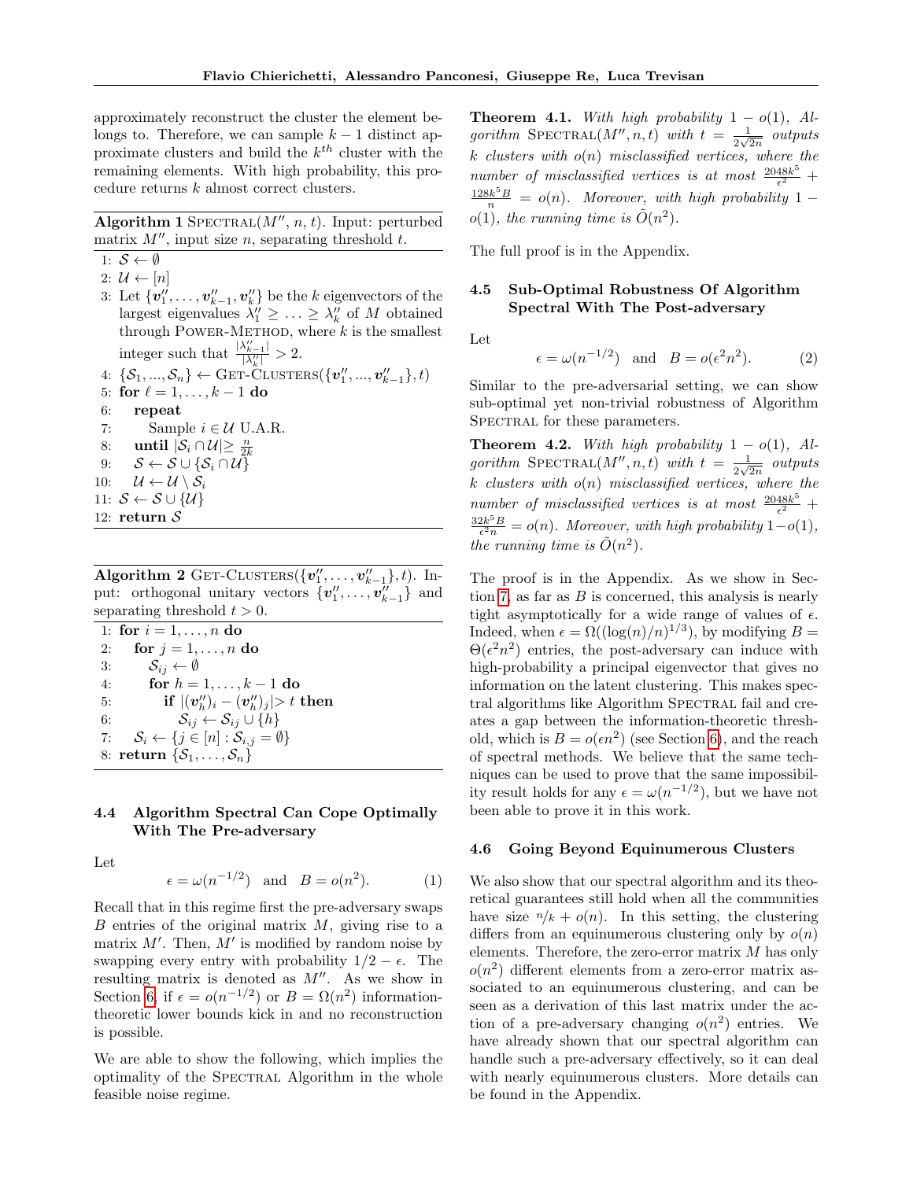approximately reconstruct the cluster the element belongs to. Therefore, we can sample $k-1$ distinct approximate clusters and build the $k^{th}$ cluster with the remaining elements. With high probability, this procedure returns $k$ almost correct clusters.

**Algorithm 1** SPECTRAL($M''$, $n$, $t$). Input: perturbed matrix $M''$, input size $n$, separating threshold $t$.

```
1: S ← ∅
2: U ← [n]
3: Let {v''_1, ..., v''_{k-1}, v''_k} be the k eigenvectors of the
   largest eigenvalues λ''_1 ≥ ... ≥ λ''_k of M obtained
   through POWER-METHOD, where k is the smallest
   integer such that |λ''_{k-1}| / |λ''_k| > 2.
4: {S_1, ..., S_n} ← GET-CLUSTERS({v''_1, ..., v''_{k-1}}, t)
5: for ℓ = 1, ..., k-1 do
6:     repeat
7:         Sample i ∈ U U.A.R.
8:     until |S_i ∩ U| ≥ n/(2k)
9:     S ← S ∪ {S_i ∩ U}
10:    U ← U \ S_i
11: S ← S ∪ {U}
12: return S
```

**Algorithm 2** GET-CLUSTERS($\{\boldsymbol{v}''_1, \ldots, \boldsymbol{v}''_{k-1}\}, t$). Input: orthogonal unitary vectors $\{\boldsymbol{v}''_1, \ldots, \boldsymbol{v}''_{k-1}\}$ and separating threshold $t > 0$.

```
1: for i = 1, ..., n do
2:     for j = 1, ..., n do
3:         S_ij ← ∅
4:         for h = 1, ..., k-1 do
5:             if |(v''_h)_i − (v''_h)_j| > t then
6:                 S_ij ← S_ij ∪ {h}
7:     S_i ← {j ∈ [n] : S_{i,j} = ∅}
8: return {S_1, ..., S_n}
```

### 4.4 Algorithm Spectral Can Cope Optimally With The Pre-adversary

Let

$$\epsilon = \omega(n^{-1/2}) \quad \text{and} \quad B = o(n^2). \tag{1}$$

Recall that in this regime first the pre-adversary swaps $B$ entries of the original matrix $M$, giving rise to a matrix $M'$. Then, $M'$ is modified by random noise by swapping every entry with probability $1/2 - \epsilon$. The resulting matrix is denoted as $M''$. As we show in Section 6, if $\epsilon = o(n^{-1/2})$ or $B = \Omega(n^2)$ information-theoretic lower bounds kick in and no reconstruction is possible.

We are able to show the following, which implies the optimality of the SPECTRAL Algorithm in the whole feasible noise regime.

**Theorem 4.1.** *With high probability $1 - o(1)$, Algorithm* SPECTRAL$(M'', n, t)$ *with $t = \frac{1}{2\sqrt{2n}}$ outputs $k$ clusters with $o(n)$ misclassified vertices, where the number of misclassified vertices is at most $\frac{2048k^5}{\epsilon^2} + \frac{128k^5 B}{n} = o(n)$. Moreover, with high probability $1 - o(1)$, the running time is $\tilde{O}(n^2)$.*

The full proof is in the Appendix.

### 4.5 Sub-Optimal Robustness Of Algorithm Spectral With The Post-adversary

Let

$$\epsilon = \omega(n^{-1/2}) \quad \text{and} \quad B = o(\epsilon^2 n^2). \tag{2}$$

Similar to the pre-adversarial setting, we can show sub-optimal yet non-trivial robustness of Algorithm SPECTRAL for these parameters.

**Theorem 4.2.** *With high probability $1 - o(1)$, Algorithm* SPECTRAL$(M'', n, t)$ *with $t = \frac{1}{2\sqrt{2n}}$ outputs $k$ clusters with $o(n)$ misclassified vertices, where the number of misclassified vertices is at most $\frac{2048k^5}{\epsilon^2} + \frac{32k^5 B}{\epsilon^2 n} = o(n)$. Moreover, with high probability $1-o(1)$, the running time is $\tilde{O}(n^2)$.*

The proof is in the Appendix. As we show in Section 7, as far as $B$ is concerned, this analysis is nearly tight asymptotically for a wide range of values of $\epsilon$. Indeed, when $\epsilon = \Omega((\log(n)/n)^{1/3})$, by modifying $B = \Theta(\epsilon^2 n^2)$ entries, the post-adversary can induce with high-probability a principal eigenvector that gives no information on the latent clustering. This makes spectral algorithms like Algorithm SPECTRAL fail and creates a gap between the information-theoretic threshold, which is $B = o(\epsilon n^2)$ (see Section 6), and the reach of spectral methods. We believe that the same techniques can be used to prove that the same impossibility result holds for any $\epsilon = \omega(n^{-1/2})$, but we have not been able to prove it in this work.

### 4.6 Going Beyond Equinumerous Clusters

We also show that our spectral algorithm and its theoretical guarantees still hold when all the communities have size $n/k + o(n)$. In this setting, the clustering differs from an equinumerous clustering only by $o(n)$ elements. Therefore, the zero-error matrix $M$ has only $o(n^2)$ different elements from a zero-error matrix associated to an equinumerous clustering, and can be seen as a derivation of this last matrix under the action of a pre-adversary changing $o(n^2)$ entries. We have already shown that our spectral algorithm can handle such a pre-adversary effectively, so it can deal with nearly equinumerous clusters. More details can be found in the Appendix.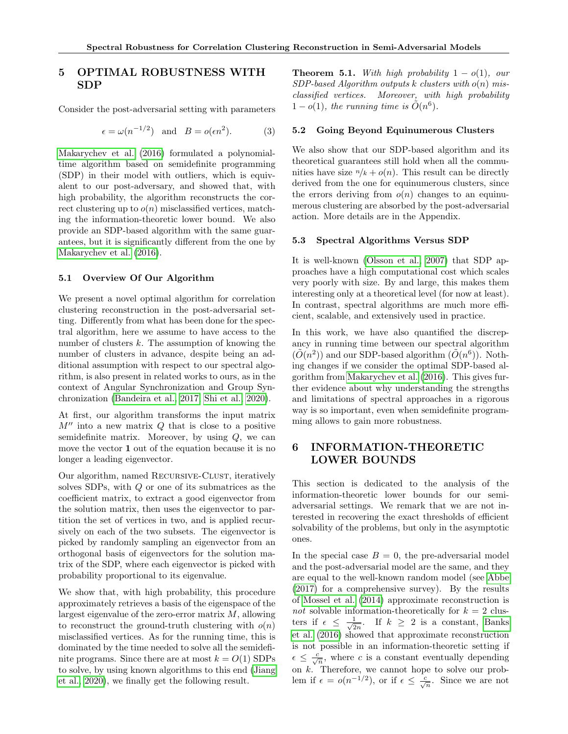## 5 OPTIMAL ROBUSTNESS WITH SDP

Consider the post-adversarial setting with parameters

$$\epsilon = \omega(n^{-1/2}) \quad \text{and} \quad B = o(\epsilon n^2). \tag{3}$$

Makarychev et al. (2016) formulated a polynomial-time algorithm based on semidefinite programming (SDP) in their model with outliers, which is equivalent to our post-adversary, and showed that, with high probability, the algorithm reconstructs the correct clustering up to $o(n)$ misclassified vertices, matching the information-theoretic lower bound. We also provide an SDP-based algorithm with the same guarantees, but it is significantly different from the one by Makarychev et al. (2016).

### 5.1 Overview Of Our Algorithm

We present a novel optimal algorithm for correlation clustering reconstruction in the post-adversarial setting. Differently from what has been done for the spectral algorithm, here we assume to have access to the number of clusters $k$. The assumption of knowing the number of clusters in advance, despite being an additional assumption with respect to our spectral algorithm, is also present in related works to ours, as in the context of Angular Synchronization and Group Synchronization (Bandeira et al., 2017; Shi et al., 2020).

At first, our algorithm transforms the input matrix $M''$ into a new matrix $Q$ that is close to a positive semidefinite matrix. Moreover, by using $Q$, we can move the vector $\mathbf{1}$ out of the equation because it is no longer a leading eigenvector.

Our algorithm, named Recursive-Clust, iteratively solves SDPs, with $Q$ or one of its submatrices as the coefficient matrix, to extract a good eigenvector from the solution matrix, then uses the eigenvector to partition the set of vertices in two, and is applied recursively on each of the two subsets. The eigenvector is picked by randomly sampling an eigenvector from an orthogonal basis of eigenvectors for the solution matrix of the SDP, where each eigenvector is picked with probability proportional to its eigenvalue.

We show that, with high probability, this procedure approximately retrieves a basis of the eigenspace of the largest eigenvalue of the zero-error matrix $M$, allowing to reconstruct the ground-truth clustering with $o(n)$ misclassified vertices. As for the running time, this is dominated by the time needed to solve all the semidefinite programs. Since there are at most $k = O(1)$ SDPs to solve, by using known algorithms to this end (Jiang et al., 2020), we finally get the following result.

**Theorem 5.1.** *With high probability $1 - o(1)$, our SDP-based Algorithm outputs $k$ clusters with $o(n)$ misclassified vertices. Moreover, with high probability $1 - o(1)$, the running time is $\tilde{O}(n^6)$.*

### 5.2 Going Beyond Equinumerous Clusters

We also show that our SDP-based algorithm and its theoretical guarantees still hold when all the communities have size $n/k + o(n)$. This result can be directly derived from the one for equinumerous clusters, since the errors deriving from $o(n)$ changes to an equinumerous clustering are absorbed by the post-adversarial action. More details are in the Appendix.

### 5.3 Spectral Algorithms Versus SDP

It is well-known (Olsson et al., 2007) that SDP approaches have a high computational cost which scales very poorly with size. By and large, this makes them interesting only at a theoretical level (for now at least). In contrast, spectral algorithms are much more efficient, scalable, and extensively used in practice.

In this work, we have also quantified the discrepancy in running time between our spectral algorithm ($\tilde{O}(n^2)$) and our SDP-based algorithm ($\tilde{O}(n^6)$). Nothing changes if we consider the optimal SDP-based algorithm from Makarychev et al. (2016). This gives further evidence about why understanding the strengths and limitations of spectral approaches in a rigorous way is so important, even when semidefinite programming allows to gain more robustness.

## 6 INFORMATION-THEORETIC LOWER BOUNDS

This section is dedicated to the analysis of the information-theoretic lower bounds for our semi-adversarial settings. We remark that we are not interested in recovering the exact thresholds of efficient solvability of the problems, but only in the asymptotic ones.

In the special case $B = 0$, the pre-adversarial model and the post-adversarial model are the same, and they are equal to the well-known random model (see Abbe (2017) for a comprehensive survey). By the results of Mossel et al. (2014) approximate reconstruction is *not* solvable information-theoretically for $k = 2$ clusters if $\epsilon \leq \frac{1}{\sqrt{2n}}$. If $k \geq 2$ is a constant, Banks et al. (2016) showed that approximate reconstruction is not possible in an information-theoretic setting if $\epsilon \leq \frac{c}{\sqrt{n}}$, where $c$ is a constant eventually depending on $k$. Therefore, we cannot hope to solve our problem if $\epsilon = o(n^{-1/2})$, or if $\epsilon \leq \frac{c}{\sqrt{n}}$. Since we are not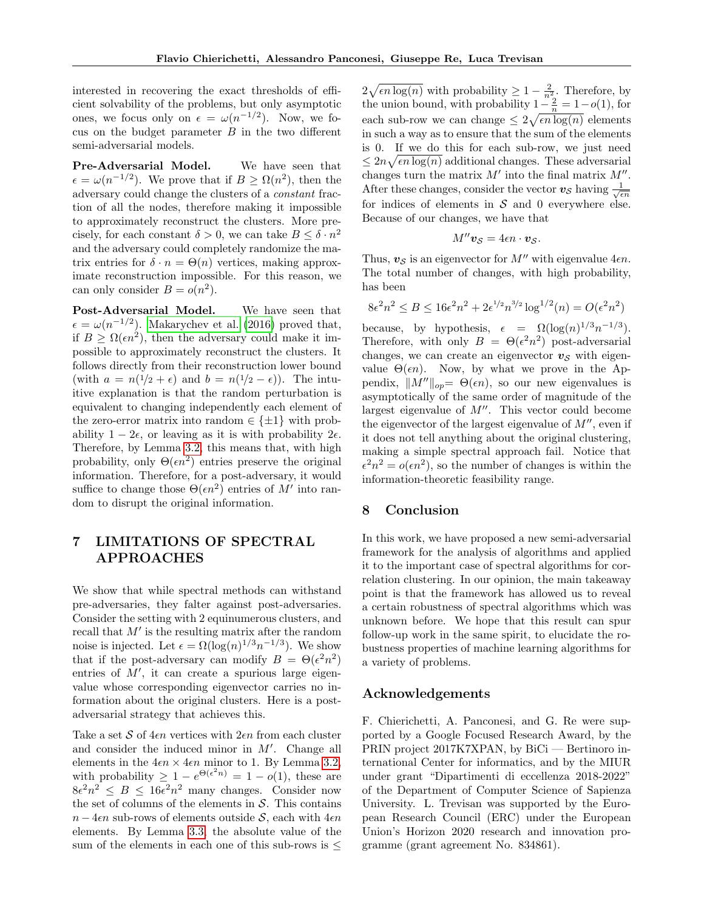interested in recovering the exact thresholds of efficient solvability of the problems, but only asymptotic ones, we focus only on $\epsilon = \omega(n^{-1/2})$. Now, we focus on the budget parameter $B$ in the two different semi-adversarial models.

**Pre-Adversarial Model.** We have seen that $\epsilon = \omega(n^{-1/2})$. We prove that if $B \geq \Omega(n^2)$, then the adversary could change the clusters of a *constant* fraction of all the nodes, therefore making it impossible to approximately reconstruct the clusters. More precisely, for each constant $\delta > 0$, we can take $B \leq \delta \cdot n^2$ and the adversary could completely randomize the matrix entries for $\delta \cdot n = \Theta(n)$ vertices, making approximate reconstruction impossible. For this reason, we can only consider $B = o(n^2)$.

**Post-Adversarial Model.** We have seen that $\epsilon = \omega(n^{-1/2})$. Makarychev et al. (2016) proved that, if $B \geq \Omega(\epsilon n^2)$, then the adversary could make it impossible to approximately reconstruct the clusters. It follows directly from their reconstruction lower bound (with $a = n(1/2 + \epsilon)$ and $b = n(1/2 - \epsilon)$). The intuitive explanation is that the random perturbation is equivalent to changing independently each element of the zero-error matrix into random $\in \{\pm 1\}$ with probability $1 - 2\epsilon$, or leaving as it is with probability $2\epsilon$. Therefore, by Lemma 3.2, this means that, with high probability, only $\Theta(\epsilon n^2)$ entries preserve the original information. Therefore, for a post-adversary, it would suffice to change those $\Theta(\epsilon n^2)$ entries of $M'$ into random to disrupt the original information.

# 7 LIMITATIONS OF SPECTRAL APPROACHES

We show that while spectral methods can withstand pre-adversaries, they falter against post-adversaries. Consider the setting with 2 equinumerous clusters, and recall that $M'$ is the resulting matrix after the random noise is injected. Let $\epsilon = \Omega(\log(n)^{1/3} n^{-1/3})$. We show that if the post-adversary can modify $B = \Theta(\epsilon^2 n^2)$ entries of $M'$, it can create a spurious large eigenvalue whose corresponding eigenvector carries no information about the original clusters. Here is a post-adversarial strategy that achieves this.

Take a set $\mathcal{S}$ of $4\epsilon n$ vertices with $2\epsilon n$ from each cluster and consider the induced minor in $M'$. Change all elements in the $4\epsilon n \times 4\epsilon n$ minor to 1. By Lemma 3.2, with probability $\geq 1 - e^{\Theta(\epsilon^2 n)} = 1 - o(1)$, these are $8\epsilon^2 n^2 \leq B \leq 16\epsilon^2 n^2$ many changes. Consider now the set of columns of the elements in $\mathcal{S}$. This contains $n - 4\epsilon n$ sub-rows of elements outside $\mathcal{S}$, each with $4\epsilon n$ elements. By Lemma 3.3, the absolute value of the sum of the elements in each one of this sub-rows is $\leq 2\sqrt{\epsilon n \log(n)}$ with probability $\geq 1 - \frac{2}{n^2}$. Therefore, by the union bound, with probability $1 - \frac{2}{n} = 1 - o(1)$, for each sub-row we can change $\leq 2\sqrt{\epsilon n \log(n)}$ elements in such a way as to ensure that the sum of the elements is 0. If we do this for each sub-row, we just need $\leq 2n\sqrt{\epsilon n \log(n)}$ additional changes. These adversarial changes turn the matrix $M'$ into the final matrix $M''$. After these changes, consider the vector $\boldsymbol{v}_{\mathcal{S}}$ having $\frac{1}{\sqrt{\epsilon n}}$ for indices of elements in $\mathcal{S}$ and 0 everywhere else. Because of our changes, we have that

$$M'' \boldsymbol{v}_{\mathcal{S}} = 4\epsilon n \cdot \boldsymbol{v}_{\mathcal{S}}.$$

Thus, $\boldsymbol{v}_{\mathcal{S}}$ is an eigenvector for $M''$ with eigenvalue $4\epsilon n$. The total number of changes, with high probability, has been

$$8\epsilon^2 n^2 \leq B \leq 16\epsilon^2 n^2 + 2\epsilon^{1/2} n^{3/2} \log^{1/2}(n) = O(\epsilon^2 n^2)$$

because, by hypothesis, $\epsilon = \Omega(\log(n)^{1/3} n^{-1/3})$. Therefore, with only $B = \Theta(\epsilon^2 n^2)$ post-adversarial changes, we can create an eigenvector $\boldsymbol{v}_{\mathcal{S}}$ with eigenvalue $\Theta(\epsilon n)$. Now, by what we prove in the Appendix, $\|M''\|_{op} = \Theta(\epsilon n)$, so our new eigenvalues is asymptotically of the same order of magnitude of the largest eigenvalue of $M''$. This vector could become the eigenvector of the largest eigenvalue of $M''$, even if it does not tell anything about the original clustering, making a simple spectral approach fail. Notice that $\epsilon^2 n^2 = o(\epsilon n^2)$, so the number of changes is within the information-theoretic feasibility range.

# 8 Conclusion

In this work, we have proposed a new semi-adversarial framework for the analysis of algorithms and applied it to the important case of spectral algorithms for correlation clustering. In our opinion, the main takeaway point is that the framework has allowed us to reveal a certain robustness of spectral algorithms which was unknown before. We hope that this result can spur follow-up work in the same spirit, to elucidate the robustness properties of machine learning algorithms for a variety of problems.

## Acknowledgements

F. Chierichetti, A. Panconesi, and G. Re were supported by a Google Focused Research Award, by the PRIN project 2017K7XPAN, by BiCi — Bertinoro international Center for informatics, and by the MIUR under grant "Dipartimenti di eccellenza 2018-2022" of the Department of Computer Science of Sapienza University. L. Trevisan was supported by the European Research Council (ERC) under the European Union's Horizon 2020 research and innovation programme (grant agreement No. 834861).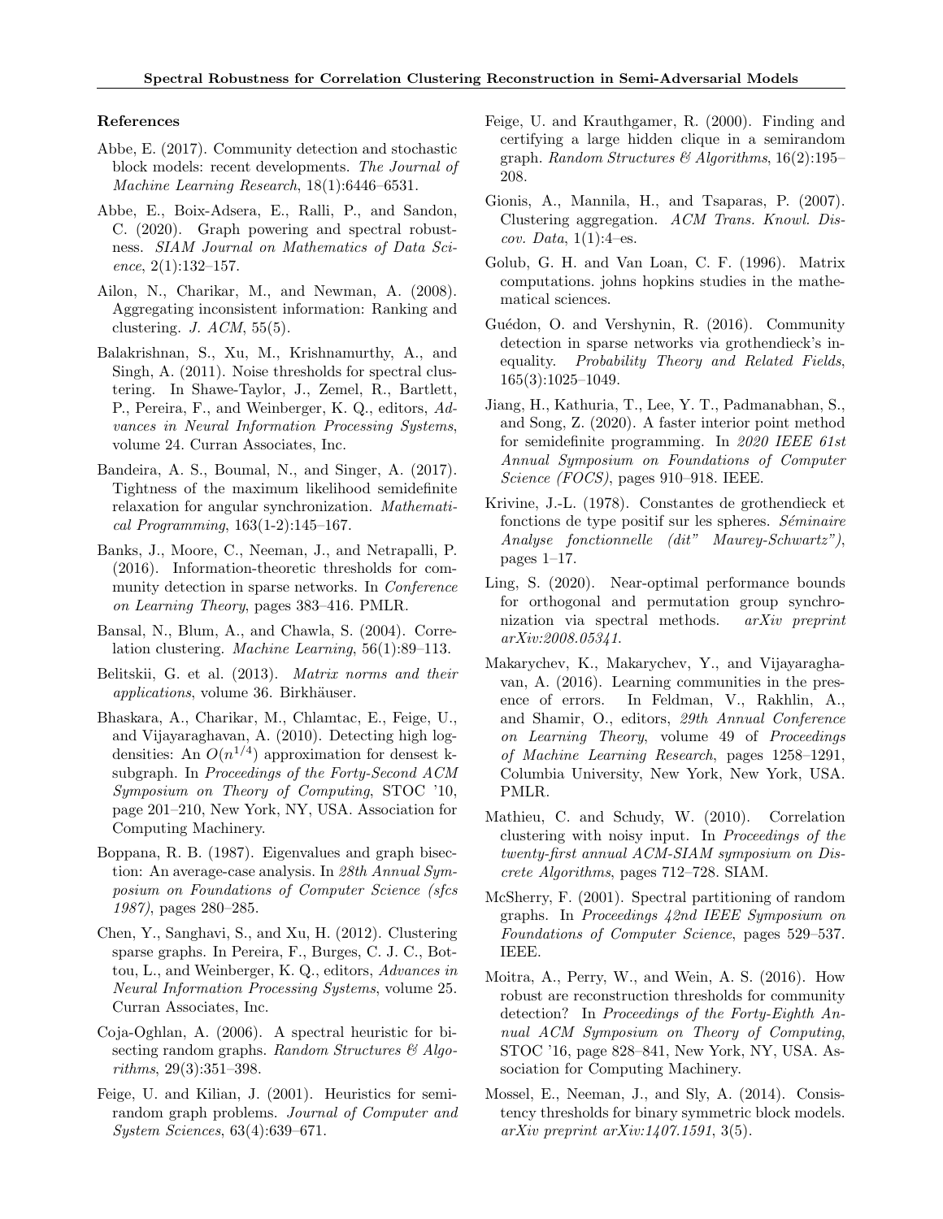## References

Abbe, E. (2017). Community detection and stochastic block models: recent developments. *The Journal of Machine Learning Research*, 18(1):6446–6531.

Abbe, E., Boix-Adsera, E., Ralli, P., and Sandon, C. (2020). Graph powering and spectral robustness. *SIAM Journal on Mathematics of Data Science*, 2(1):132–157.

Ailon, N., Charikar, M., and Newman, A. (2008). Aggregating inconsistent information: Ranking and clustering. *J. ACM*, 55(5).

Balakrishnan, S., Xu, M., Krishnamurthy, A., and Singh, A. (2011). Noise thresholds for spectral clustering. In Shawe-Taylor, J., Zemel, R., Bartlett, P., Pereira, F., and Weinberger, K. Q., editors, *Advances in Neural Information Processing Systems*, volume 24. Curran Associates, Inc.

Bandeira, A. S., Boumal, N., and Singer, A. (2017). Tightness of the maximum likelihood semidefinite relaxation for angular synchronization. *Mathematical Programming*, 163(1-2):145–167.

Banks, J., Moore, C., Neeman, J., and Netrapalli, P. (2016). Information-theoretic thresholds for community detection in sparse networks. In *Conference on Learning Theory*, pages 383–416. PMLR.

Bansal, N., Blum, A., and Chawla, S. (2004). Correlation clustering. *Machine Learning*, 56(1):89–113.

Belitskii, G. et al. (2013). *Matrix norms and their applications*, volume 36. Birkhäuser.

Bhaskara, A., Charikar, M., Chlamtac, E., Feige, U., and Vijayaraghavan, A. (2010). Detecting high log-densities: An $O(n^{1/4})$ approximation for densest k-subgraph. In *Proceedings of the Forty-Second ACM Symposium on Theory of Computing*, STOC '10, page 201–210, New York, NY, USA. Association for Computing Machinery.

Boppana, R. B. (1987). Eigenvalues and graph bisection: An average-case analysis. In *28th Annual Symposium on Foundations of Computer Science (sfcs 1987)*, pages 280–285.

Chen, Y., Sanghavi, S., and Xu, H. (2012). Clustering sparse graphs. In Pereira, F., Burges, C. J. C., Bottou, L., and Weinberger, K. Q., editors, *Advances in Neural Information Processing Systems*, volume 25. Curran Associates, Inc.

Coja-Oghlan, A. (2006). A spectral heuristic for bisecting random graphs. *Random Structures & Algorithms*, 29(3):351–398.

Feige, U. and Kilian, J. (2001). Heuristics for semirandom graph problems. *Journal of Computer and System Sciences*, 63(4):639–671.

Feige, U. and Krauthgamer, R. (2000). Finding and certifying a large hidden clique in a semirandom graph. *Random Structures & Algorithms*, 16(2):195–208.

Gionis, A., Mannila, H., and Tsaparas, P. (2007). Clustering aggregation. *ACM Trans. Knowl. Discov. Data*, 1(1):4–es.

Golub, G. H. and Van Loan, C. F. (1996). Matrix computations. johns hopkins studies in the mathematical sciences.

Guédon, O. and Vershynin, R. (2016). Community detection in sparse networks via grothendieck's inequality. *Probability Theory and Related Fields*, 165(3):1025–1049.

Jiang, H., Kathuria, T., Lee, Y. T., Padmanabhan, S., and Song, Z. (2020). A faster interior point method for semidefinite programming. In *2020 IEEE 61st Annual Symposium on Foundations of Computer Science (FOCS)*, pages 910–918. IEEE.

Krivine, J.-L. (1978). Constantes de grothendieck et fonctions de type positif sur les spheres. *Séminaire Analyse fonctionnelle (dit" Maurey-Schwartz")*, pages 1–17.

Ling, S. (2020). Near-optimal performance bounds for orthogonal and permutation group synchronization via spectral methods. *arXiv preprint arXiv:2008.05341*.

Makarychev, K., Makarychev, Y., and Vijayaraghavan, A. (2016). Learning communities in the presence of errors. In Feldman, V., Rakhlin, A., and Shamir, O., editors, *29th Annual Conference on Learning Theory*, volume 49 of *Proceedings of Machine Learning Research*, pages 1258–1291, Columbia University, New York, New York, USA. PMLR.

Mathieu, C. and Schudy, W. (2010). Correlation clustering with noisy input. In *Proceedings of the twenty-first annual ACM-SIAM symposium on Discrete Algorithms*, pages 712–728. SIAM.

McSherry, F. (2001). Spectral partitioning of random graphs. In *Proceedings 42nd IEEE Symposium on Foundations of Computer Science*, pages 529–537. IEEE.

Moitra, A., Perry, W., and Wein, A. S. (2016). How robust are reconstruction thresholds for community detection? In *Proceedings of the Forty-Eighth Annual ACM Symposium on Theory of Computing*, STOC '16, page 828–841, New York, NY, USA. Association for Computing Machinery.

Mossel, E., Neeman, J., and Sly, A. (2014). Consistency thresholds for binary symmetric block models. *arXiv preprint arXiv:1407.1591*, 3(5).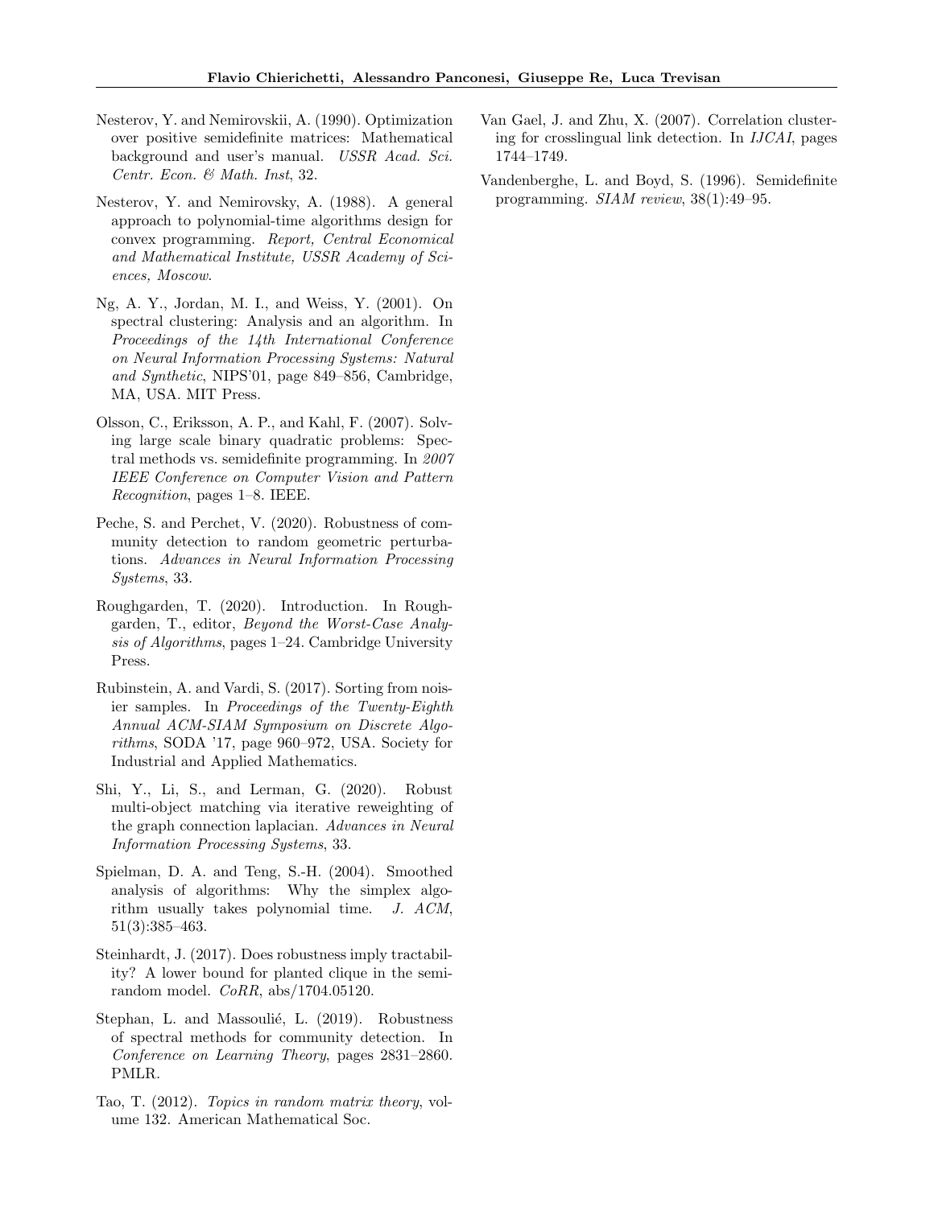Nesterov, Y. and Nemirovskii, A. (1990). Optimization over positive semidefinite matrices: Mathematical background and user's manual. *USSR Acad. Sci. Centr. Econ. & Math. Inst*, 32.

Nesterov, Y. and Nemirovsky, A. (1988). A general approach to polynomial-time algorithms design for convex programming. *Report, Central Economical and Mathematical Institute, USSR Academy of Sciences, Moscow*.

Ng, A. Y., Jordan, M. I., and Weiss, Y. (2001). On spectral clustering: Analysis and an algorithm. In *Proceedings of the 14th International Conference on Neural Information Processing Systems: Natural and Synthetic*, NIPS'01, page 849–856, Cambridge, MA, USA. MIT Press.

Olsson, C., Eriksson, A. P., and Kahl, F. (2007). Solving large scale binary quadratic problems: Spectral methods vs. semidefinite programming. In *2007 IEEE Conference on Computer Vision and Pattern Recognition*, pages 1–8. IEEE.

Peche, S. and Perchet, V. (2020). Robustness of community detection to random geometric perturbations. *Advances in Neural Information Processing Systems*, 33.

Roughgarden, T. (2020). Introduction. In Roughgarden, T., editor, *Beyond the Worst-Case Analysis of Algorithms*, pages 1–24. Cambridge University Press.

Rubinstein, A. and Vardi, S. (2017). Sorting from noisier samples. In *Proceedings of the Twenty-Eighth Annual ACM-SIAM Symposium on Discrete Algorithms*, SODA '17, page 960–972, USA. Society for Industrial and Applied Mathematics.

Shi, Y., Li, S., and Lerman, G. (2020). Robust multi-object matching via iterative reweighting of the graph connection laplacian. *Advances in Neural Information Processing Systems*, 33.

Spielman, D. A. and Teng, S.-H. (2004). Smoothed analysis of algorithms: Why the simplex algorithm usually takes polynomial time. *J. ACM*, 51(3):385–463.

Steinhardt, J. (2017). Does robustness imply tractability? A lower bound for planted clique in the semi-random model. *CoRR*, abs/1704.05120.

Stephan, L. and Massoulié, L. (2019). Robustness of spectral methods for community detection. In *Conference on Learning Theory*, pages 2831–2860. PMLR.

Tao, T. (2012). *Topics in random matrix theory*, volume 132. American Mathematical Soc.

Van Gael, J. and Zhu, X. (2007). Correlation clustering for crosslingual link detection. In *IJCAI*, pages 1744–1749.

Vandenberghe, L. and Boyd, S. (1996). Semidefinite programming. *SIAM review*, 38(1):49–95.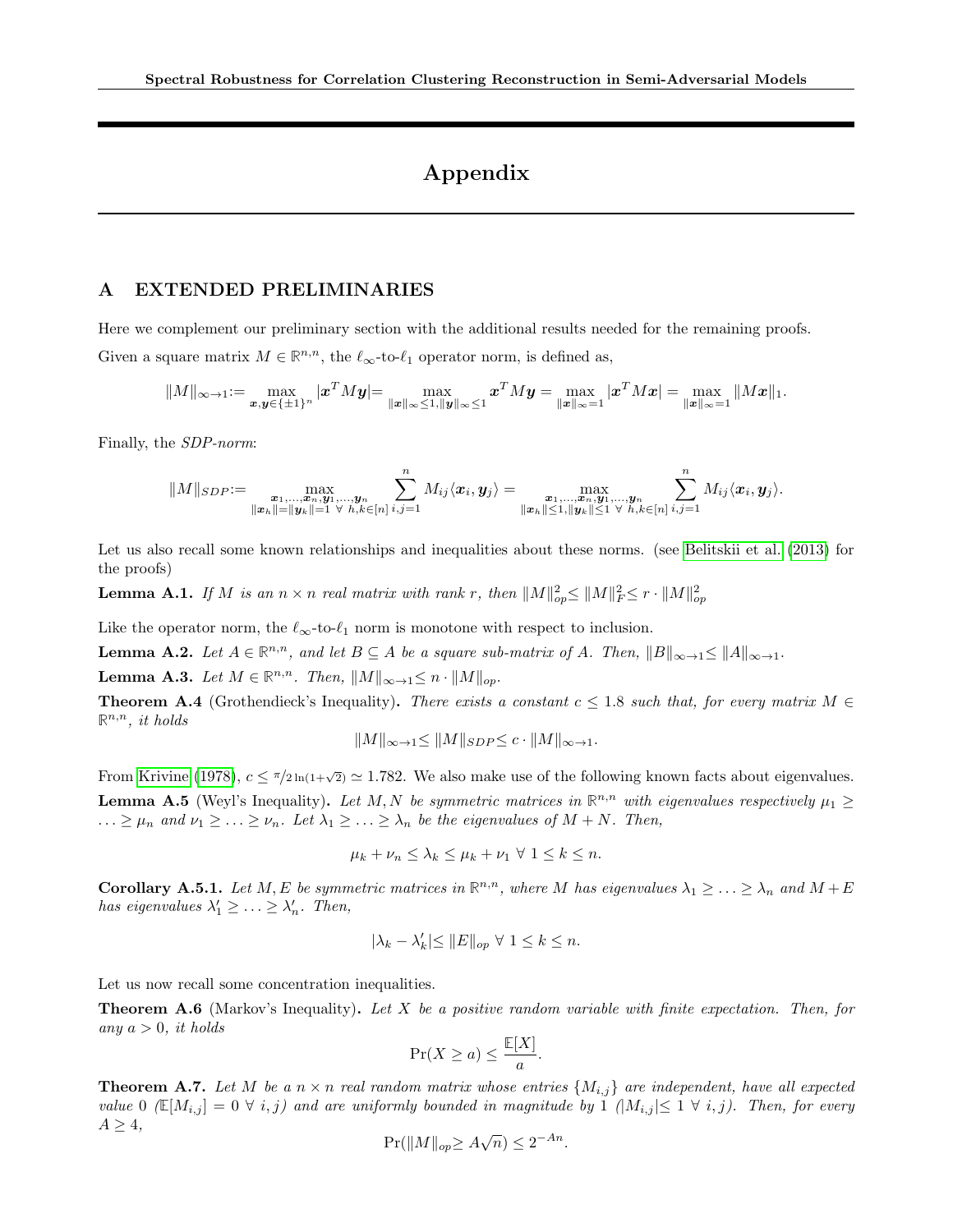# Appendix

## A EXTENDED PRELIMINARIES

Here we complement our preliminary section with the additional results needed for the remaining proofs.

Given a square matrix $M \in \mathbb{R}^{n,n}$, the $\ell_\infty$-to-$\ell_1$ operator norm, is defined as,

$$\|M\|_{\infty\to 1} := \max_{\boldsymbol{x},\boldsymbol{y}\in\{\pm 1\}^n} |\boldsymbol{x}^T M \boldsymbol{y}| = \max_{\|\boldsymbol{x}\|_\infty \leq 1, \|\boldsymbol{y}\|_\infty \leq 1} \boldsymbol{x}^T M \boldsymbol{y} = \max_{\|\boldsymbol{x}\|_\infty = 1} |\boldsymbol{x}^T M \boldsymbol{x}| = \max_{\|\boldsymbol{x}\|_\infty = 1} \|M\boldsymbol{x}\|_1.$$

Finally, the *SDP-norm*:

$$\|M\|_{SDP} := \max_{\substack{\boldsymbol{x}_1,\ldots,\boldsymbol{x}_n,\boldsymbol{y}_1,\ldots,\boldsymbol{y}_n \\ \|\boldsymbol{x}_h\| = \|\boldsymbol{y}_k\| = 1 \ \forall\ h,k\in[n]}} \sum_{i,j=1}^n M_{ij}\langle \boldsymbol{x}_i, \boldsymbol{y}_j\rangle = \max_{\substack{\boldsymbol{x}_1,\ldots,\boldsymbol{x}_n,\boldsymbol{y}_1,\ldots,\boldsymbol{y}_n \\ \|\boldsymbol{x}_h\| \leq 1, \|\boldsymbol{y}_k\| \leq 1 \ \forall\ h,k\in[n]}} \sum_{i,j=1}^n M_{ij}\langle \boldsymbol{x}_i, \boldsymbol{y}_j\rangle.$$

Let us also recall some known relationships and inequalities about these norms. (see Belitskii et al. (2013) for the proofs)

**Lemma A.1.** *If $M$ is an $n\times n$ real matrix with rank $r$, then $\|M\|_{op}^2 \leq \|M\|_F^2 \leq r\cdot\|M\|_{op}^2$*

Like the operator norm, the $\ell_\infty$-to-$\ell_1$ norm is monotone with respect to inclusion.

**Lemma A.2.** *Let $A \in \mathbb{R}^{n,n}$, and let $B \subseteq A$ be a square sub-matrix of $A$. Then, $\|B\|_{\infty\to 1} \leq \|A\|_{\infty\to 1}$.*

**Lemma A.3.** *Let $M \in \mathbb{R}^{n,n}$. Then, $\|M\|_{\infty\to 1} \leq n\cdot\|M\|_{op}$.*

**Theorem A.4** (Grothendieck's Inequality)**.** *There exists a constant $c \leq 1.8$ such that, for every matrix $M \in \mathbb{R}^{n,n}$, it holds*

$$\|M\|_{\infty\to 1} \leq \|M\|_{SDP} \leq c\cdot\|M\|_{\infty\to 1}.$$

From Krivine (1978), $c \leq \pi/2\ln(1+\sqrt{2}) \simeq 1.782$. We also make use of the following known facts about eigenvalues.

**Lemma A.5** (Weyl's Inequality)**.** *Let $M, N$ be symmetric matrices in $\mathbb{R}^{n,n}$ with eigenvalues respectively $\mu_1 \geq \ldots \geq \mu_n$ and $\nu_1 \geq \ldots \geq \nu_n$. Let $\lambda_1 \geq \ldots \geq \lambda_n$ be the eigenvalues of $M+N$. Then,*

$$\mu_k + \nu_n \leq \lambda_k \leq \mu_k + \nu_1 \ \forall\ 1 \leq k \leq n.$$

**Corollary A.5.1.** *Let $M, E$ be symmetric matrices in $\mathbb{R}^{n,n}$, where $M$ has eigenvalues $\lambda_1 \geq \ldots \geq \lambda_n$ and $M+E$ has eigenvalues $\lambda_1' \geq \ldots \geq \lambda_n'$. Then,*

$$|\lambda_k - \lambda_k'| \leq \|E\|_{op} \ \forall\ 1 \leq k \leq n.$$

Let us now recall some concentration inequalities.

**Theorem A.6** (Markov's Inequality)**.** *Let $X$ be a positive random variable with finite expectation. Then, for any $a > 0$, it holds*

$$\Pr(X \geq a) \leq \frac{\mathbb{E}[X]}{a}.$$

**Theorem A.7.** *Let $M$ be a $n\times n$ real random matrix whose entries $\{M_{i,j}\}$ are independent, have all expected value 0 ($\mathbb{E}[M_{i,j}] = 0 \ \forall\ i,j$) and are uniformly bounded in magnitude by 1 ($|M_{i,j}| \leq 1 \ \forall\ i,j$). Then, for every $A \geq 4$,*

$$\Pr(\|M\|_{op} \geq A\sqrt{n}) \leq 2^{-An}.$$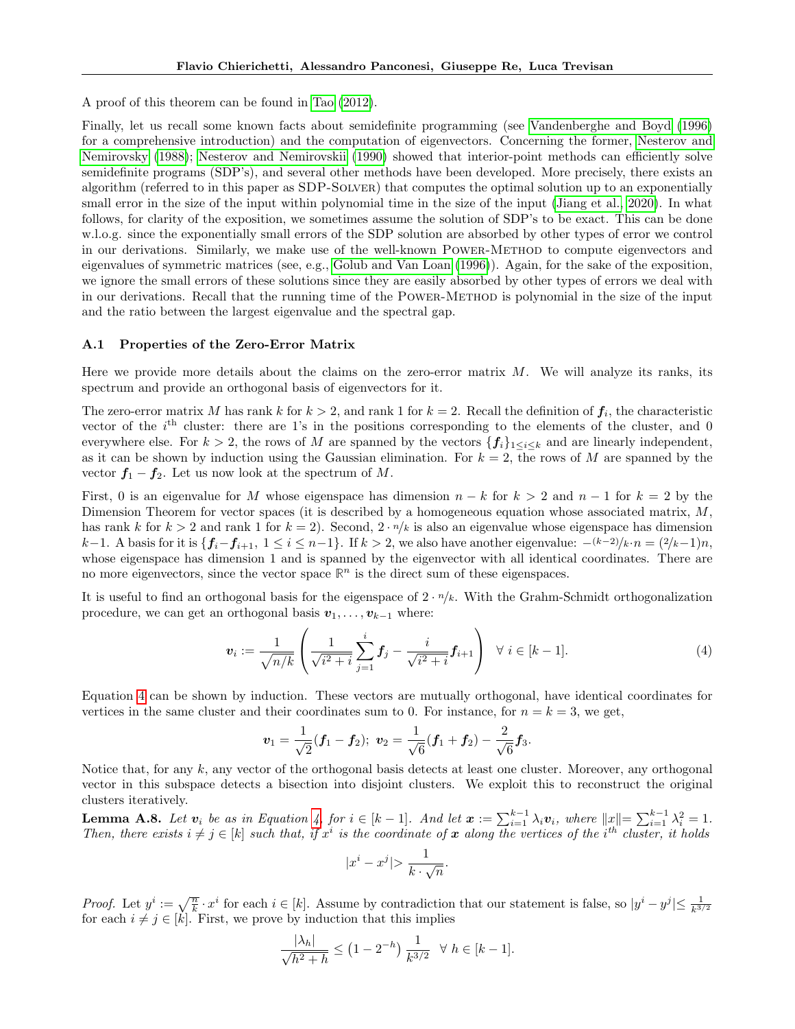A proof of this theorem can be found in Tao (2012).

Finally, let us recall some known facts about semidefinite programming (see Vandenberghe and Boyd (1996) for a comprehensive introduction) and the computation of eigenvectors. Concerning the former, Nesterov and Nemirovsky (1988); Nesterov and Nemirovskii (1990) showed that interior-point methods can efficiently solve semidefinite programs (SDP's), and several other methods have been developed. More precisely, there exists an algorithm (referred to in this paper as SDP-Solver) that computes the optimal solution up to an exponentially small error in the size of the input within polynomial time in the size of the input (Jiang et al., 2020). In what follows, for clarity of the exposition, we sometimes assume the solution of SDP's to be exact. This can be done w.l.o.g. since the exponentially small errors of the SDP solution are absorbed by other types of error we control in our derivations. Similarly, we make use of the well-known Power-Method to compute eigenvectors and eigenvalues of symmetric matrices (see, e.g., Golub and Van Loan (1996)). Again, for the sake of the exposition, we ignore the small errors of these solutions since they are easily absorbed by other types of errors we deal with in our derivations. Recall that the running time of the Power-Method is polynomial in the size of the input and the ratio between the largest eigenvalue and the spectral gap.

### A.1 Properties of the Zero-Error Matrix

Here we provide more details about the claims on the zero-error matrix $M$. We will analyze its ranks, its spectrum and provide an orthogonal basis of eigenvectors for it.

The zero-error matrix $M$ has rank $k$ for $k > 2$, and rank 1 for $k = 2$. Recall the definition of $\boldsymbol{f}_i$, the characteristic vector of the $i^{\text{th}}$ cluster: there are 1's in the positions corresponding to the elements of the cluster, and 0 everywhere else. For $k > 2$, the rows of $M$ are spanned by the vectors $\{\boldsymbol{f}_i\}_{1 \le i \le k}$ and are linearly independent, as it can be shown by induction using the Gaussian elimination. For $k = 2$, the rows of $M$ are spanned by the vector $\boldsymbol{f}_1 - \boldsymbol{f}_2$. Let us now look at the spectrum of $M$.

First, 0 is an eigenvalue for $M$ whose eigenspace has dimension $n-k$ for $k > 2$ and $n-1$ for $k = 2$ by the Dimension Theorem for vector spaces (it is described by a homogeneous equation whose associated matrix, $M$, has rank $k$ for $k > 2$ and rank 1 for $k = 2$). Second, $2 \cdot {n}/{k}$ is also an eigenvalue whose eigenspace has dimension $k-1$. A basis for it is $\{\boldsymbol{f}_i - \boldsymbol{f}_{i+1},\ 1 \le i \le n-1\}$. If $k > 2$, we also have another eigenvalue: $-{(k-2)}/{k} \cdot n = ({2}/{k} - 1)n$, whose eigenspace has dimension 1 and is spanned by the eigenvector with all identical coordinates. There are no more eigenvectors, since the vector space $\mathbb{R}^n$ is the direct sum of these eigenspaces.

It is useful to find an orthogonal basis for the eigenspace of $2 \cdot {n}/{k}$. With the Grahm-Schmidt orthogonalization procedure, we can get an orthogonal basis $\boldsymbol{v}_1, \ldots, \boldsymbol{v}_{k-1}$ where:

$$\boldsymbol{v}_i := \frac{1}{\sqrt{n/k}} \left( \frac{1}{\sqrt{i^2+i}} \sum_{j=1}^{i} \boldsymbol{f}_j - \frac{i}{\sqrt{i^2+i}} \boldsymbol{f}_{i+1} \right) \quad \forall\ i \in [k-1]. \tag{4}$$

Equation 4 can be shown by induction. These vectors are mutually orthogonal, have identical coordinates for vertices in the same cluster and their coordinates sum to 0. For instance, for $n = k = 3$, we get,

$$\boldsymbol{v}_1 = \frac{1}{\sqrt{2}}(\boldsymbol{f}_1 - \boldsymbol{f}_2);\ \boldsymbol{v}_2 = \frac{1}{\sqrt{6}}(\boldsymbol{f}_1 + \boldsymbol{f}_2) - \frac{2}{\sqrt{6}}\boldsymbol{f}_3.$$

Notice that, for any $k$, any vector of the orthogonal basis detects at least one cluster. Moreover, any orthogonal vector in this subspace detects a bisection into disjoint clusters. We exploit this to reconstruct the original clusters iteratively.

**Lemma A.8.** *Let $\boldsymbol{v}_i$ be as in Equation 4, for $i \in [k-1]$. And let $\boldsymbol{x} := \sum_{i=1}^{k-1} \lambda_i \boldsymbol{v}_i$, where $\|x\| = \sum_{i=1}^{k-1} \lambda_i^2 = 1$. Then, there exists $i \ne j \in [k]$ such that, if $x^i$ is the coordinate of $\boldsymbol{x}$ along the vertices of the $i^{th}$ cluster, it holds*

$$|x^i - x^j| > \frac{1}{k \cdot \sqrt{n}}.$$

*Proof.* Let $y^i := \sqrt{\frac{n}{k}} \cdot x^i$ for each $i \in [k]$. Assume by contradiction that our statement is false, so $|y^i - y^j| \le \frac{1}{k^{3/2}}$ for each $i \ne j \in [k]$. First, we prove by induction that this implies

$$\frac{|\lambda_h|}{\sqrt{h^2+h}} \le \left(1 - 2^{-h}\right) \frac{1}{k^{3/2}} \quad \forall\ h \in [k-1].$$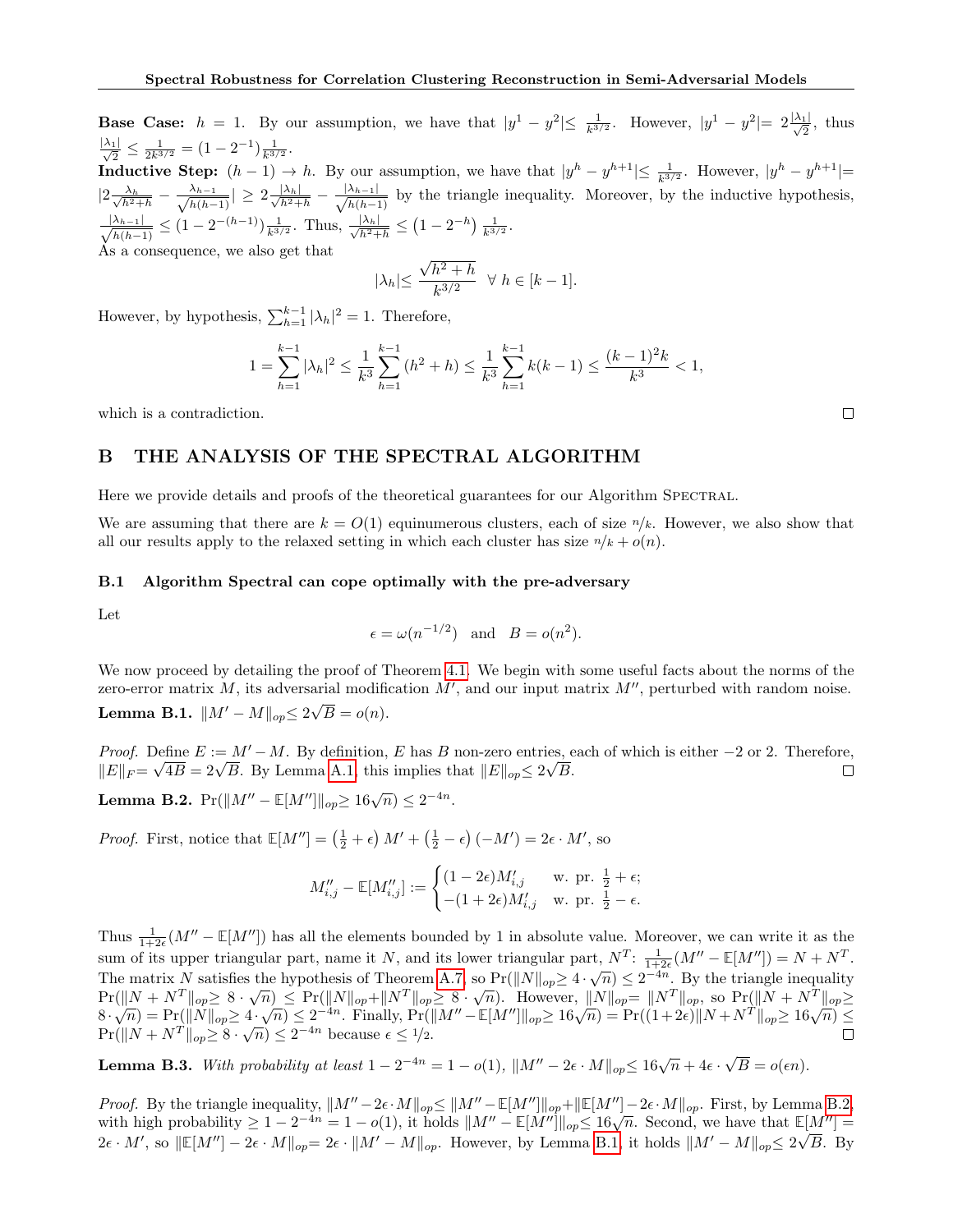**Base Case:** $h = 1$. By our assumption, we have that $|y^1 - y^2| \leq \frac{1}{k^{3/2}}$. However, $|y^1 - y^2| = 2\frac{|\lambda_1|}{\sqrt{2}}$, thus $\frac{|\lambda_1|}{\sqrt{2}} \leq \frac{1}{2k^{3/2}} = (1 - 2^{-1})\frac{1}{k^{3/2}}$.

**Inductive Step:** $(h-1) \to h$. By our assumption, we have that $|y^h - y^{h+1}| \leq \frac{1}{k^{3/2}}$. However, $|y^h - y^{h+1}| = |2\frac{\lambda_h}{\sqrt{h^2+h}} - \frac{\lambda_{h-1}}{\sqrt{h(h-1)}}| \geq 2\frac{|\lambda_h|}{\sqrt{h^2+h}} - \frac{|\lambda_{h-1}|}{\sqrt{h(h-1)}}$ by the triangle inequality. Moreover, by the inductive hypothesis, $\frac{|\lambda_{h-1}|}{\sqrt{h(h-1)}} \leq (1 - 2^{-(h-1)})\frac{1}{k^{3/2}}$. Thus, $\frac{|\lambda_h|}{\sqrt{h^2+h}} \leq \left(1 - 2^{-h}\right)\frac{1}{k^{3/2}}$.

As a consequence, we also get that

$$|\lambda_h| \leq \frac{\sqrt{h^2+h}}{k^{3/2}} \quad \forall\ h \in [k-1].$$

However, by hypothesis, $\sum_{h=1}^{k-1} |\lambda_h|^2 = 1$. Therefore,

$$1 = \sum_{h=1}^{k-1} |\lambda_h|^2 \leq \frac{1}{k^3}\sum_{h=1}^{k-1}(h^2+h) \leq \frac{1}{k^3}\sum_{h=1}^{k-1} k(k-1) \leq \frac{(k-1)^2 k}{k^3} < 1,$$

which is a contradiction. $\square$

# B THE ANALYSIS OF THE SPECTRAL ALGORITHM

Here we provide details and proofs of the theoretical guarantees for our Algorithm Spectral.

We are assuming that there are $k = O(1)$ equinumerous clusters, each of size $n/k$. However, we also show that all our results apply to the relaxed setting in which each cluster has size $n/k + o(n)$.

## B.1 Algorithm Spectral can cope optimally with the pre-adversary

Let

$$\epsilon = \omega(n^{-1/2}) \quad \text{and} \quad B = o(n^2).$$

We now proceed by detailing the proof of Theorem 4.1. We begin with some useful facts about the norms of the zero-error matrix $M$, its adversarial modification $M'$, and our input matrix $M''$, perturbed with random noise.

**Lemma B.1.** $\|M' - M\|_{op} \leq 2\sqrt{B} = o(n)$.

*Proof.* Define $E := M' - M$. By definition, $E$ has $B$ non-zero entries, each of which is either $-2$ or $2$. Therefore, $\|E\|_F = \sqrt{4B} = 2\sqrt{B}$. By Lemma A.1, this implies that $\|E\|_{op} \leq 2\sqrt{B}$. $\square$

**Lemma B.2.** $\Pr(\|M'' - \mathbb{E}[M'']\|_{op} \geq 16\sqrt{n}) \leq 2^{-4n}$.

*Proof.* First, notice that $\mathbb{E}[M''] = \left(\frac{1}{2}+\epsilon\right)M' + \left(\frac{1}{2}-\epsilon\right)(-M') = 2\epsilon \cdot M'$, so

$$M''_{i,j} - \mathbb{E}[M''_{i,j}] := \begin{cases} (1-2\epsilon)M'_{i,j} & \text{w. pr. } \frac{1}{2}+\epsilon; \\ -(1+2\epsilon)M'_{i,j} & \text{w. pr. } \frac{1}{2}-\epsilon. \end{cases}$$

Thus $\frac{1}{1+2\epsilon}(M'' - \mathbb{E}[M''])$ has all the elements bounded by 1 in absolute value. Moreover, we can write it as the sum of its upper triangular part, name it $N$, and its lower triangular part, $N^T$: $\frac{1}{1+2\epsilon}(M'' - \mathbb{E}[M'']) = N + N^T$. The matrix $N$ satisfies the hypothesis of Theorem A.7, so $\Pr(\|N\|_{op} \geq 4\cdot\sqrt{n}) \leq 2^{-4n}$. By the triangle inequality $\Pr(\|N+N^T\|_{op} \geq 8\cdot\sqrt{n}) \leq \Pr(\|N\|_{op} + \|N^T\|_{op} \geq 8\cdot\sqrt{n})$. However, $\|N\|_{op} = \|N^T\|_{op}$, so $\Pr(\|N+N^T\|_{op} \geq 8\cdot\sqrt{n}) = \Pr(\|N\|_{op} \geq 4\cdot\sqrt{n}) \leq 2^{-4n}$. Finally, $\Pr(\|M'' - \mathbb{E}[M'']\|_{op} \geq 16\sqrt{n}) = \Pr((1+2\epsilon)\|N+N^T\|_{op} \geq 16\sqrt{n}) \leq \Pr(\|N+N^T\|_{op} \geq 8\cdot\sqrt{n}) \leq 2^{-4n}$ because $\epsilon \leq 1/2$. $\square$

**Lemma B.3.** *With probability at least $1 - 2^{-4n} = 1 - o(1)$, $\|M'' - 2\epsilon\cdot M\|_{op} \leq 16\sqrt{n} + 4\epsilon\cdot\sqrt{B} = o(\epsilon n)$.*

*Proof.* By the triangle inequality, $\|M'' - 2\epsilon\cdot M\|_{op} \leq \|M'' - \mathbb{E}[M'']\|_{op} + \|\mathbb{E}[M''] - 2\epsilon\cdot M\|_{op}$. First, by Lemma B.2, with high probability $\geq 1 - 2^{-4n} = 1 - o(1)$, it holds $\|M'' - \mathbb{E}[M'']\|_{op} \leq 16\sqrt{n}$. Second, we have that $\mathbb{E}[M''] = 2\epsilon\cdot M'$, so $\|\mathbb{E}[M''] - 2\epsilon\cdot M\|_{op} = 2\epsilon\cdot\|M' - M\|_{op}$. However, by Lemma B.1, it holds $\|M' - M\|_{op} \leq 2\sqrt{B}$. By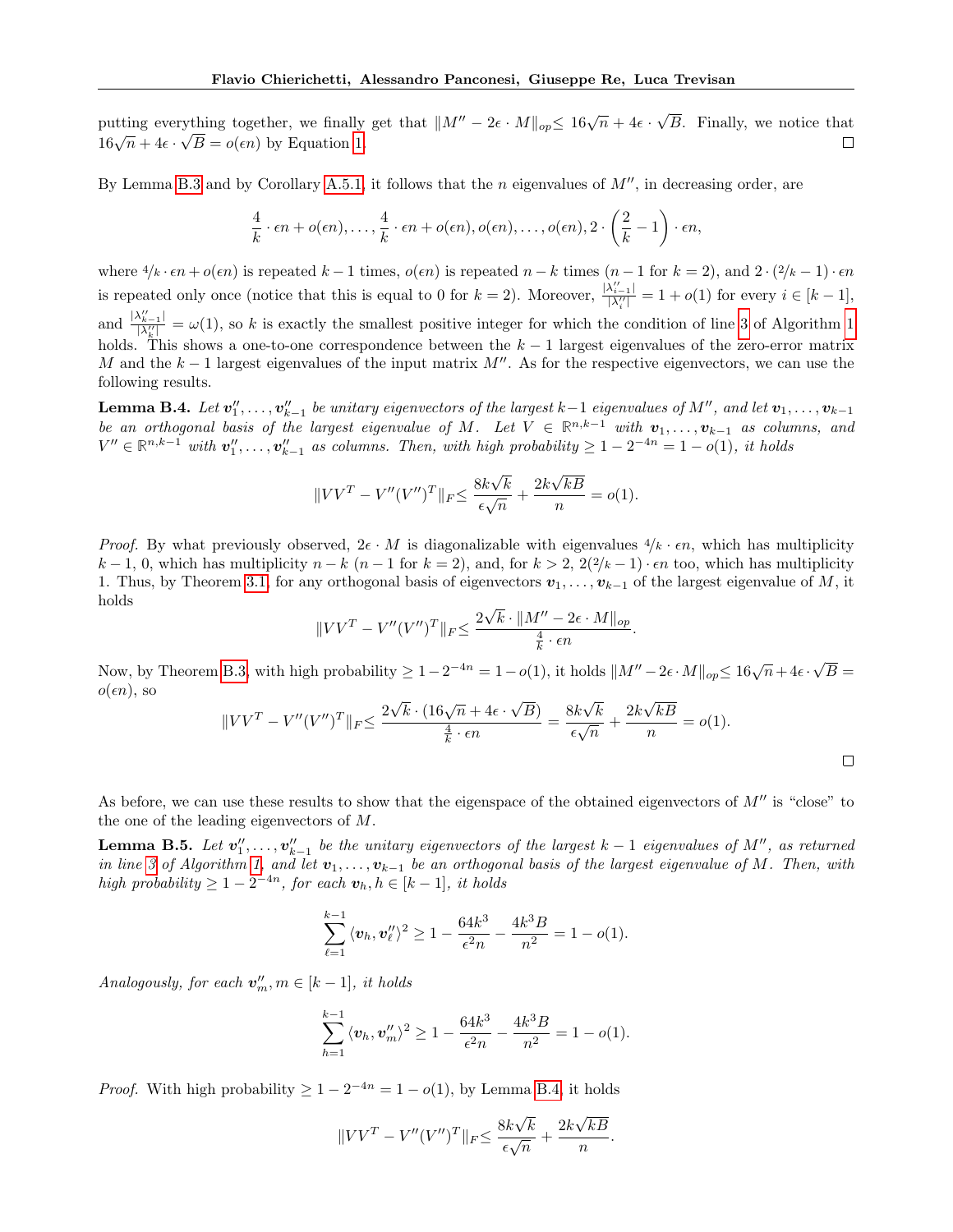putting everything together, we finally get that $\|M'' - 2\epsilon \cdot M\|_{op} \leq 16\sqrt{n} + 4\epsilon \cdot \sqrt{B}$. Finally, we notice that $16\sqrt{n} + 4\epsilon \cdot \sqrt{B} = o(\epsilon n)$ by Equation 1. □

By Lemma B.3 and by Corollary A.5.1, it follows that the $n$ eigenvalues of $M''$, in decreasing order, are

$$\frac{4}{k} \cdot \epsilon n + o(\epsilon n), \ldots, \frac{4}{k} \cdot \epsilon n + o(\epsilon n), o(\epsilon n), \ldots, o(\epsilon n), 2 \cdot \left(\frac{2}{k} - 1\right) \cdot \epsilon n,$$

where $4/k \cdot \epsilon n + o(\epsilon n)$ is repeated $k-1$ times, $o(\epsilon n)$ is repeated $n-k$ times ($n-1$ for $k=2$), and $2 \cdot (2/k - 1) \cdot \epsilon n$ is repeated only once (notice that this is equal to 0 for $k=2$). Moreover, $\frac{|\lambda''_{i-1}|}{|\lambda''_i|} = 1 + o(1)$ for every $i \in [k-1]$, and $\frac{|\lambda''_{k-1}|}{|\lambda''_k|} = \omega(1)$, so $k$ is exactly the smallest positive integer for which the condition of line 3 of Algorithm 1 holds. This shows a one-to-one correspondence between the $k-1$ largest eigenvalues of the zero-error matrix $M$ and the $k-1$ largest eigenvalues of the input matrix $M''$. As for the respective eigenvectors, we can use the following results.

**Lemma B.4.** *Let $\boldsymbol{v}''_1, \ldots, \boldsymbol{v}''_{k-1}$ be unitary eigenvectors of the largest $k-1$ eigenvalues of $M''$, and let $\boldsymbol{v}_1, \ldots, \boldsymbol{v}_{k-1}$ be an orthogonal basis of the largest eigenvalue of $M$. Let $V \in \mathbb{R}^{n,k-1}$ with $\boldsymbol{v}_1, \ldots, \boldsymbol{v}_{k-1}$ as columns, and $V'' \in \mathbb{R}^{n,k-1}$ with $\boldsymbol{v}''_1, \ldots, \boldsymbol{v}''_{k-1}$ as columns. Then, with high probability $\geq 1 - 2^{-4n} = 1 - o(1)$, it holds*

$$\|VV^T - V''(V'')^T\|_F \leq \frac{8k\sqrt{k}}{\epsilon\sqrt{n}} + \frac{2k\sqrt{kB}}{n} = o(1).$$

*Proof.* By what previously observed, $2\epsilon \cdot M$ is diagonalizable with eigenvalues $4/k \cdot \epsilon n$, which has multiplicity $k-1$, 0, which has multiplicity $n-k$ ($n-1$ for $k=2$), and, for $k>2$, $2(2/k - 1) \cdot \epsilon n$ too, which has multiplicity 1. Thus, by Theorem 3.1, for any orthogonal basis of eigenvectors $\boldsymbol{v}_1, \ldots, \boldsymbol{v}_{k-1}$ of the largest eigenvalue of $M$, it holds

$$\|VV^T - V''(V'')^T\|_F \leq \frac{2\sqrt{k} \cdot \|M'' - 2\epsilon \cdot M\|_{op}}{\frac{4}{k} \cdot \epsilon n}.$$

Now, by Theorem B.3, with high probability $\geq 1 - 2^{-4n} = 1 - o(1)$, it holds $\|M'' - 2\epsilon \cdot M\|_{op} \leq 16\sqrt{n} + 4\epsilon \cdot \sqrt{B} = o(\epsilon n)$, so

$$\|VV^T - V''(V'')^T\|_F \leq \frac{2\sqrt{k} \cdot (16\sqrt{n} + 4\epsilon \cdot \sqrt{B})}{\frac{4}{k} \cdot \epsilon n} = \frac{8k\sqrt{k}}{\epsilon\sqrt{n}} + \frac{2k\sqrt{kB}}{n} = o(1).$$

□

As before, we can use these results to show that the eigenspace of the obtained eigenvectors of $M''$ is "close" to the one of the leading eigenvectors of $M$.

**Lemma B.5.** *Let $\boldsymbol{v}''_1, \ldots, \boldsymbol{v}''_{k-1}$ be the unitary eigenvectors of the largest $k-1$ eigenvalues of $M''$, as returned in line 3 of Algorithm 1, and let $\boldsymbol{v}_1, \ldots, \boldsymbol{v}_{k-1}$ be an orthogonal basis of the largest eigenvalue of $M$. Then, with high probability $\geq 1 - 2^{-4n}$, for each $\boldsymbol{v}_h, h \in [k-1]$, it holds*

$$\sum_{\ell=1}^{k-1} \langle \boldsymbol{v}_h, \boldsymbol{v}''_\ell \rangle^2 \geq 1 - \frac{64k^3}{\epsilon^2 n} - \frac{4k^3 B}{n^2} = 1 - o(1).$$

*Analogously, for each $\boldsymbol{v}''_m, m \in [k-1]$, it holds*

$$\sum_{h=1}^{k-1} \langle \boldsymbol{v}_h, \boldsymbol{v}''_m \rangle^2 \geq 1 - \frac{64k^3}{\epsilon^2 n} - \frac{4k^3 B}{n^2} = 1 - o(1).$$

*Proof.* With high probability $\geq 1 - 2^{-4n} = 1 - o(1)$, by Lemma B.4, it holds

$$\|VV^T - V''(V'')^T\|_F \leq \frac{8k\sqrt{k}}{\epsilon\sqrt{n}} + \frac{2k\sqrt{kB}}{n}.$$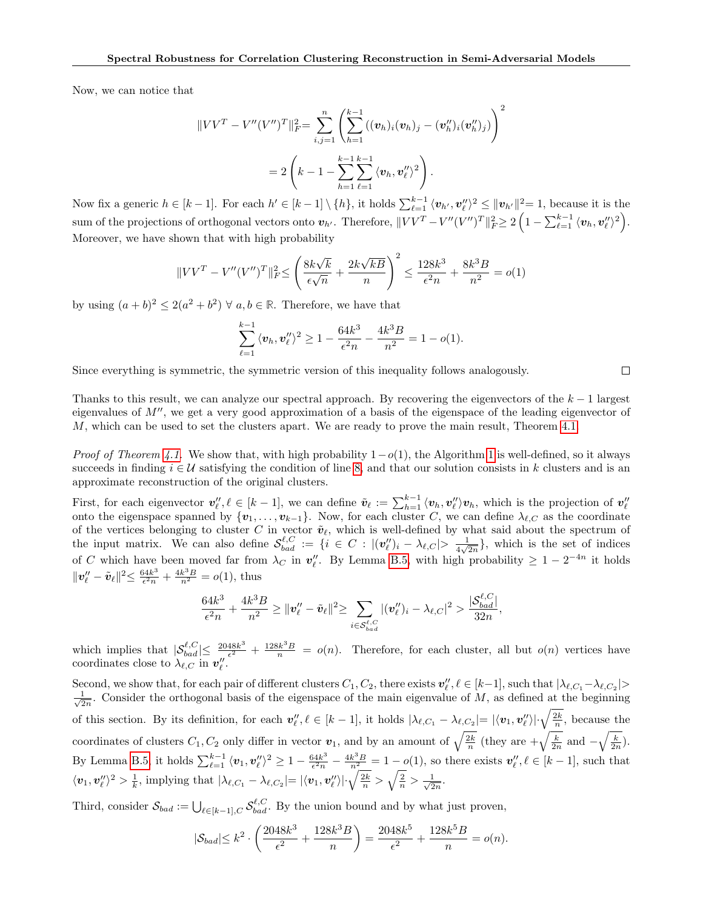Now, we can notice that

$$\|VV^T - V''(V'')^T\|_F^2 = \sum_{i,j=1}^{n} \left( \sum_{h=1}^{k-1} \left( (\boldsymbol{v}_h)_i (\boldsymbol{v}_h)_j - (\boldsymbol{v}''_h)_i (\boldsymbol{v}''_h)_j \right) \right)^2$$

$$= 2\left( k - 1 - \sum_{h=1}^{k-1} \sum_{\ell=1}^{k-1} \langle \boldsymbol{v}_h, \boldsymbol{v}''_\ell \rangle^2 \right).$$

Now fix a generic $h \in [k-1]$. For each $h' \in [k-1] \setminus \{h\}$, it holds $\sum_{\ell=1}^{k-1} \langle \boldsymbol{v}_{h'}, \boldsymbol{v}''_\ell \rangle^2 \leq \|\boldsymbol{v}_{h'}\|^2 = 1$, because it is the sum of the projections of orthogonal vectors onto $\boldsymbol{v}_{h'}$. Therefore, $\|VV^T - V''(V'')^T\|_F^2 \geq 2\left(1 - \sum_{\ell=1}^{k-1} \langle \boldsymbol{v}_h, \boldsymbol{v}''_\ell \rangle^2\right)$. Moreover, we have shown that with high probability

$$\|VV^T - V''(V'')^T\|_F^2 \leq \left( \frac{8k\sqrt{k}}{\epsilon\sqrt{n}} + \frac{2k\sqrt{kB}}{n} \right)^2 \leq \frac{128k^3}{\epsilon^2 n} + \frac{8k^3 B}{n^2} = o(1)$$

by using $(a+b)^2 \leq 2(a^2 + b^2)\ \forall\, a, b \in \mathbb{R}$. Therefore, we have that

$$\sum_{\ell=1}^{k-1} \langle \boldsymbol{v}_h, \boldsymbol{v}''_\ell \rangle^2 \geq 1 - \frac{64k^3}{\epsilon^2 n} - \frac{4k^3 B}{n^2} = 1 - o(1).$$

Since everything is symmetric, the symmetric version of this inequality follows analogously. □

Thanks to this result, we can analyze our spectral approach. By recovering the eigenvectors of the $k-1$ largest eigenvalues of $M''$, we get a very good approximation of a basis of the eigenspace of the leading eigenvector of $M$, which can be used to set the clusters apart. We are ready to prove the main result, Theorem 4.1.

*Proof of Theorem 4.1.* We show that, with high probability $1-o(1)$, the Algorithm 1 is well-defined, so it always succeeds in finding $i \in \mathcal{U}$ satisfying the condition of line 8, and that our solution consists in $k$ clusters and is an approximate reconstruction of the original clusters.

First, for each eigenvector $\boldsymbol{v}''_\ell, \ell \in [k-1]$, we can define $\tilde{\boldsymbol{v}}_\ell := \sum_{h=1}^{k-1} \langle \boldsymbol{v}_h, \boldsymbol{v}''_\ell \rangle \boldsymbol{v}_h$, which is the projection of $\boldsymbol{v}''_\ell$ onto the eigenspace spanned by $\{\boldsymbol{v}_1, \ldots, \boldsymbol{v}_{k-1}\}$. Now, for each cluster $C$, we can define $\lambda_{\ell,C}$ as the coordinate of the vertices belonging to cluster $C$ in vector $\tilde{\boldsymbol{v}}_\ell$, which is well-defined by what said about the spectrum of the input matrix. We can also define $\mathcal{S}_{bad}^{\ell,C} := \{i \in C : |(\boldsymbol{v}''_\ell)_i - \lambda_{\ell,C}| > \frac{1}{4\sqrt{2n}}\}$, which is the set of indices of $C$ which have been moved far from $\lambda_C$ in $\boldsymbol{v}''_\ell$. By Lemma B.5, with high probability $\geq 1 - 2^{-4n}$ it holds $\|\boldsymbol{v}''_\ell - \tilde{\boldsymbol{v}}_\ell\|^2 \leq \frac{64k^3}{\epsilon^2 n} + \frac{4k^3 B}{n^2} = o(1)$, thus

$$\frac{64k^3}{\epsilon^2 n} + \frac{4k^3 B}{n^2} \geq \|\boldsymbol{v}''_\ell - \tilde{\boldsymbol{v}}_\ell\|^2 \geq \sum_{i \in \mathcal{S}_{bad}^{\ell,C}} |(\boldsymbol{v}''_\ell)_i - \lambda_{\ell,C}|^2 > \frac{|\mathcal{S}_{bad}^{\ell,C}|}{32n},$$

which implies that $|\mathcal{S}_{bad}^{\ell,C}| \leq \frac{2048k^3}{\epsilon^2} + \frac{128k^3 B}{n} = o(n)$. Therefore, for each cluster, all but $o(n)$ vertices have coordinates close to $\lambda_{\ell,C}$ in $\boldsymbol{v}''_\ell$.

Second, we show that, for each pair of different clusters $C_1, C_2$, there exists $\boldsymbol{v}''_\ell, \ell \in [k-1]$, such that $|\lambda_{\ell,C_1} - \lambda_{\ell,C_2}| > \frac{1}{\sqrt{2n}}$. Consider the orthogonal basis of the eigenspace of the main eigenvalue of $M$, as defined at the beginning of this section. By its definition, for each $\boldsymbol{v}''_\ell, \ell \in [k-1]$, it holds $|\lambda_{\ell,C_1} - \lambda_{\ell,C_2}| = |\langle \boldsymbol{v}_1, \boldsymbol{v}''_\ell \rangle| \cdot \sqrt{\frac{2k}{n}}$, because the coordinates of clusters $C_1, C_2$ only differ in vector $\boldsymbol{v}_1$, and by an amount of $\sqrt{\frac{2k}{n}}$ (they are $+\sqrt{\frac{k}{2n}}$ and $-\sqrt{\frac{k}{2n}}$). By Lemma B.5 it holds $\sum_{\ell=1}^{k-1} \langle \boldsymbol{v}_1, \boldsymbol{v}''_\ell \rangle^2 \geq 1 - \frac{64k^3}{\epsilon^2 n} - \frac{4k^3 B}{n^2} = 1 - o(1)$, so there exists $\boldsymbol{v}''_\ell, \ell \in [k-1]$, such that $\langle \boldsymbol{v}_1, \boldsymbol{v}''_\ell \rangle^2 > \frac{1}{k}$, implying that $|\lambda_{\ell,C_1} - \lambda_{\ell,C_2}| = |\langle \boldsymbol{v}_1, \boldsymbol{v}''_\ell \rangle| \cdot \sqrt{\frac{2k}{n}} > \sqrt{\frac{2}{n}} > \frac{1}{\sqrt{2n}}$.

Third, consider $\mathcal{S}_{bad} := \bigcup_{\ell \in [k-1], C} \mathcal{S}_{bad}^{\ell,C}$. By the union bound and by what just proven,

$$|\mathcal{S}_{bad}| \leq k^2 \cdot \left( \frac{2048k^3}{\epsilon^2} + \frac{128k^3 B}{n} \right) = \frac{2048k^5}{\epsilon^2} + \frac{128k^5 B}{n} = o(n).$$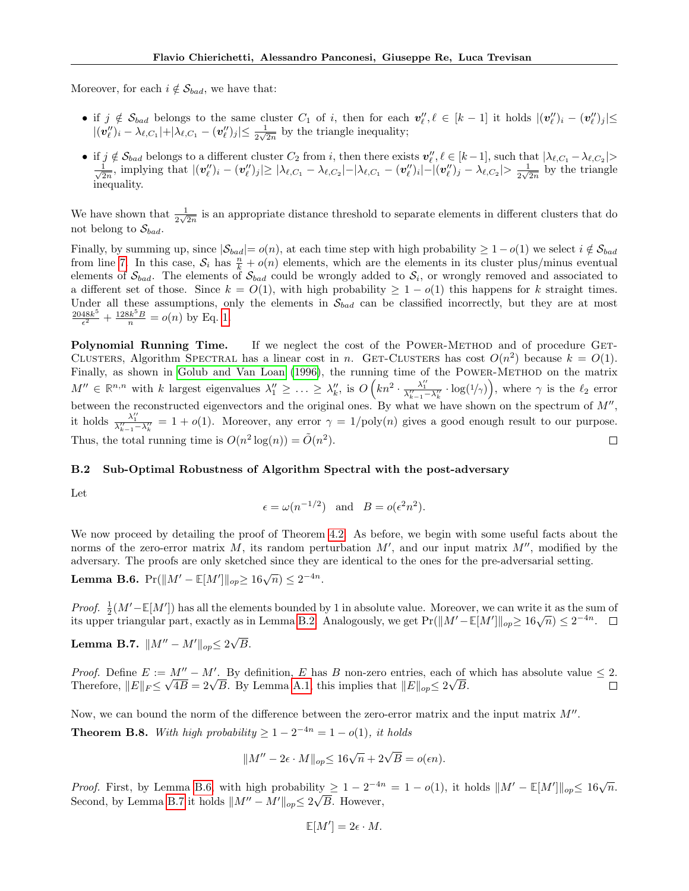Moreover, for each $i \notin \mathcal{S}_{bad}$, we have that:

- if $j \notin \mathcal{S}_{bad}$ belongs to the same cluster $C_1$ of $i$, then for each $\boldsymbol{v}''_\ell, \ell \in [k-1]$ it holds $|(\boldsymbol{v}''_\ell)_i - (\boldsymbol{v}''_\ell)_j| \leq |(\boldsymbol{v}''_\ell)_i - \lambda_{\ell,C_1}| + |\lambda_{\ell,C_1} - (\boldsymbol{v}''_\ell)_j| \leq \frac{1}{2\sqrt{2n}}$ by the triangle inequality;
- if $j \notin \mathcal{S}_{bad}$ belongs to a different cluster $C_2$ from $i$, then there exists $\boldsymbol{v}''_\ell, \ell \in [k-1]$, such that $|\lambda_{\ell,C_1} - \lambda_{\ell,C_2}| > \frac{1}{\sqrt{2n}}$, implying that $|(\boldsymbol{v}''_\ell)_i - (\boldsymbol{v}''_\ell)_j| \geq |\lambda_{\ell,C_1} - \lambda_{\ell,C_2}| - |\lambda_{\ell,C_1} - (\boldsymbol{v}''_\ell)_i| - |(\boldsymbol{v}''_\ell)_j - \lambda_{\ell,C_2}| > \frac{1}{2\sqrt{2n}}$ by the triangle inequality.

We have shown that $\frac{1}{2\sqrt{2n}}$ is an appropriate distance threshold to separate elements in different clusters that do not belong to $\mathcal{S}_{bad}$.

Finally, by summing up, since $|\mathcal{S}_{bad}| = o(n)$, at each time step with high probability $\geq 1 - o(1)$ we select $i \notin \mathcal{S}_{bad}$ from line 7. In this case, $\mathcal{S}_i$ has $\frac{n}{k} + o(n)$ elements, which are the elements in its cluster plus/minus eventual elements of $\mathcal{S}_{bad}$. The elements of $\mathcal{S}_{bad}$ could be wrongly added to $\mathcal{S}_i$, or wrongly removed and associated to a different set of those. Since $k = O(1)$, with high probability $\geq 1 - o(1)$ this happens for $k$ straight times. Under all these assumptions, only the elements in $\mathcal{S}_{bad}$ can be classified incorrectly, but they are at most $\frac{2048k^5}{\epsilon^2} + \frac{128k^5 B}{n} = o(n)$ by Eq. 1.

**Polynomial Running Time.** If we neglect the cost of the Power-Method and of procedure Get-Clusters, Algorithm Spectral has a linear cost in $n$. Get-Clusters has cost $O(n^2)$ because $k = O(1)$. Finally, as shown in Golub and Van Loan (1996), the running time of the Power-Method on the matrix $M'' \in \mathbb{R}^{n,n}$ with $k$ largest eigenvalues $\lambda''_1 \geq \ldots \geq \lambda''_k$, is $O\left(kn^2 \cdot \frac{\lambda''_1}{\lambda''_{k-1} - \lambda''_k} \cdot \log(1/\gamma)\right)$, where $\gamma$ is the $\ell_2$ error between the reconstructed eigenvectors and the original ones. By what we have shown on the spectrum of $M''$, it holds $\frac{\lambda''_1}{\lambda''_{k-1} - \lambda''_k} = 1 + o(1)$. Moreover, any error $\gamma = 1/\text{poly}(n)$ gives a good enough result to our purpose. Thus, the total running time is $O(n^2 \log(n)) = \tilde{O}(n^2)$. ◻

### B.2 Sub-Optimal Robustness of Algorithm Spectral with the post-adversary

Let

$$\epsilon = \omega(n^{-1/2}) \quad \text{and} \quad B = o(\epsilon^2 n^2).$$

We now proceed by detailing the proof of Theorem 4.2. As before, we begin with some useful facts about the norms of the zero-error matrix $M$, its random perturbation $M'$, and our input matrix $M''$, modified by the adversary. The proofs are only sketched since they are identical to the ones for the pre-adversarial setting.

**Lemma B.6.** $\Pr(\|M' - \mathbb{E}[M']\|_{op} \geq 16\sqrt{n}) \leq 2^{-4n}$.

*Proof.* $\frac{1}{2}(M' - \mathbb{E}[M'])$ has all the elements bounded by 1 in absolute value. Moreover, we can write it as the sum of its upper triangular part, exactly as in Lemma B.2. Analogously, we get $\Pr(\|M' - \mathbb{E}[M']\|_{op} \geq 16\sqrt{n}) \leq 2^{-4n}$. ◻

**Lemma B.7.** $\|M'' - M'\|_{op} \leq 2\sqrt{B}$.

*Proof.* Define $E := M'' - M'$. By definition, $E$ has $B$ non-zero entries, each of which has absolute value $\leq 2$. Therefore, $\|E\|_F \leq \sqrt{4B} = 2\sqrt{B}$. By Lemma A.1, this implies that $\|E\|_{op} \leq 2\sqrt{B}$. ◻

Now, we can bound the norm of the difference between the zero-error matrix and the input matrix $M''$.

**Theorem B.8.** *With high probability $\geq 1 - 2^{-4n} = 1 - o(1)$, it holds*

$$\|M'' - 2\epsilon \cdot M\|_{op} \leq 16\sqrt{n} + 2\sqrt{B} = o(\epsilon n).$$

*Proof.* First, by Lemma B.6, with high probability $\geq 1 - 2^{-4n} = 1 - o(1)$, it holds $\|M' - \mathbb{E}[M']\|_{op} \leq 16\sqrt{n}$. Second, by Lemma B.7 it holds $\|M'' - M'\|_{op} \leq 2\sqrt{B}$. However,

$$\mathbb{E}[M'] = 2\epsilon \cdot M.$$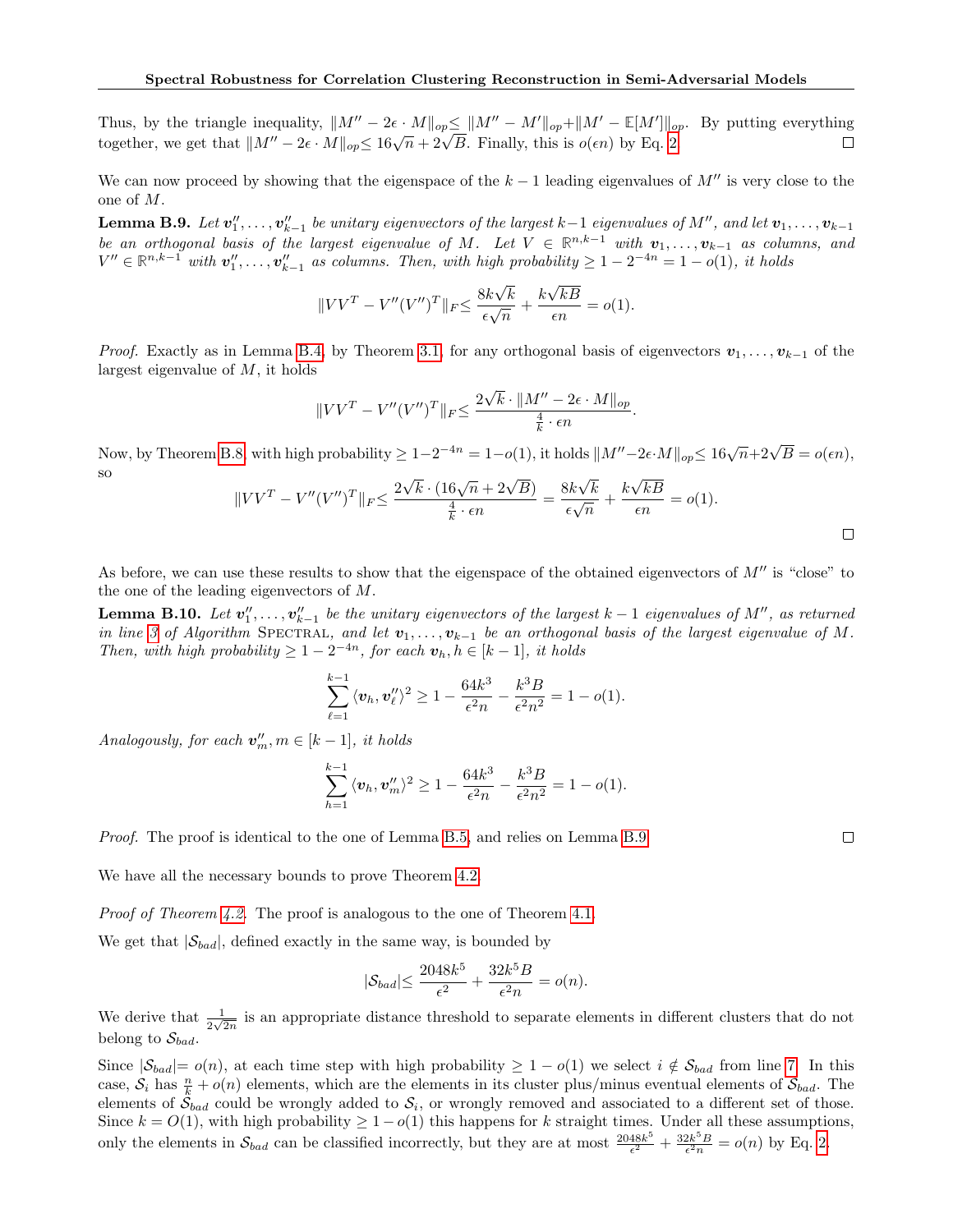Thus, by the triangle inequality, $\|M'' - 2\epsilon \cdot M\|_{op} \leq \|M'' - M'\|_{op} + \|M' - \mathbb{E}[M']\|_{op}$. By putting everything together, we get that $\|M'' - 2\epsilon \cdot M\|_{op} \leq 16\sqrt{n} + 2\sqrt{B}$. Finally, this is $o(\epsilon n)$ by Eq. 2. □

We can now proceed by showing that the eigenspace of the $k-1$ leading eigenvalues of $M''$ is very close to the one of $M$.

**Lemma B.9.** *Let $\boldsymbol{v}''_1, \ldots, \boldsymbol{v}''_{k-1}$ be unitary eigenvectors of the largest $k-1$ eigenvalues of $M''$, and let $\boldsymbol{v}_1, \ldots, \boldsymbol{v}_{k-1}$ be an orthogonal basis of the largest eigenvalue of $M$. Let $V \in \mathbb{R}^{n,k-1}$ with $\boldsymbol{v}_1, \ldots, \boldsymbol{v}_{k-1}$ as columns, and $V'' \in \mathbb{R}^{n,k-1}$ with $\boldsymbol{v}''_1, \ldots, \boldsymbol{v}''_{k-1}$ as columns. Then, with high probability $\geq 1 - 2^{-4n} = 1 - o(1)$, it holds*

$$\|VV^T - V''(V'')^T\|_F \leq \frac{8k\sqrt{k}}{\epsilon\sqrt{n}} + \frac{k\sqrt{kB}}{\epsilon n} = o(1).$$

*Proof.* Exactly as in Lemma B.4, by Theorem 3.1, for any orthogonal basis of eigenvectors $\boldsymbol{v}_1, \ldots, \boldsymbol{v}_{k-1}$ of the largest eigenvalue of $M$, it holds

$$\|VV^T - V''(V'')^T\|_F \leq \frac{2\sqrt{k} \cdot \|M'' - 2\epsilon \cdot M\|_{op}}{\frac{4}{k} \cdot \epsilon n}.$$

Now, by Theorem B.8, with high probability $\geq 1 - 2^{-4n} = 1 - o(1)$, it holds $\|M'' - 2\epsilon \cdot M\|_{op} \leq 16\sqrt{n} + 2\sqrt{B} = o(\epsilon n)$, so

$$\|VV^T - V''(V'')^T\|_F \leq \frac{2\sqrt{k} \cdot (16\sqrt{n} + 2\sqrt{B})}{\frac{4}{k} \cdot \epsilon n} = \frac{8k\sqrt{k}}{\epsilon\sqrt{n}} + \frac{k\sqrt{kB}}{\epsilon n} = o(1).$$

□

As before, we can use these results to show that the eigenspace of the obtained eigenvectors of $M''$ is "close" to the one of the leading eigenvectors of $M$.

**Lemma B.10.** *Let $\boldsymbol{v}''_1, \ldots, \boldsymbol{v}''_{k-1}$ be the unitary eigenvectors of the largest $k-1$ eigenvalues of $M''$, as returned in line 3 of Algorithm* Spectral*, and let $\boldsymbol{v}_1, \ldots, \boldsymbol{v}_{k-1}$ be an orthogonal basis of the largest eigenvalue of $M$. Then, with high probability $\geq 1 - 2^{-4n}$, for each $\boldsymbol{v}_h, h \in [k-1]$, it holds*

$$\sum_{\ell=1}^{k-1} \langle \boldsymbol{v}_h, \boldsymbol{v}''_\ell \rangle^2 \geq 1 - \frac{64k^3}{\epsilon^2 n} - \frac{k^3 B}{\epsilon^2 n^2} = 1 - o(1).$$

*Analogously, for each $\boldsymbol{v}''_m, m \in [k-1]$, it holds*

$$\sum_{h=1}^{k-1} \langle \boldsymbol{v}_h, \boldsymbol{v}''_m \rangle^2 \geq 1 - \frac{64k^3}{\epsilon^2 n} - \frac{k^3 B}{\epsilon^2 n^2} = 1 - o(1).$$

*Proof.* The proof is identical to the one of Lemma B.5, and relies on Lemma B.9. □

We have all the necessary bounds to prove Theorem 4.2.

*Proof of Theorem 4.2.* The proof is analogous to the one of Theorem 4.1.

We get that $|\mathcal{S}_{bad}|$, defined exactly in the same way, is bounded by

$$|\mathcal{S}_{bad}| \leq \frac{2048k^5}{\epsilon^2} + \frac{32k^5 B}{\epsilon^2 n} = o(n).$$

We derive that $\frac{1}{2\sqrt{2n}}$ is an appropriate distance threshold to separate elements in different clusters that do not belong to $\mathcal{S}_{bad}$.

Since $|\mathcal{S}_{bad}| = o(n)$, at each time step with high probability $\geq 1 - o(1)$ we select $i \notin \mathcal{S}_{bad}$ from line 7. In this case, $\mathcal{S}_i$ has $\frac{n}{k} + o(n)$ elements, which are the elements in its cluster plus/minus eventual elements of $\mathcal{S}_{bad}$. The elements of $\mathcal{S}_{bad}$ could be wrongly added to $\mathcal{S}_i$, or wrongly removed and associated to a different set of those. Since $k = O(1)$, with high probability $\geq 1 - o(1)$ this happens for $k$ straight times. Under all these assumptions, only the elements in $\mathcal{S}_{bad}$ can be classified incorrectly, but they are at most $\frac{2048k^5}{\epsilon^2} + \frac{32k^5 B}{\epsilon^2 n} = o(n)$ by Eq. 2.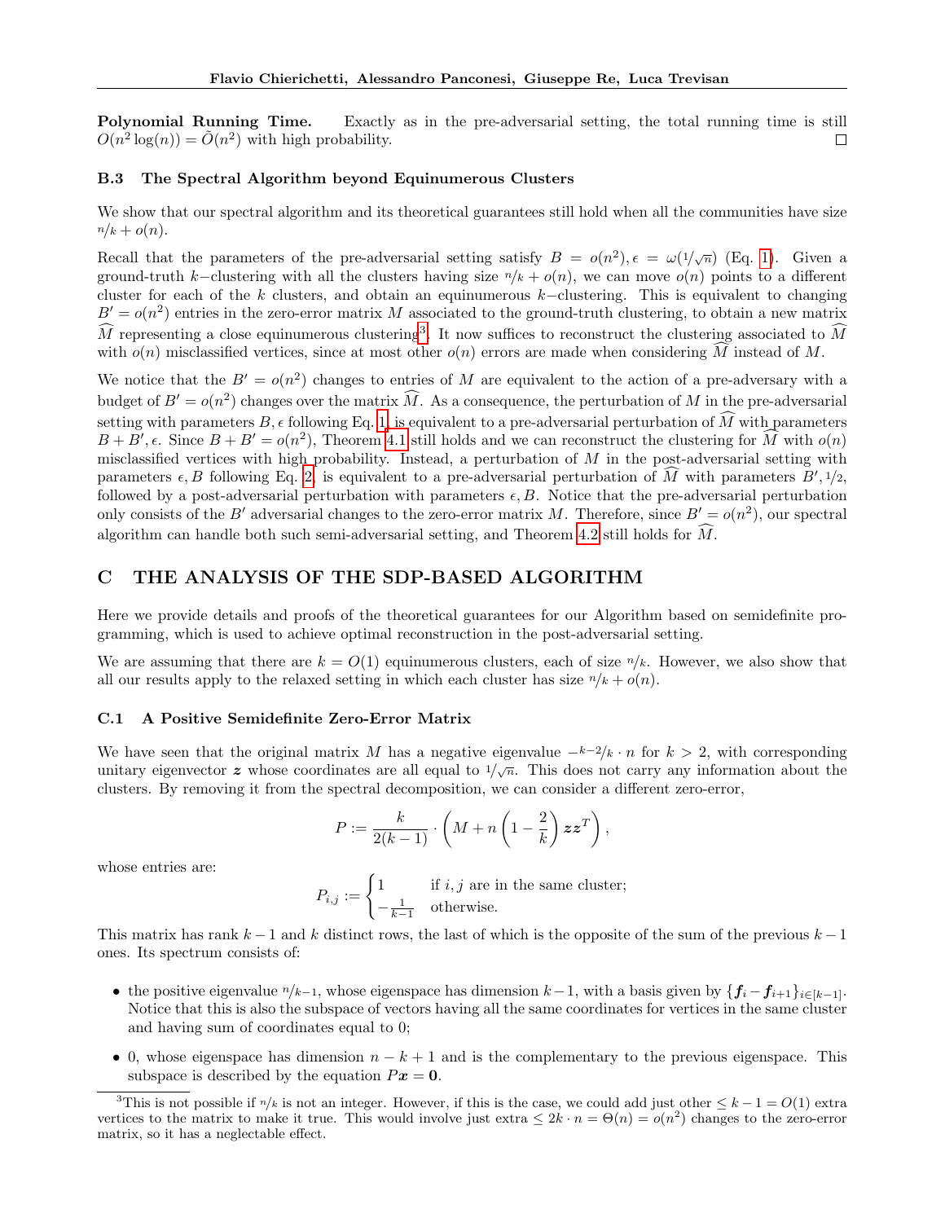**Polynomial Running Time.** Exactly as in the pre-adversarial setting, the total running time is still $O(n^2 \log(n)) = \tilde{O}(n^2)$ with high probability. $\square$

### B.3 The Spectral Algorithm beyond Equinumerous Clusters

We show that our spectral algorithm and its theoretical guarantees still hold when all the communities have size $n/k + o(n)$.

Recall that the parameters of the pre-adversarial setting satisfy $B = o(n^2), \epsilon = \omega(1/\sqrt{n})$ (Eq. 1). Given a ground-truth $k-$clustering with all the clusters having size $n/k + o(n)$, we can move $o(n)$ points to a different cluster for each of the $k$ clusters, and obtain an equinumerous $k-$clustering. This is equivalent to changing $B' = o(n^2)$ entries in the zero-error matrix $M$ associated to the ground-truth clustering, to obtain a new matrix $\widehat{M}$ representing a close equinumerous clustering[3]. It now suffices to reconstruct the clustering associated to $\widehat{M}$ with $o(n)$ misclassified vertices, since at most other $o(n)$ errors are made when considering $\widehat{M}$ instead of $M$.

We notice that the $B' = o(n^2)$ changes to entries of $M$ are equivalent to the action of a pre-adversary with a budget of $B' = o(n^2)$ changes over the matrix $\widehat{M}$. As a consequence, the perturbation of $M$ in the pre-adversarial setting with parameters $B, \epsilon$ following Eq. 1 is equivalent to a pre-adversarial perturbation of $\widehat{M}$ with parameters $B + B', \epsilon$. Since $B + B' = o(n^2)$, Theorem 4.1 still holds and we can reconstruct the clustering for $\widehat{M}$ with $o(n)$ misclassified vertices with high probability. Instead, a perturbation of $M$ in the post-adversarial setting with parameters $\epsilon, B$ following Eq. 2 is equivalent to a pre-adversarial perturbation of $\widehat{M}$ with parameters $B', 1/2$, followed by a post-adversarial perturbation with parameters $\epsilon, B$. Notice that the pre-adversarial perturbation only consists of the $B'$ adversarial changes to the zero-error matrix $M$. Therefore, since $B' = o(n^2)$, our spectral algorithm can handle both such semi-adversarial setting, and Theorem 4.2 still holds for $\widehat{M}$.

## C THE ANALYSIS OF THE SDP-BASED ALGORITHM

Here we provide details and proofs of the theoretical guarantees for our Algorithm based on semidefinite programming, which is used to achieve optimal reconstruction in the post-adversarial setting.

We are assuming that there are $k = O(1)$ equinumerous clusters, each of size $n/k$. However, we also show that all our results apply to the relaxed setting in which each cluster has size $n/k + o(n)$.

### C.1 A Positive Semidefinite Zero-Error Matrix

We have seen that the original matrix $M$ has a negative eigenvalue $-\frac{k-2}{k} \cdot n$ for $k > 2$, with corresponding unitary eigenvector $\boldsymbol{z}$ whose coordinates are all equal to $1/\sqrt{n}$. This does not carry any information about the clusters. By removing it from the spectral decomposition, we can consider a different zero-error,

$$P := \frac{k}{2(k-1)} \cdot \left( M + n \left( 1 - \frac{2}{k} \right) \boldsymbol{z}\boldsymbol{z}^T \right),$$

whose entries are:

$$P_{i,j} := \begin{cases} 1 & \text{if } i, j \text{ are in the same cluster;} \\ -\frac{1}{k-1} & \text{otherwise.} \end{cases}$$

This matrix has rank $k - 1$ and $k$ distinct rows, the last of which is the opposite of the sum of the previous $k - 1$ ones. Its spectrum consists of:

- the positive eigenvalue $n/k-1$, whose eigenspace has dimension $k - 1$, with a basis given by $\{\boldsymbol{f}_i - \boldsymbol{f}_{i+1}\}_{i \in [k-1]}$. Notice that this is also the subspace of vectors having all the same coordinates for vertices in the same cluster and having sum of coordinates equal to 0;
- 0, whose eigenspace has dimension $n - k + 1$ and is the complementary to the previous eigenspace. This subspace is described by the equation $P\boldsymbol{x} = \boldsymbol{0}$.

[3] This is not possible if $n/k$ is not an integer. However, if this is the case, we could add just other $\leq k - 1 = O(1)$ extra vertices to the matrix to make it true. This would involve just extra $\leq 2k \cdot n = \Theta(n) = o(n^2)$ changes to the zero-error matrix, so it has a neglectable effect.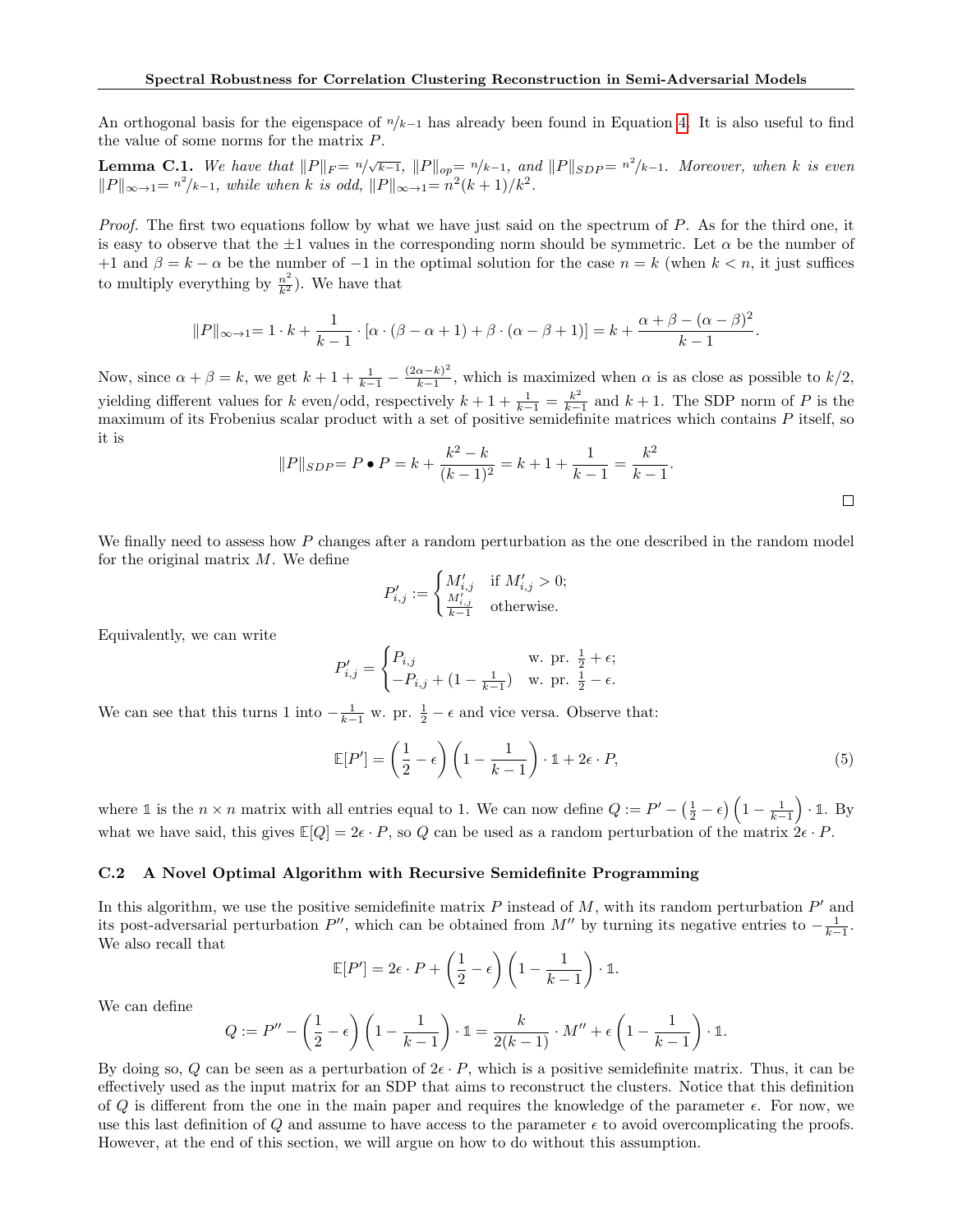An orthogonal basis for the eigenspace of $n/k-1$ has already been found in Equation 4. It is also useful to find the value of some norms for the matrix $P$.

**Lemma C.1.** *We have that* $\|P\|_F = n/\sqrt{k-1}$*,* $\|P\|_{op} = n/k-1$*, and* $\|P\|_{SDP} = n^2/k-1$*. Moreover, when $k$ is even* $\|P\|_{\infty\to 1} = n^2/k-1$*, while when $k$ is odd,* $\|P\|_{\infty\to 1} = n^2(k+1)/k^2$*.*

*Proof.* The first two equations follow by what we have just said on the spectrum of $P$. As for the third one, it is easy to observe that the $\pm 1$ values in the corresponding norm should be symmetric. Let $\alpha$ be the number of $+1$ and $\beta = k - \alpha$ be the number of $-1$ in the optimal solution for the case $n = k$ (when $k < n$, it just suffices to multiply everything by $\frac{n^2}{k^2}$). We have that

$$\|P\|_{\infty\to 1} = 1 \cdot k + \frac{1}{k-1} \cdot [\alpha \cdot (\beta - \alpha + 1) + \beta \cdot (\alpha - \beta + 1)] = k + \frac{\alpha + \beta - (\alpha - \beta)^2}{k-1}.$$

Now, since $\alpha + \beta = k$, we get $k + 1 + \frac{1}{k-1} - \frac{(2\alpha - k)^2}{k-1}$, which is maximized when $\alpha$ is as close as possible to $k/2$, yielding different values for $k$ even/odd, respectively $k + 1 + \frac{1}{k-1} = \frac{k^2}{k-1}$ and $k+1$. The SDP norm of $P$ is the maximum of its Frobenius scalar product with a set of positive semidefinite matrices which contains $P$ itself, so it is

$$\|P\|_{SDP} = P \bullet P = k + \frac{k^2 - k}{(k-1)^2} = k + 1 + \frac{1}{k-1} = \frac{k^2}{k-1}.$$

□

We finally need to assess how $P$ changes after a random perturbation as the one described in the random model for the original matrix $M$. We define

$$P'_{i,j} := \begin{cases} M'_{i,j} & \text{if } M'_{i,j} > 0; \\ \frac{M'_{i,j}}{k-1} & \text{otherwise.} \end{cases}$$

Equivalently, we can write

$$P'_{i,j} = \begin{cases} P_{i,j} & \text{w. pr. } \frac{1}{2} + \epsilon; \\ -P_{i,j} + (1 - \frac{1}{k-1}) & \text{w. pr. } \frac{1}{2} - \epsilon. \end{cases}$$

We can see that this turns 1 into $-\frac{1}{k-1}$ w. pr. $\frac{1}{2} - \epsilon$ and vice versa. Observe that:

$$\mathbb{E}[P'] = \left(\frac{1}{2} - \epsilon\right)\left(1 - \frac{1}{k-1}\right) \cdot \mathbb{1} + 2\epsilon \cdot P, \tag{5}$$

where $\mathbb{1}$ is the $n \times n$ matrix with all entries equal to 1. We can now define $Q := P' - \left(\frac{1}{2} - \epsilon\right)\left(1 - \frac{1}{k-1}\right) \cdot \mathbb{1}$. By what we have said, this gives $\mathbb{E}[Q] = 2\epsilon \cdot P$, so $Q$ can be used as a random perturbation of the matrix $2\epsilon \cdot P$.

### C.2 A Novel Optimal Algorithm with Recursive Semidefinite Programming

In this algorithm, we use the positive semidefinite matrix $P$ instead of $M$, with its random perturbation $P'$ and its post-adversarial perturbation $P''$, which can be obtained from $M''$ by turning its negative entries to $-\frac{1}{k-1}$. We also recall that

$$\mathbb{E}[P'] = 2\epsilon \cdot P + \left(\frac{1}{2} - \epsilon\right)\left(1 - \frac{1}{k-1}\right) \cdot \mathbb{1}.$$

We can define

$$Q := P'' - \left(\frac{1}{2} - \epsilon\right)\left(1 - \frac{1}{k-1}\right) \cdot \mathbb{1} = \frac{k}{2(k-1)} \cdot M'' + \epsilon\left(1 - \frac{1}{k-1}\right) \cdot \mathbb{1}.$$

By doing so, $Q$ can be seen as a perturbation of $2\epsilon \cdot P$, which is a positive semidefinite matrix. Thus, it can be effectively used as the input matrix for an SDP that aims to reconstruct the clusters. Notice that this definition of $Q$ is different from the one in the main paper and requires the knowledge of the parameter $\epsilon$. For now, we use this last definition of $Q$ and assume to have access to the parameter $\epsilon$ to avoid overcomplicating the proofs. However, at the end of this section, we will argue on how to do without this assumption.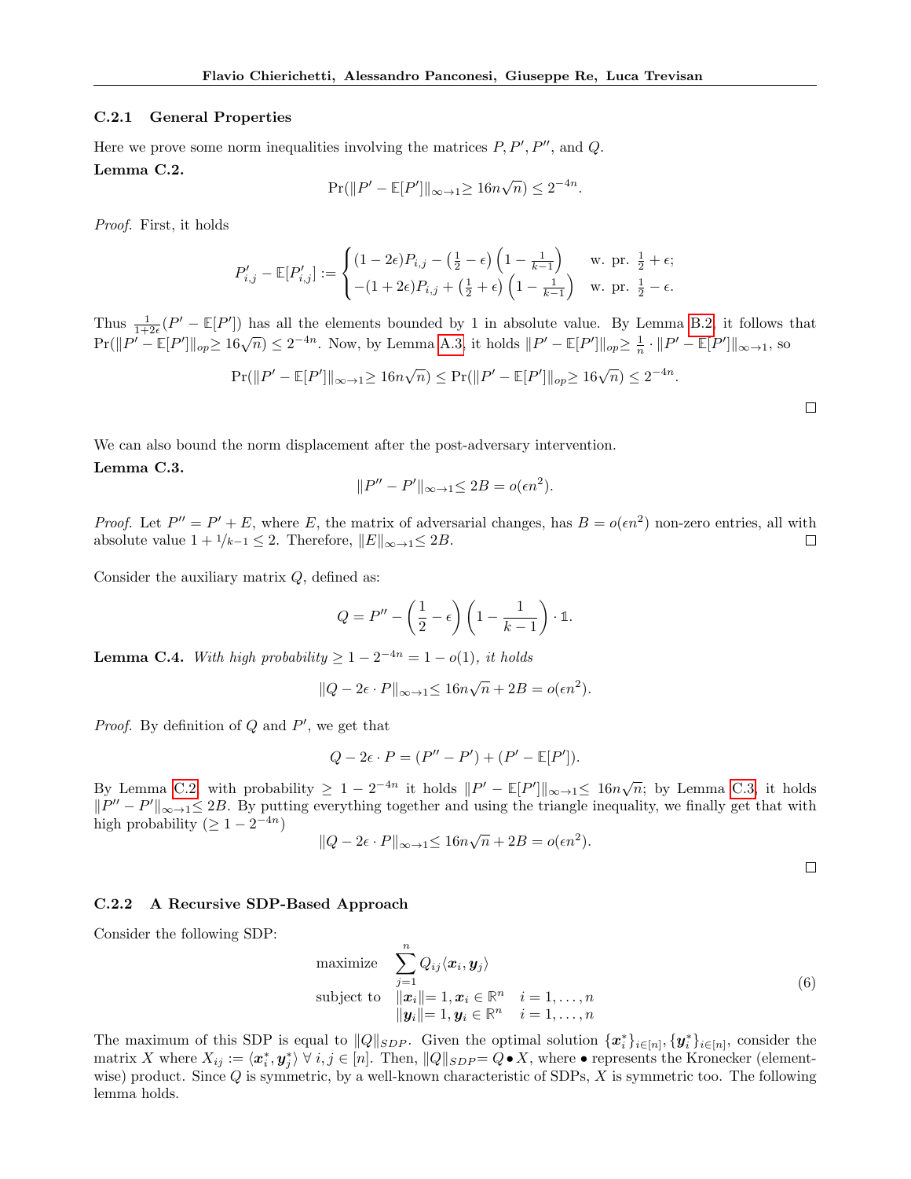#### C.2.1 General Properties

Here we prove some norm inequalities involving the matrices $P, P', P''$, and $Q$.

**Lemma C.2.**

$$\Pr(\|P' - \mathbb{E}[P']\|_{\infty\to 1} \geq 16n\sqrt{n}) \leq 2^{-4n}.$$

*Proof.* First, it holds

$$P'_{i,j} - \mathbb{E}[P'_{i,j}] := \begin{cases} (1-2\epsilon)P_{i,j} - \left(\frac{1}{2}-\epsilon\right)\left(1-\frac{1}{k-1}\right) & \text{w. pr. } \frac{1}{2}+\epsilon; \\ -(1+2\epsilon)P_{i,j} + \left(\frac{1}{2}+\epsilon\right)\left(1-\frac{1}{k-1}\right) & \text{w. pr. } \frac{1}{2}-\epsilon. \end{cases}$$

Thus $\frac{1}{1+2\epsilon}(P' - \mathbb{E}[P'])$ has all the elements bounded by 1 in absolute value. By Lemma B.2, it follows that $\Pr(\|P' - \mathbb{E}[P']\|_{op} \geq 16\sqrt{n}) \leq 2^{-4n}$. Now, by Lemma A.3, it holds $\|P' - \mathbb{E}[P']\|_{op} \geq \frac{1}{n} \cdot \|P' - \mathbb{E}[P']\|_{\infty\to 1}$, so

$$\Pr(\|P' - \mathbb{E}[P']\|_{\infty\to 1} \geq 16n\sqrt{n}) \leq \Pr(\|P' - \mathbb{E}[P']\|_{op} \geq 16\sqrt{n}) \leq 2^{-4n}.$$

□

We can also bound the norm displacement after the post-adversary intervention.

**Lemma C.3.**

$$\|P'' - P'\|_{\infty\to 1} \leq 2B = o(\epsilon n^2).$$

*Proof.* Let $P'' = P' + E$, where $E$, the matrix of adversarial changes, has $B = o(\epsilon n^2)$ non-zero entries, all with absolute value $1 + 1/k-1 \leq 2$. Therefore, $\|E\|_{\infty\to 1} \leq 2B$. □

Consider the auxiliary matrix $Q$, defined as:

$$Q = P'' - \left(\frac{1}{2}-\epsilon\right)\left(1-\frac{1}{k-1}\right) \cdot \mathbb{1}.$$

**Lemma C.4.** *With high probability $\geq 1 - 2^{-4n} = 1 - o(1)$, it holds*

$$\|Q - 2\epsilon \cdot P\|_{\infty\to 1} \leq 16n\sqrt{n} + 2B = o(\epsilon n^2).$$

*Proof.* By definition of $Q$ and $P'$, we get that

$$Q - 2\epsilon \cdot P = (P'' - P') + (P' - \mathbb{E}[P']).$$

By Lemma C.2, with probability $\geq 1 - 2^{-4n}$ it holds $\|P' - \mathbb{E}[P']\|_{\infty\to 1} \leq 16n\sqrt{n}$; by Lemma C.3, it holds $\|P'' - P'\|_{\infty\to 1} \leq 2B$. By putting everything together and using the triangle inequality, we finally get that with high probability ($\geq 1 - 2^{-4n}$)

$$\|Q - 2\epsilon \cdot P\|_{\infty\to 1} \leq 16n\sqrt{n} + 2B = o(\epsilon n^2).$$

□

#### C.2.2 A Recursive SDP-Based Approach

Consider the following SDP:

$$\begin{aligned} \text{maximize} \quad & \sum_{j=1}^{n} Q_{ij} \langle \boldsymbol{x}_i, \boldsymbol{y}_j \rangle \\ \text{subject to} \quad & \|\boldsymbol{x}_i\| = 1, \boldsymbol{x}_i \in \mathbb{R}^n \quad i = 1, \ldots, n \\ & \|\boldsymbol{y}_i\| = 1, \boldsymbol{y}_i \in \mathbb{R}^n \quad i = 1, \ldots, n \end{aligned} \tag{6}$$

The maximum of this SDP is equal to $\|Q\|_{SDP}$. Given the optimal solution $\{\boldsymbol{x}_i^*\}_{i\in[n]}, \{\boldsymbol{y}_i^*\}_{i\in[n]}$, consider the matrix $X$ where $X_{ij} := \langle \boldsymbol{x}_i^*, \boldsymbol{y}_j^* \rangle \ \forall\, i, j \in [n]$. Then, $\|Q\|_{SDP} = Q \bullet X$, where $\bullet$ represents the Kronecker (element-wise) product. Since $Q$ is symmetric, by a well-known characteristic of SDPs, $X$ is symmetric too. The following lemma holds.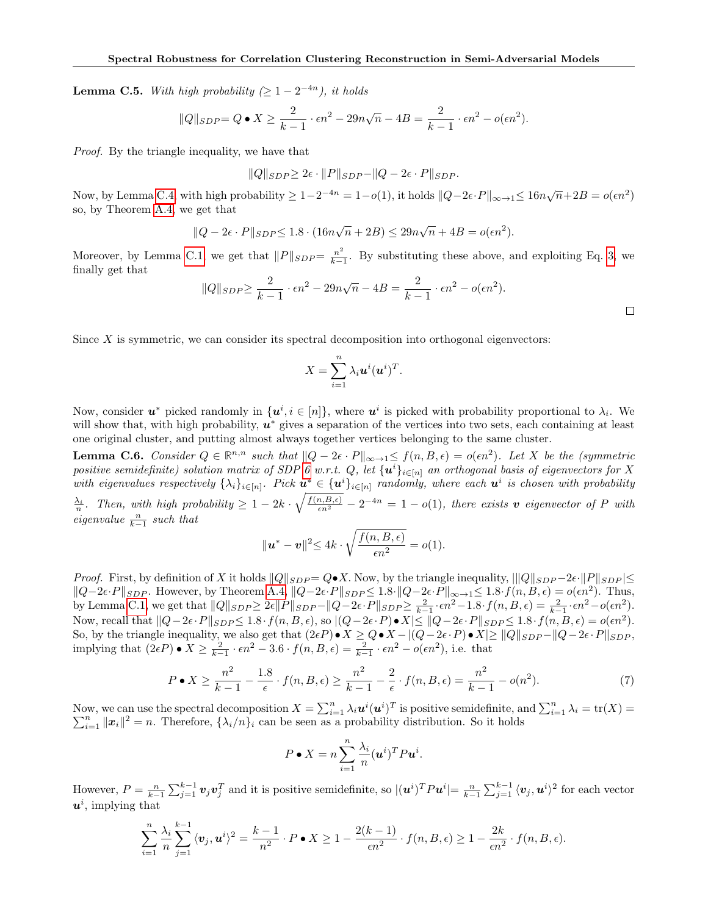**Lemma C.5.** *With high probability ($\geq 1 - 2^{-4n}$), it holds*

$$\|Q\|_{SDP} = Q \bullet X \geq \frac{2}{k-1} \cdot \epsilon n^2 - 29n\sqrt{n} - 4B = \frac{2}{k-1} \cdot \epsilon n^2 - o(\epsilon n^2).$$

*Proof.* By the triangle inequality, we have that

$$\|Q\|_{SDP} \geq 2\epsilon \cdot \|P\|_{SDP} - \|Q - 2\epsilon \cdot P\|_{SDP}.$$

Now, by Lemma C.4, with high probability $\geq 1 - 2^{-4n} = 1 - o(1)$, it holds $\|Q - 2\epsilon \cdot P\|_{\infty \to 1} \leq 16n\sqrt{n} + 2B = o(\epsilon n^2)$ so, by Theorem A.4, we get that

$$\|Q - 2\epsilon \cdot P\|_{SDP} \leq 1.8 \cdot (16n\sqrt{n} + 2B) \leq 29n\sqrt{n} + 4B = o(\epsilon n^2).$$

Moreover, by Lemma C.1 we get that $\|P\|_{SDP} = \frac{n^2}{k-1}$. By substituting these above, and exploiting Eq. 3, we finally get that

$$\|Q\|_{SDP} \geq \frac{2}{k-1} \cdot \epsilon n^2 - 29n\sqrt{n} - 4B = \frac{2}{k-1} \cdot \epsilon n^2 - o(\epsilon n^2).$$

□

Since $X$ is symmetric, we can consider its spectral decomposition into orthogonal eigenvectors:

$$X = \sum_{i=1}^{n} \lambda_i \boldsymbol{u}^i (\boldsymbol{u}^i)^T.$$

Now, consider $\boldsymbol{u}^*$ picked randomly in $\{\boldsymbol{u}^i, i \in [n]\}$, where $\boldsymbol{u}^i$ is picked with probability proportional to $\lambda_i$. We will show that, with high probability, $\boldsymbol{u}^*$ gives a separation of the vertices into two sets, each containing at least one original cluster, and putting almost always together vertices belonging to the same cluster.

**Lemma C.6.** *Consider $Q \in \mathbb{R}^{n,n}$ such that $\|Q - 2\epsilon \cdot P\|_{\infty \to 1} \leq f(n, B, \epsilon) = o(\epsilon n^2)$. Let $X$ be the (symmetric positive semidefinite) solution matrix of SDP 6 w.r.t. $Q$, let $\{\boldsymbol{u}^i\}_{i \in [n]}$ an orthogonal basis of eigenvectors for $X$ with eigenvalues respectively $\{\lambda_i\}_{i \in [n]}$. Pick $\boldsymbol{u}^* \in \{\boldsymbol{u}^i\}_{i \in [n]}$ randomly, where each $\boldsymbol{u}^i$ is chosen with probability $\frac{\lambda_i}{n}$. Then, with high probability $\geq 1 - 2k \cdot \sqrt{\frac{f(n,B,\epsilon)}{\epsilon n^2}} - 2^{-4n} = 1 - o(1)$, there exists $\boldsymbol{v}$ eigenvector of $P$ with eigenvalue $\frac{n}{k-1}$ such that*

$$\|\boldsymbol{u}^* - \boldsymbol{v}\|^2 \leq 4k \cdot \sqrt{\frac{f(n, B, \epsilon)}{\epsilon n^2}} = o(1).$$

*Proof.* First, by definition of $X$ it holds $\|Q\|_{SDP} = Q \bullet X$. Now, by the triangle inequality, $|\|Q\|_{SDP} - 2\epsilon \cdot \|P\|_{SDP}| \leq \|Q - 2\epsilon \cdot P\|_{SDP}$. However, by Theorem A.4, $\|Q - 2\epsilon \cdot P\|_{SDP} \leq 1.8 \cdot \|Q - 2\epsilon \cdot P\|_{\infty \to 1} \leq 1.8 \cdot f(n, B, \epsilon) = o(\epsilon n^2)$. Thus, by Lemma C.1, we get that $\|Q\|_{SDP} \geq 2\epsilon \|P\|_{SDP} - \|Q - 2\epsilon \cdot P\|_{SDP} \geq \frac{2}{k-1} \cdot \epsilon n^2 - 1.8 \cdot f(n, B, \epsilon) = \frac{2}{k-1} \cdot \epsilon n^2 - o(\epsilon n^2)$. Now, recall that $\|Q - 2\epsilon \cdot P\|_{SDP} \leq 1.8 \cdot f(n, B, \epsilon)$, so $|(Q - 2\epsilon \cdot P) \bullet X| \leq \|Q - 2\epsilon \cdot P\|_{SDP} \leq 1.8 \cdot f(n, B, \epsilon) = o(\epsilon n^2)$. So, by the triangle inequality, we also get that $(2\epsilon P) \bullet X \geq Q \bullet X - |(Q - 2\epsilon \cdot P) \bullet X| \geq \|Q\|_{SDP} - \|Q - 2\epsilon \cdot P\|_{SDP}$, implying that $(2\epsilon P) \bullet X \geq \frac{2}{k-1} \cdot \epsilon n^2 - 3.6 \cdot f(n, B, \epsilon) = \frac{2}{k-1} \cdot \epsilon n^2 - o(\epsilon n^2)$, i.e. that

$$P \bullet X \geq \frac{n^2}{k-1} - \frac{1.8}{\epsilon} \cdot f(n, B, \epsilon) \geq \frac{n^2}{k-1} - \frac{2}{\epsilon} \cdot f(n, B, \epsilon) = \frac{n^2}{k-1} - o(n^2). \tag{7}$$

Now, we can use the spectral decomposition $X = \sum_{i=1}^{n} \lambda_i \boldsymbol{u}^i (\boldsymbol{u}^i)^T$ is positive semidefinite, and $\sum_{i=1}^{n} \lambda_i = \mathrm{tr}(X) = \sum_{i=1}^{n} \|\boldsymbol{x}_i\|^2 = n$. Therefore, $\{\lambda_i / n\}_i$ can be seen as a probability distribution. So it holds

$$P \bullet X = n \sum_{i=1}^{n} \frac{\lambda_i}{n} (\boldsymbol{u}^i)^T P \boldsymbol{u}^i.$$

However, $P = \frac{n}{k-1} \sum_{j=1}^{k-1} \boldsymbol{v}_j \boldsymbol{v}_j^T$ and it is positive semidefinite, so $|(\boldsymbol{u}^i)^T P \boldsymbol{u}^i| = \frac{n}{k-1} \sum_{j=1}^{k-1} \langle \boldsymbol{v}_j, \boldsymbol{u}^i \rangle^2$ for each vector $\boldsymbol{u}^i$, implying that

$$\sum_{i=1}^{n} \frac{\lambda_i}{n} \sum_{j=1}^{k-1} \langle \boldsymbol{v}_j, \boldsymbol{u}^i \rangle^2 = \frac{k-1}{n^2} \cdot P \bullet X \geq 1 - \frac{2(k-1)}{\epsilon n^2} \cdot f(n, B, \epsilon) \geq 1 - \frac{2k}{\epsilon n^2} \cdot f(n, B, \epsilon).$$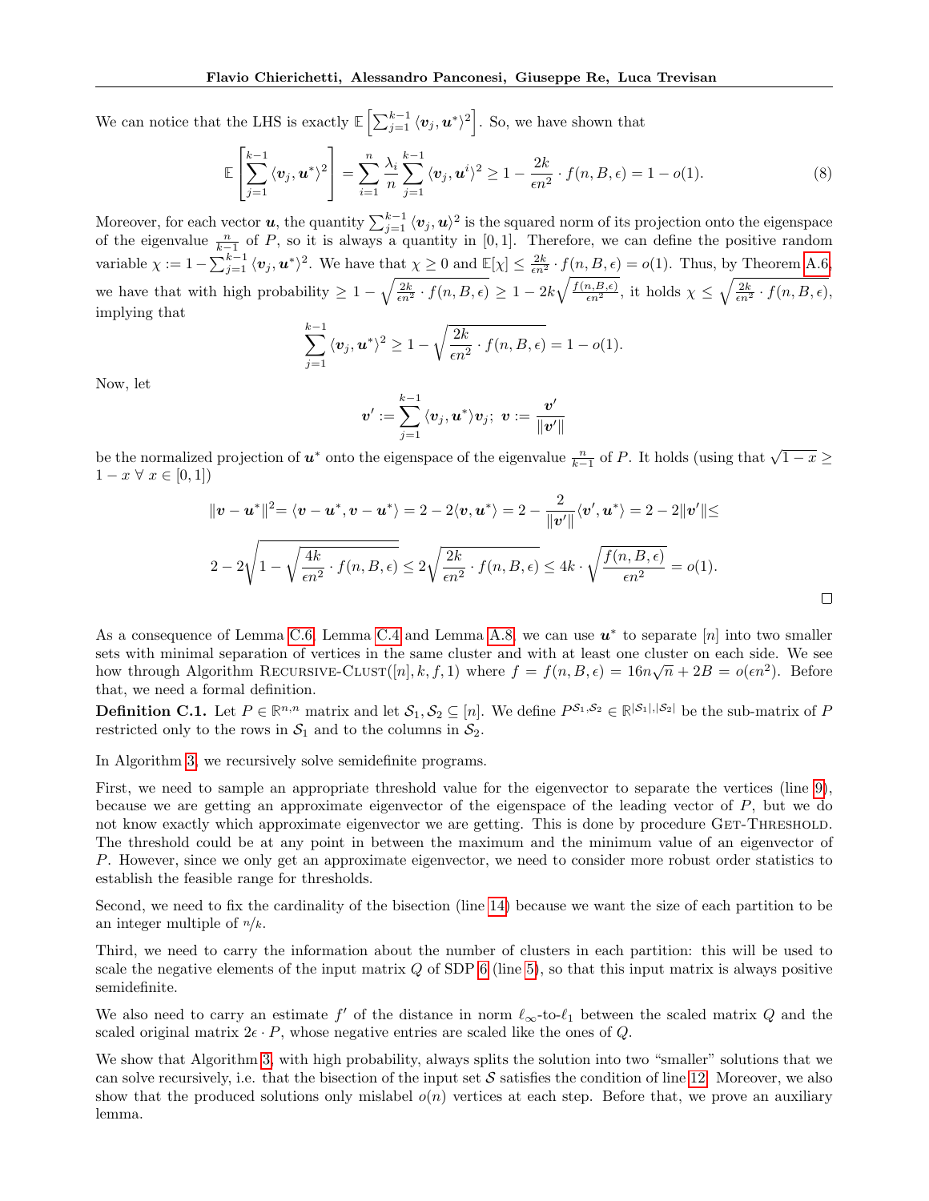We can notice that the LHS is exactly $\mathbb{E}\left[\sum_{j=1}^{k-1} \langle \boldsymbol{v}_j, \boldsymbol{u}^* \rangle^2\right]$. So, we have shown that

$$\mathbb{E}\left[\sum_{j=1}^{k-1} \langle \boldsymbol{v}_j, \boldsymbol{u}^* \rangle^2\right] = \sum_{i=1}^{n} \frac{\lambda_i}{n} \sum_{j=1}^{k-1} \langle \boldsymbol{v}_j, \boldsymbol{u}^i \rangle^2 \geq 1 - \frac{2k}{\epsilon n^2} \cdot f(n, B, \epsilon) = 1 - o(1). \tag{8}$$

Moreover, for each vector $\boldsymbol{u}$, the quantity $\sum_{j=1}^{k-1} \langle \boldsymbol{v}_j, \boldsymbol{u} \rangle^2$ is the squared norm of its projection onto the eigenspace of the eigenvalue $\frac{n}{k-1}$ of $P$, so it is always a quantity in $[0,1]$. Therefore, we can define the positive random variable $\chi := 1 - \sum_{j=1}^{k-1} \langle \boldsymbol{v}_j, \boldsymbol{u}^* \rangle^2$. We have that $\chi \geq 0$ and $\mathbb{E}[\chi] \leq \frac{2k}{\epsilon n^2} \cdot f(n, B, \epsilon) = o(1)$. Thus, by Theorem A.6, we have that with high probability $\geq 1 - \sqrt{\frac{2k}{\epsilon n^2} \cdot f(n, B, \epsilon)} \geq 1 - 2k\sqrt{\frac{f(n,B,\epsilon)}{\epsilon n^2}}$, it holds $\chi \leq \sqrt{\frac{2k}{\epsilon n^2} \cdot f(n, B, \epsilon)}$, implying that

$$\sum_{j=1}^{k-1} \langle \boldsymbol{v}_j, \boldsymbol{u}^* \rangle^2 \geq 1 - \sqrt{\frac{2k}{\epsilon n^2} \cdot f(n, B, \epsilon)} = 1 - o(1).$$

Now, let

$$\boldsymbol{v}' := \sum_{j=1}^{k-1} \langle \boldsymbol{v}_j, \boldsymbol{u}^* \rangle \boldsymbol{v}_j; \ \boldsymbol{v} := \frac{\boldsymbol{v}'}{\|\boldsymbol{v}'\|}$$

be the normalized projection of $\boldsymbol{u}^*$ onto the eigenspace of the eigenvalue $\frac{n}{k-1}$ of $P$. It holds (using that $\sqrt{1-x} \geq 1 - x \ \forall \ x \in [0,1]$)

$$\|\boldsymbol{v} - \boldsymbol{u}^*\|^2 = \langle \boldsymbol{v} - \boldsymbol{u}^*, \boldsymbol{v} - \boldsymbol{u}^* \rangle = 2 - 2\langle \boldsymbol{v}, \boldsymbol{u}^* \rangle = 2 - \frac{2}{\|\boldsymbol{v}'\|}\langle \boldsymbol{v}', \boldsymbol{u}^* \rangle = 2 - 2\|\boldsymbol{v}'\| \leq$$

$$2 - 2\sqrt{1 - \sqrt{\frac{4k}{\epsilon n^2} \cdot f(n, B, \epsilon)}} \leq 2\sqrt{\frac{2k}{\epsilon n^2} \cdot f(n, B, \epsilon)} \leq 4k \cdot \sqrt{\frac{f(n, B, \epsilon)}{\epsilon n^2}} = o(1).$$

□

As a consequence of Lemma C.6, Lemma C.4 and Lemma A.8, we can use $\boldsymbol{u}^*$ to separate $[n]$ into two smaller sets with minimal separation of vertices in the same cluster and with at least one cluster on each side. We see how through Algorithm RECURSIVE-CLUST($[n], k, f, 1$) where $f = f(n, B, \epsilon) = 16n\sqrt{n} + 2B = o(\epsilon n^2)$. Before that, we need a formal definition.

**Definition C.1.** Let $P \in \mathbb{R}^{n,n}$ matrix and let $\mathcal{S}_1, \mathcal{S}_2 \subseteq [n]$. We define $P^{\mathcal{S}_1, \mathcal{S}_2} \in \mathbb{R}^{|\mathcal{S}_1|, |\mathcal{S}_2|}$ be the sub-matrix of $P$ restricted only to the rows in $\mathcal{S}_1$ and to the columns in $\mathcal{S}_2$.

In Algorithm 3, we recursively solve semidefinite programs.

First, we need to sample an appropriate threshold value for the eigenvector to separate the vertices (line 9), because we are getting an approximate eigenvector of the eigenspace of the leading vector of $P$, but we do not know exactly which approximate eigenvector we are getting. This is done by procedure GET-THRESHOLD. The threshold could be at any point in between the maximum and the minimum value of an eigenvector of $P$. However, since we only get an approximate eigenvector, we need to consider more robust order statistics to establish the feasible range for thresholds.

Second, we need to fix the cardinality of the bisection (line 14) because we want the size of each partition to be an integer multiple of $n/k$.

Third, we need to carry the information about the number of clusters in each partition: this will be used to scale the negative elements of the input matrix $Q$ of SDP 6 (line 5), so that this input matrix is always positive semidefinite.

We also need to carry an estimate $f'$ of the distance in norm $\ell_\infty$-to-$\ell_1$ between the scaled matrix $Q$ and the scaled original matrix $2\epsilon \cdot P$, whose negative entries are scaled like the ones of $Q$.

We show that Algorithm 3, with high probability, always splits the solution into two "smaller" solutions that we can solve recursively, i.e. that the bisection of the input set $\mathcal{S}$ satisfies the condition of line 12. Moreover, we also show that the produced solutions only mislabel $o(n)$ vertices at each step. Before that, we prove an auxiliary lemma.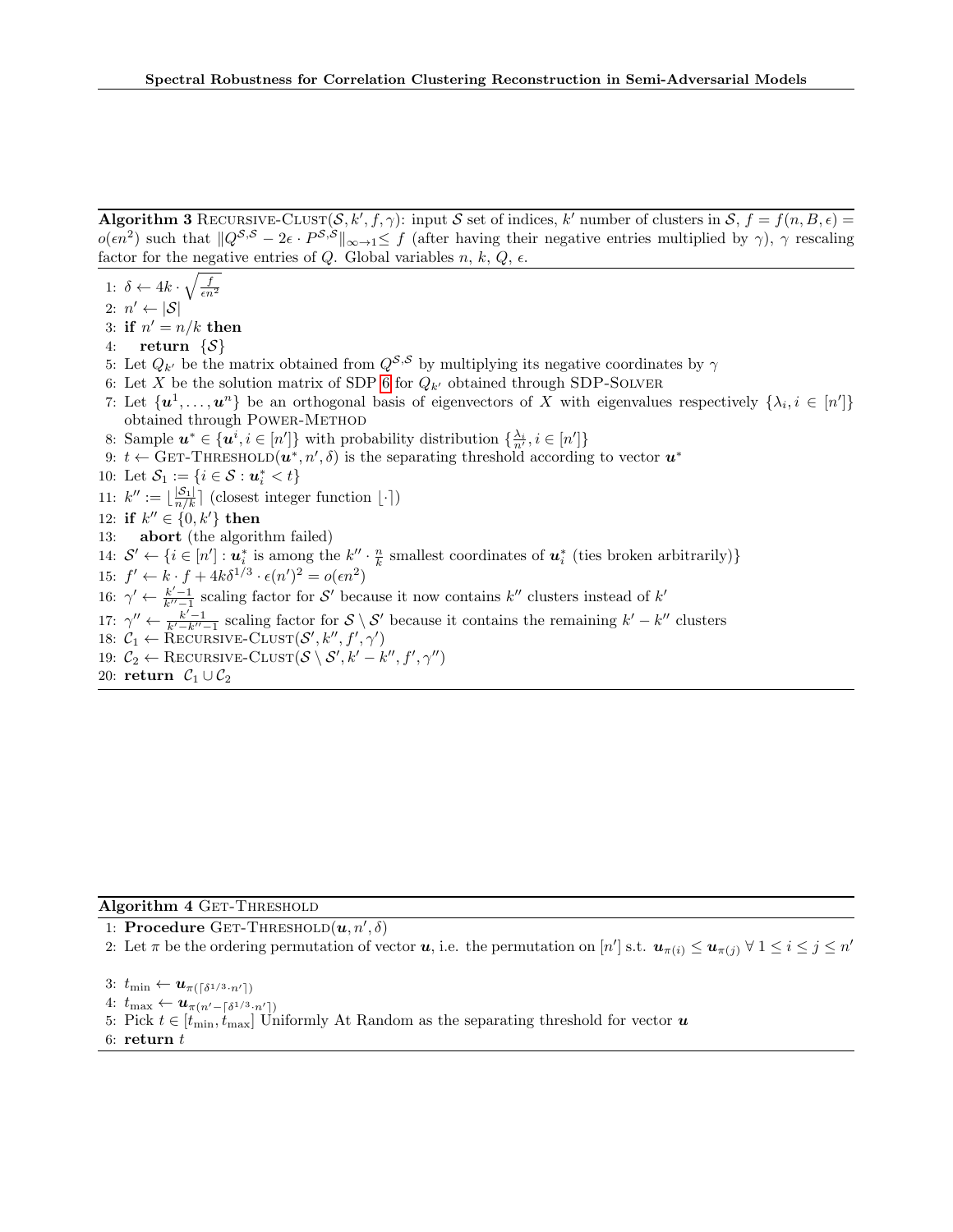**Algorithm 3** Recursive-Clust($\mathcal{S}, k', f, \gamma$): input $\mathcal{S}$ set of indices, $k'$ number of clusters in $\mathcal{S}$, $f = f(n, B, \epsilon) = o(\epsilon n^2)$ such that $\|Q^{\mathcal{S},\mathcal{S}} - 2\epsilon \cdot P^{\mathcal{S},\mathcal{S}}\|_{\infty\to 1} \leq f$ (after having their negative entries multiplied by $\gamma$), $\gamma$ rescaling factor for the negative entries of $Q$. Global variables $n$, $k$, $Q$, $\epsilon$.

1: $\delta \leftarrow 4k \cdot \sqrt{\frac{f}{\epsilon n^2}}$
2: $n' \leftarrow |\mathcal{S}|$
3: **if** $n' = n/k$ **then**
4: &nbsp;&nbsp;&nbsp;&nbsp;**return** $\{\mathcal{S}\}$
5: Let $Q_{k'}$ be the matrix obtained from $Q^{\mathcal{S},\mathcal{S}}$ by multiplying its negative coordinates by $\gamma$
6: Let $X$ be the solution matrix of SDP 6 for $Q_{k'}$ obtained through SDP-Solver
7: Let $\{\boldsymbol{u}^1, \ldots, \boldsymbol{u}^n\}$ be an orthogonal basis of eigenvectors of $X$ with eigenvalues respectively $\{\lambda_i, i \in [n']\}$ obtained through Power-Method
8: Sample $\boldsymbol{u}^* \in \{\boldsymbol{u}^i, i \in [n']\}$ with probability distribution $\{\frac{\lambda_i}{n'}, i \in [n']\}$
9: $t \leftarrow$ Get-Threshold($\boldsymbol{u}^*, n', \delta$) is the separating threshold according to vector $\boldsymbol{u}^*$
10: Let $\mathcal{S}_1 := \{i \in \mathcal{S} : \boldsymbol{u}^*_i < t\}$
11: $k'' := \lfloor \frac{|\mathcal{S}_1|}{n/k} \rceil$ (closest integer function $\lfloor \cdot \rceil$)
12: **if** $k'' \in \{0, k'\}$ **then**
13: &nbsp;&nbsp;&nbsp;&nbsp;**abort** (the algorithm failed)
14: $\mathcal{S}' \leftarrow \{i \in [n'] : \boldsymbol{u}^*_i$ is among the $k'' \cdot \frac{n}{k}$ smallest coordinates of $\boldsymbol{u}^*_i$ (ties broken arbitrarily)$\}$
15: $f' \leftarrow k \cdot f + 4k\delta^{1/3} \cdot \epsilon(n')^2 = o(\epsilon n^2)$
16: $\gamma' \leftarrow \frac{k'-1}{k''-1}$ scaling factor for $\mathcal{S}'$ because it now contains $k''$ clusters instead of $k'$
17: $\gamma'' \leftarrow \frac{k'-1}{k'-k''-1}$ scaling factor for $\mathcal{S} \setminus \mathcal{S}'$ because it contains the remaining $k' - k''$ clusters
18: $\mathcal{C}_1 \leftarrow$ Recursive-Clust($\mathcal{S}', k'', f', \gamma'$)
19: $\mathcal{C}_2 \leftarrow$ Recursive-Clust($\mathcal{S} \setminus \mathcal{S}', k' - k'', f', \gamma''$)
20: **return** $\mathcal{C}_1 \cup \mathcal{C}_2$

**Algorithm 4** Get-Threshold

1: **Procedure** Get-Threshold($\boldsymbol{u}, n', \delta$)
2: Let $\pi$ be the ordering permutation of vector $\boldsymbol{u}$, i.e. the permutation on $[n']$ s.t. $\boldsymbol{u}_{\pi(i)} \leq \boldsymbol{u}_{\pi(j)}\ \forall\ 1 \leq i \leq j \leq n'$
3: $t_{\min} \leftarrow \boldsymbol{u}_{\pi(\lceil \delta^{1/3} \cdot n' \rceil)}$
4: $t_{\max} \leftarrow \boldsymbol{u}_{\pi(n' - \lceil \delta^{1/3} \cdot n' \rceil)}$
5: Pick $t \in [t_{\min}, t_{\max}]$ Uniformly At Random as the separating threshold for vector $\boldsymbol{u}$
6: **return** $t$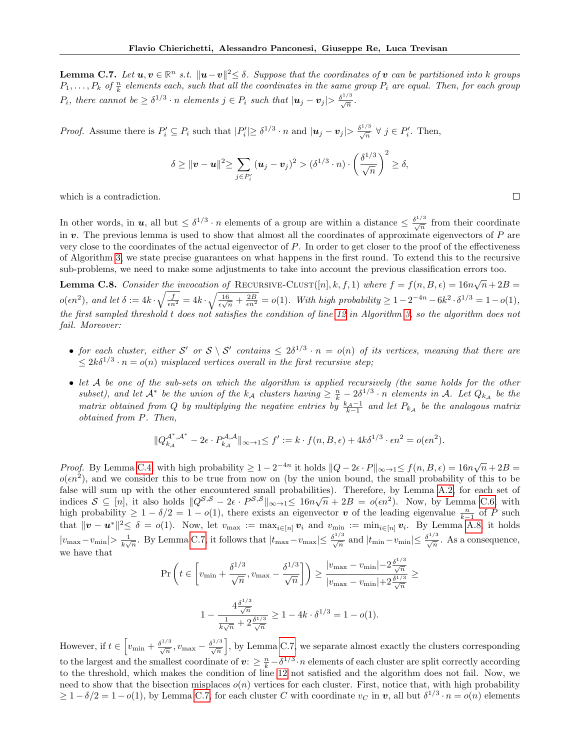**Lemma C.7.** *Let $\boldsymbol{u}, \boldsymbol{v} \in \mathbb{R}^n$ s.t. $\|\boldsymbol{u}-\boldsymbol{v}\|^2 \leq \delta$. Suppose that the coordinates of $\boldsymbol{v}$ can be partitioned into $k$ groups $P_1, \ldots, P_k$ of $\frac{n}{k}$ elements each, such that all the coordinates in the same group $P_i$ are equal. Then, for each group $P_i$, there cannot be $\geq \delta^{1/3} \cdot n$ elements $j \in P_i$ such that $|\boldsymbol{u}_j - \boldsymbol{v}_j| > \frac{\delta^{1/3}}{\sqrt{n}}$.*

*Proof.* Assume there is $P'_i \subseteq P_i$ such that $|P'_i| \geq \delta^{1/3} \cdot n$ and $|\boldsymbol{u}_j - \boldsymbol{v}_j| > \frac{\delta^{1/3}}{\sqrt{n}}$ $\forall\, j \in P'_i$. Then,

$$\delta \geq \|\boldsymbol{v}-\boldsymbol{u}\|^2 \geq \sum_{j \in P'_i} (\boldsymbol{u}_j - \boldsymbol{v}_j)^2 > (\delta^{1/3} \cdot n) \cdot \left(\frac{\delta^{1/3}}{\sqrt{n}}\right)^2 \geq \delta,$$

which is a contradiction. $\square$

In other words, in $\boldsymbol{u}$, all but $\leq \delta^{1/3} \cdot n$ elements of a group are within a distance $\leq \frac{\delta^{1/3}}{\sqrt{n}}$ from their coordinate in $\boldsymbol{v}$. The previous lemma is used to show that almost all the coordinates of approximate eigenvectors of $P$ are very close to the coordinates of the actual eigenvector of $P$. In order to get closer to the proof of the effectiveness of Algorithm 3, we state precise guarantees on what happens in the first round. To extend this to the recursive sub-problems, we need to make some adjustments to take into account the previous classification errors too.

**Lemma C.8.** *Consider the invocation of* Recursive-Clust$([n], k, f, 1)$ *where $f = f(n, B, \epsilon) = 16n\sqrt{n} + 2B = o(\epsilon n^2)$, and let $\delta := 4k \cdot \sqrt{\frac{f}{\epsilon n^2}} = 4k \cdot \sqrt{\frac{16}{\epsilon\sqrt{n}} + \frac{2B}{\epsilon n^2}} = o(1)$. With high probability $\geq 1 - 2^{-4n} - 6k^2 \cdot \delta^{1/3} = 1 - o(1)$, the first sampled threshold $t$ does not satisfies the condition of line 12 in Algorithm 3, so the algorithm does not fail. Moreover:*

- *for each cluster, either $\mathcal{S}'$ or $\mathcal{S} \setminus \mathcal{S}'$ contains $\leq 2\delta^{1/3} \cdot n = o(n)$ of its vertices, meaning that there are $\leq 2k\delta^{1/3} \cdot n = o(n)$ misplaced vertices overall in the first recursive step;*
- *let $\mathcal{A}$ be one of the sub-sets on which the algorithm is applied recursively (the same holds for the other subset), and let $\mathcal{A}^*$ be the union of the $k_{\mathcal{A}}$ clusters having $\geq \frac{n}{k} - 2\delta^{1/3} \cdot n$ elements in $\mathcal{A}$. Let $Q_{k_{\mathcal{A}}}$ be the matrix obtained from $Q$ by multiplying the negative entries by $\frac{k_{\mathcal{A}}-1}{k-1}$ and let $P_{k_{\mathcal{A}}}$ be the analogous matrix obtained from $P$. Then,*

$$\|Q_{k_{\mathcal{A}}}^{\mathcal{A}^*, \mathcal{A}^*} - 2\epsilon \cdot P_{k_{\mathcal{A}}}^{\mathcal{A}, \mathcal{A}}\|_{\infty \to 1} \leq f' := k \cdot f(n, B, \epsilon) + 4k\delta^{1/3} \cdot \epsilon n^2 = o(\epsilon n^2).$$

*Proof.* By Lemma C.4, with high probability $\geq 1 - 2^{-4n}$ it holds $\|Q - 2\epsilon \cdot P\|_{\infty \to 1} \leq f(n, B, \epsilon) = 16n\sqrt{n} + 2B = o(\epsilon n^2)$, and we consider this to be true from now on (by the union bound, the small probability of this to be false will sum up with the other encountered small probabilities). Therefore, by Lemma A.2, for each set of indices $\mathcal{S} \subseteq [n]$, it also holds $\|Q^{\mathcal{S},\mathcal{S}} - 2\epsilon \cdot P^{\mathcal{S},\mathcal{S}}\|_{\infty \to 1} \leq 16n\sqrt{n} + 2B = o(\epsilon n^2)$. Now, by Lemma C.6, with high probability $\geq 1 - \delta/2 = 1 - o(1)$, there exists an eigenvector $\boldsymbol{v}$ of the leading eigenvalue $\frac{n}{k-1}$ of $P$ such that $\|\boldsymbol{v} - \boldsymbol{u}^*\|^2 \leq \delta = o(1)$. Now, let $v_{\max} := \max_{i \in [n]} \boldsymbol{v}_i$ and $v_{\min} := \min_{i \in [n]} \boldsymbol{v}_i$. By Lemma A.8, it holds $|v_{\max} - v_{\min}| > \frac{1}{k\sqrt{n}}$. By Lemma C.7, it follows that $|t_{\max} - v_{\max}| \leq \frac{\delta^{1/3}}{\sqrt{n}}$ and $|t_{\min} - v_{\min}| \leq \frac{\delta^{1/3}}{\sqrt{n}}$. As a consequence, we have that

$$\Pr\left(t \in \left[v_{\min} + \frac{\delta^{1/3}}{\sqrt{n}}, v_{\max} - \frac{\delta^{1/3}}{\sqrt{n}}\right]\right) \geq \frac{|v_{\max} - v_{\min}| - 2\frac{\delta^{1/3}}{\sqrt{n}}}{|v_{\max} - v_{\min}| + 2\frac{\delta^{1/3}}{\sqrt{n}}} \geq$$

$$1 - \frac{4\frac{\delta^{1/3}}{\sqrt{n}}}{\frac{1}{k\sqrt{n}} + 2\frac{\delta^{1/3}}{\sqrt{n}}} \geq 1 - 4k \cdot \delta^{1/3} = 1 - o(1).$$

However, if $t \in \left[v_{\min} + \frac{\delta^{1/3}}{\sqrt{n}}, v_{\max} - \frac{\delta^{1/3}}{\sqrt{n}}\right]$, by Lemma C.7, we separate almost exactly the clusters corresponding to the largest and the smallest coordinate of $\boldsymbol{v}$: $\geq \frac{n}{k} - \delta^{1/3} \cdot n$ elements of each cluster are split correctly according to the threshold, which makes the condition of line 12 not satisfied and the algorithm does not fail. Now, we need to show that the bisection misplaces $o(n)$ vertices for each cluster. First, notice that, with high probability $\geq 1 - \delta/2 = 1 - o(1)$, by Lemma C.7, for each cluster $C$ with coordinate $v_C$ in $\boldsymbol{v}$, all but $\delta^{1/3} \cdot n = o(n)$ elements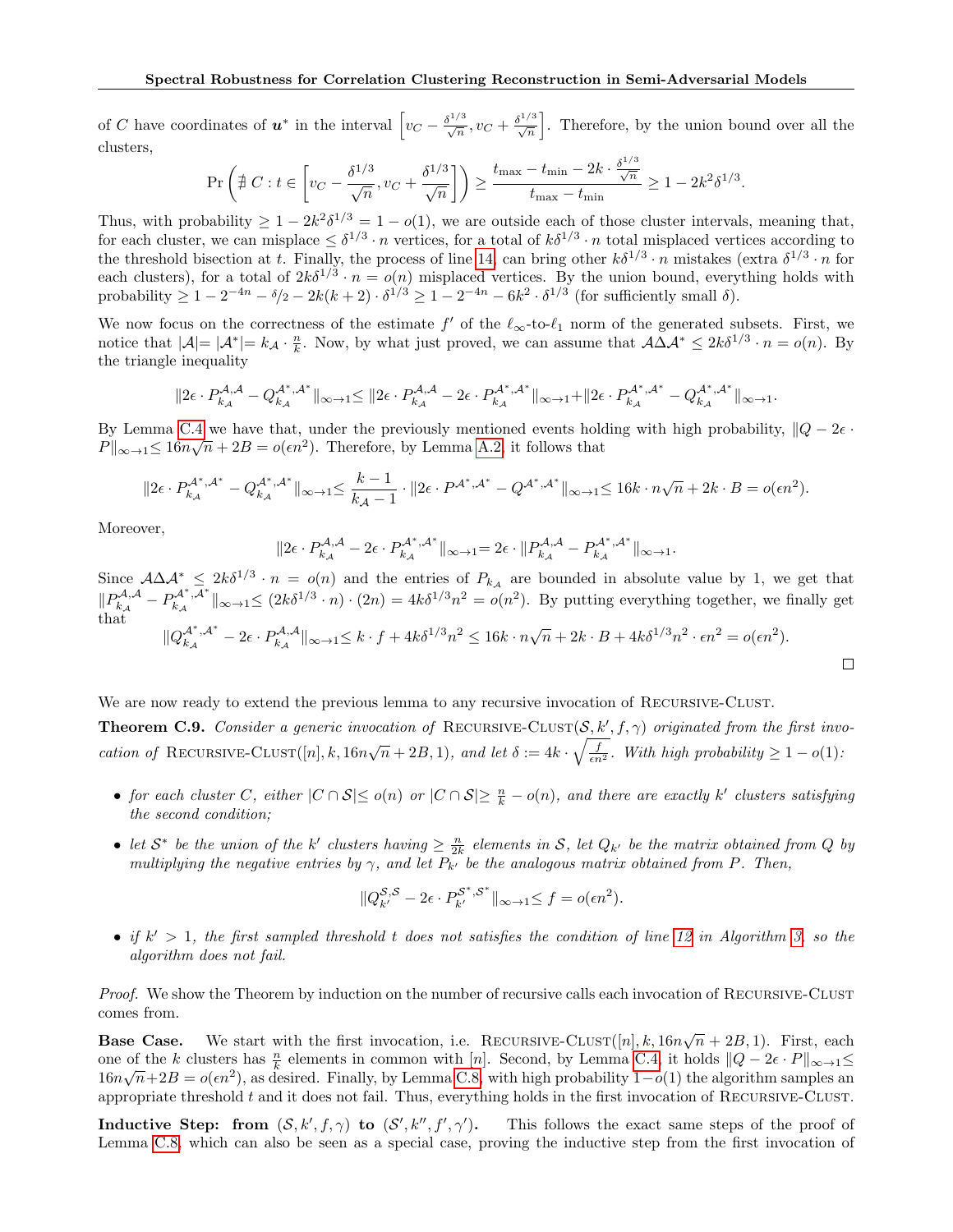of $C$ have coordinates of $\boldsymbol{u}^*$ in the interval $\left[v_C - \frac{\delta^{1/3}}{\sqrt{n}}, v_C + \frac{\delta^{1/3}}{\sqrt{n}}\right]$. Therefore, by the union bound over all the clusters,

$$\Pr\left(\nexists\, C : t \in \left[v_C - \frac{\delta^{1/3}}{\sqrt{n}}, v_C + \frac{\delta^{1/3}}{\sqrt{n}}\right]\right) \geq \frac{t_{\max} - t_{\min} - 2k \cdot \frac{\delta^{1/3}}{\sqrt{n}}}{t_{\max} - t_{\min}} \geq 1 - 2k^2\delta^{1/3}.$$

Thus, with probability $\geq 1 - 2k^2\delta^{1/3} = 1 - o(1)$, we are outside each of those cluster intervals, meaning that, for each cluster, we can misplace $\leq \delta^{1/3} \cdot n$ vertices, for a total of $k\delta^{1/3} \cdot n$ total misplaced vertices according to the threshold bisection at $t$. Finally, the process of line 14, can bring other $k\delta^{1/3} \cdot n$ mistakes (extra $\delta^{1/3} \cdot n$ for each clusters), for a total of $2k\delta^{1/3} \cdot n = o(n)$ misplaced vertices. By the union bound, everything holds with probability $\geq 1 - 2^{-4n} - \delta/2 - 2k(k+2) \cdot \delta^{1/3} \geq 1 - 2^{-4n} - 6k^2 \cdot \delta^{1/3}$ (for sufficiently small $\delta$).

We now focus on the correctness of the estimate $f'$ of the $\ell_\infty$-to-$\ell_1$ norm of the generated subsets. First, we notice that $|\mathcal{A}| = |\mathcal{A}^*| = k_{\mathcal{A}} \cdot \frac{n}{k}$. Now, by what just proved, we can assume that $\mathcal{A}\Delta\mathcal{A}^* \leq 2k\delta^{1/3} \cdot n = o(n)$. By the triangle inequality

$$\|2\epsilon \cdot P_{k_{\mathcal{A}}}^{\mathcal{A},\mathcal{A}} - Q_{k_{\mathcal{A}}}^{\mathcal{A}^*,\mathcal{A}^*}\|_{\infty\to 1} \leq \|2\epsilon \cdot P_{k_{\mathcal{A}}}^{\mathcal{A},\mathcal{A}} - 2\epsilon \cdot P_{k_{\mathcal{A}}}^{\mathcal{A}^*,\mathcal{A}^*}\|_{\infty\to 1} + \|2\epsilon \cdot P_{k_{\mathcal{A}}}^{\mathcal{A}^*,\mathcal{A}^*} - Q_{k_{\mathcal{A}}}^{\mathcal{A}^*,\mathcal{A}^*}\|_{\infty\to 1}.$$

By Lemma C.4 we have that, under the previously mentioned events holding with high probability, $\|Q - 2\epsilon \cdot P\|_{\infty\to 1} \leq 16n\sqrt{n} + 2B = o(\epsilon n^2)$. Therefore, by Lemma A.2, it follows that

$$\|2\epsilon \cdot P_{k_{\mathcal{A}}}^{\mathcal{A}^*,\mathcal{A}^*} - Q_{k_{\mathcal{A}}}^{\mathcal{A}^*,\mathcal{A}^*}\|_{\infty\to 1} \leq \frac{k-1}{k_{\mathcal{A}}-1} \cdot \|2\epsilon \cdot P^{\mathcal{A}^*,\mathcal{A}^*} - Q^{\mathcal{A}^*,\mathcal{A}^*}\|_{\infty\to 1} \leq 16k \cdot n\sqrt{n} + 2k \cdot B = o(\epsilon n^2).$$

Moreover,

$$\|2\epsilon \cdot P_{k_{\mathcal{A}}}^{\mathcal{A},\mathcal{A}} - 2\epsilon \cdot P_{k_{\mathcal{A}}}^{\mathcal{A}^*,\mathcal{A}^*}\|_{\infty\to 1} = 2\epsilon \cdot \|P_{k_{\mathcal{A}}}^{\mathcal{A},\mathcal{A}} - P_{k_{\mathcal{A}}}^{\mathcal{A}^*,\mathcal{A}^*}\|_{\infty\to 1}.$$

Since $\mathcal{A}\Delta\mathcal{A}^* \leq 2k\delta^{1/3} \cdot n = o(n)$ and the entries of $P_{k_{\mathcal{A}}}$ are bounded in absolute value by 1, we get that $\|P_{k_{\mathcal{A}}}^{\mathcal{A},\mathcal{A}} - P_{k_{\mathcal{A}}}^{\mathcal{A}^*,\mathcal{A}^*}\|_{\infty\to 1} \leq (2k\delta^{1/3} \cdot n) \cdot (2n) = 4k\delta^{1/3}n^2 = o(n^2)$. By putting everything together, we finally get that

$$\|Q_{k_{\mathcal{A}}}^{\mathcal{A}^*,\mathcal{A}^*} - 2\epsilon \cdot P_{k_{\mathcal{A}}}^{\mathcal{A},\mathcal{A}}\|_{\infty\to 1} \leq k \cdot f + 4k\delta^{1/3}n^2 \leq 16k \cdot n\sqrt{n} + 2k \cdot B + 4k\delta^{1/3}n^2 \cdot \epsilon n^2 = o(\epsilon n^2).$$

□

We are now ready to extend the previous lemma to any recursive invocation of Recursive-Clust.

**Theorem C.9.** *Consider a generic invocation of* Recursive-Clust$(\mathcal{S}, k', f, \gamma)$ *originated from the first invocation of* Recursive-Clust$([n], k, 16n\sqrt{n} + 2B, 1)$*, and let* $\delta := 4k \cdot \sqrt{\frac{f}{\epsilon n^2}}$*. With high probability* $\geq 1 - o(1)$*:*

- *for each cluster $C$, either $|C \cap \mathcal{S}| \leq o(n)$ or $|C \cap \mathcal{S}| \geq \frac{n}{k} - o(n)$, and there are exactly $k'$ clusters satisfying the second condition;*
- *let $\mathcal{S}^*$ be the union of the $k'$ clusters having $\geq \frac{n}{2k}$ elements in $\mathcal{S}$, let $Q_{k'}$ be the matrix obtained from $Q$ by multiplying the negative entries by $\gamma$, and let $P_{k'}$ be the analogous matrix obtained from $P$. Then,*

$$\|Q_{k'}^{\mathcal{S},\mathcal{S}} - 2\epsilon \cdot P_{k'}^{\mathcal{S}^*,\mathcal{S}^*}\|_{\infty\to 1} \leq f = o(\epsilon n^2).$$

- *if $k' > 1$, the first sampled threshold $t$ does not satisfies the condition of line 12 in Algorithm 3, so the algorithm does not fail.*

*Proof.* We show the Theorem by induction on the number of recursive calls each invocation of Recursive-Clust comes from.

**Base Case.** We start with the first invocation, i.e. Recursive-Clust$([n], k, 16n\sqrt{n} + 2B, 1)$. First, each one of the $k$ clusters has $\frac{n}{k}$ elements in common with $[n]$. Second, by Lemma C.4, it holds $\|Q - 2\epsilon \cdot P\|_{\infty\to 1} \leq 16n\sqrt{n} + 2B = o(\epsilon n^2)$, as desired. Finally, by Lemma C.8, with high probability $1 - o(1)$ the algorithm samples an appropriate threshold $t$ and it does not fail. Thus, everything holds in the first invocation of Recursive-Clust.

**Inductive Step: from $(\mathcal{S}, k', f, \gamma)$ to $(\mathcal{S}', k'', f', \gamma')$.** This follows the exact same steps of the proof of Lemma C.8, which can also be seen as a special case, proving the inductive step from the first invocation of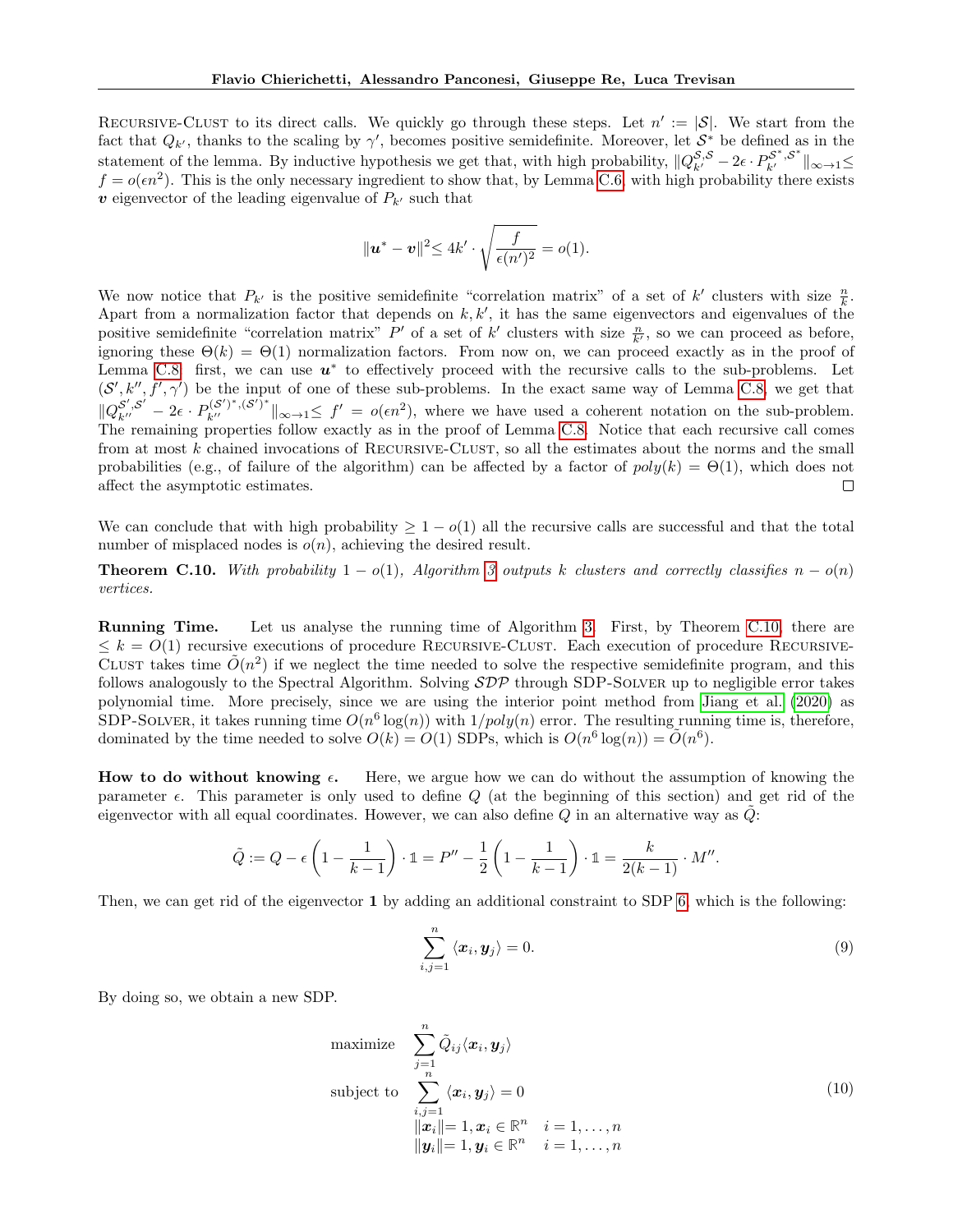Recursive-Clust to its direct calls. We quickly go through these steps. Let $n' := |\mathcal{S}|$. We start from the fact that $Q_{k'}$, thanks to the scaling by $\gamma'$, becomes positive semidefinite. Moreover, let $\mathcal{S}^*$ be defined as in the statement of the lemma. By inductive hypothesis we get that, with high probability, $\|Q_{k'}^{\mathcal{S},\mathcal{S}} - 2\epsilon \cdot P_{k'}^{\mathcal{S}^*,\mathcal{S}^*}\|_{\infty\to 1} \leq f = o(\epsilon n^2)$. This is the only necessary ingredient to show that, by Lemma C.6, with high probability there exists $\boldsymbol{v}$ eigenvector of the leading eigenvalue of $P_{k'}$ such that

$$\|\boldsymbol{u}^* - \boldsymbol{v}\|^2 \leq 4k' \cdot \sqrt{\frac{f}{\epsilon (n')^2}} = o(1).$$

We now notice that $P_{k'}$ is the positive semidefinite "correlation matrix" of a set of $k'$ clusters with size $\frac{n}{k}$. Apart from a normalization factor that depends on $k, k'$, it has the same eigenvectors and eigenvalues of the positive semidefinite "correlation matrix" $P'$ of a set of $k'$ clusters with size $\frac{n}{k'}$, so we can proceed as before, ignoring these $\Theta(k) = \Theta(1)$ normalization factors. From now on, we can proceed exactly as in the proof of Lemma C.8: first, we can use $\boldsymbol{u}^*$ to effectively proceed with the recursive calls to the sub-problems. Let $(\mathcal{S}', k'', f', \gamma')$ be the input of one of these sub-problems. In the exact same way of Lemma C.8, we get that $\|Q_{k''}^{\mathcal{S}',\mathcal{S}'} - 2\epsilon \cdot P_{k''}^{(\mathcal{S}')^*,(\mathcal{S}')^*}\|_{\infty\to 1} \leq f' = o(\epsilon n^2)$, where we have used a coherent notation on the sub-problem. The remaining properties follow exactly as in the proof of Lemma C.8. Notice that each recursive call comes from at most $k$ chained invocations of Recursive-Clust, so all the estimates about the norms and the small probabilities (e.g., of failure of the algorithm) can be affected by a factor of $poly(k) = \Theta(1)$, which does not affect the asymptotic estimates. □

We can conclude that with high probability $\geq 1 - o(1)$ all the recursive calls are successful and that the total number of misplaced nodes is $o(n)$, achieving the desired result.

**Theorem C.10.** *With probability $1 - o(1)$, Algorithm 3 outputs $k$ clusters and correctly classifies $n - o(n)$ vertices.*

**Running Time.** Let us analyse the running time of Algorithm 3. First, by Theorem C.10, there are $\leq k = O(1)$ recursive executions of procedure Recursive-Clust. Each execution of procedure Recursive-Clust takes time $\tilde{O}(n^2)$ if we neglect the time needed to solve the respective semidefinite program, and this follows analogously to the Spectral Algorithm. Solving $\mathcal{SDP}$ through SDP-Solver up to negligible error takes polynomial time. More precisely, since we are using the interior point method from Jiang et al. (2020) as SDP-Solver, it takes running time $O(n^6 \log(n))$ with $1/poly(n)$ error. The resulting running time is, therefore, dominated by the time needed to solve $O(k) = O(1)$ SDPs, which is $O(n^6 \log(n)) = \tilde{O}(n^6)$.

**How to do without knowing $\epsilon$.** Here, we argue how we can do without the assumption of knowing the parameter $\epsilon$. This parameter is only used to define $Q$ (at the beginning of this section) and get rid of the eigenvector with all equal coordinates. However, we can also define $Q$ in an alternative way as $\tilde{Q}$:

$$\tilde{Q} := Q - \epsilon\left(1 - \frac{1}{k-1}\right) \cdot \mathbb{1} = P'' - \frac{1}{2}\left(1 - \frac{1}{k-1}\right) \cdot \mathbb{1} = \frac{k}{2(k-1)} \cdot M''.$$

Then, we can get rid of the eigenvector $\mathbf{1}$ by adding an additional constraint to SDP 6, which is the following:

$$\sum_{i,j=1}^{n} \langle \boldsymbol{x}_i, \boldsymbol{y}_j \rangle = 0. \tag{9}$$

By doing so, we obtain a new SDP.

$$\begin{aligned}
\text{maximize} \quad & \sum_{j=1}^{n} \tilde{Q}_{ij} \langle \boldsymbol{x}_i, \boldsymbol{y}_j \rangle \\
\text{subject to} \quad & \sum_{i,j=1}^{n} \langle \boldsymbol{x}_i, \boldsymbol{y}_j \rangle = 0 \\
& \|\boldsymbol{x}_i\| = 1, \boldsymbol{x}_i \in \mathbb{R}^n \quad i = 1, \ldots, n \\
& \|\boldsymbol{y}_i\| = 1, \boldsymbol{y}_i \in \mathbb{R}^n \quad i = 1, \ldots, n
\end{aligned} \tag{10}$$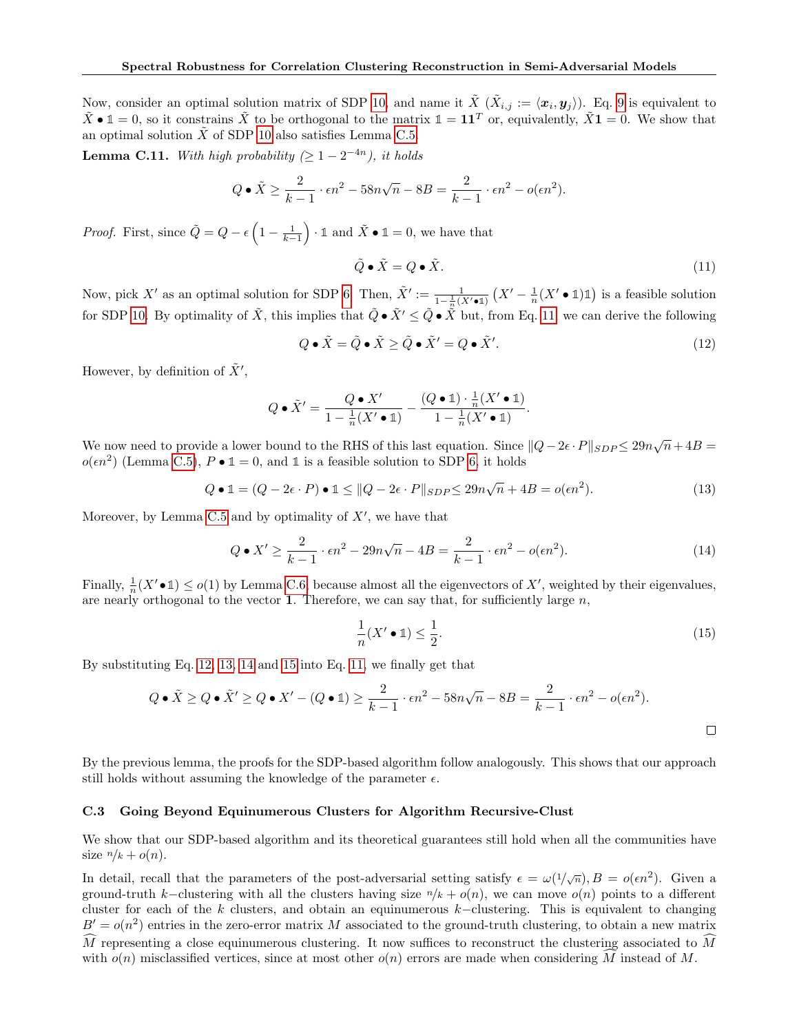Now, consider an optimal solution matrix of SDP 10, and name it $\tilde{X}$ ($\tilde{X}_{i,j} := \langle \boldsymbol{x}_i, \boldsymbol{y}_j \rangle$). Eq. 9 is equivalent to $\tilde{X} \bullet \mathbb{1} = 0$, so it constrains $\tilde{X}$ to be orthogonal to the matrix $\mathbb{1} = \mathbf{1}\mathbf{1}^T$ or, equivalently, $\tilde{X}\mathbf{1} = 0$. We show that an optimal solution $\tilde{X}$ of SDP 10 also satisfies Lemma C.5.

**Lemma C.11.** *With high probability ($\geq 1 - 2^{-4n}$), it holds*

$$Q \bullet \tilde{X} \geq \frac{2}{k-1} \cdot \epsilon n^2 - 58n\sqrt{n} - 8B = \frac{2}{k-1} \cdot \epsilon n^2 - o(\epsilon n^2).$$

*Proof.* First, since $\tilde{Q} = Q - \epsilon \left(1 - \frac{1}{k-1}\right) \cdot \mathbb{1}$ and $\tilde{X} \bullet \mathbb{1} = 0$, we have that

$$\tilde{Q} \bullet \tilde{X} = Q \bullet \tilde{X}. \tag{11}$$

Now, pick $X'$ as an optimal solution for SDP 6. Then, $\tilde{X}' := \frac{1}{1 - \frac{1}{n}(X' \bullet \mathbb{1})} \left(X' - \frac{1}{n}(X' \bullet \mathbb{1})\mathbb{1}\right)$ is a feasible solution for SDP 10. By optimality of $\tilde{X}$, this implies that $\tilde{Q} \bullet \tilde{X}' \leq \tilde{Q} \bullet \tilde{X}$ but, from Eq. 11, we can derive the following

$$Q \bullet \tilde{X} = \tilde{Q} \bullet \tilde{X} \geq \tilde{Q} \bullet \tilde{X}' = Q \bullet \tilde{X}'. \tag{12}$$

However, by definition of $\tilde{X}'$,

$$Q \bullet \tilde{X}' = \frac{Q \bullet X'}{1 - \frac{1}{n}(X' \bullet \mathbb{1})} - \frac{(Q \bullet \mathbb{1}) \cdot \frac{1}{n}(X' \bullet \mathbb{1})}{1 - \frac{1}{n}(X' \bullet \mathbb{1})}.$$

We now need to provide a lower bound to the RHS of this last equation. Since $\|Q - 2\epsilon \cdot P\|_{SDP} \leq 29n\sqrt{n} + 4B = o(\epsilon n^2)$ (Lemma C.5), $P \bullet \mathbb{1} = 0$, and $\mathbb{1}$ is a feasible solution to SDP 6, it holds

$$Q \bullet \mathbb{1} = (Q - 2\epsilon \cdot P) \bullet \mathbb{1} \leq \|Q - 2\epsilon \cdot P\|_{SDP} \leq 29n\sqrt{n} + 4B = o(\epsilon n^2). \tag{13}$$

Moreover, by Lemma C.5 and by optimality of $X'$, we have that

$$Q \bullet X' \geq \frac{2}{k-1} \cdot \epsilon n^2 - 29n\sqrt{n} - 4B = \frac{2}{k-1} \cdot \epsilon n^2 - o(\epsilon n^2). \tag{14}$$

Finally, $\frac{1}{n}(X' \bullet \mathbb{1}) \leq o(1)$ by Lemma C.6, because almost all the eigenvectors of $X'$, weighted by their eigenvalues, are nearly orthogonal to the vector $\mathbf{1}$. Therefore, we can say that, for sufficiently large $n$,

$$\frac{1}{n}(X' \bullet \mathbb{1}) \leq \frac{1}{2}. \tag{15}$$

By substituting Eq. 12, 13, 14 and 15 into Eq. 11, we finally get that

$$Q \bullet \tilde{X} \geq Q \bullet \tilde{X}' \geq Q \bullet X' - (Q \bullet \mathbb{1}) \geq \frac{2}{k-1} \cdot \epsilon n^2 - 58n\sqrt{n} - 8B = \frac{2}{k-1} \cdot \epsilon n^2 - o(\epsilon n^2).$$

□

By the previous lemma, the proofs for the SDP-based algorithm follow analogously. This shows that our approach still holds without assuming the knowledge of the parameter $\epsilon$.

### C.3 Going Beyond Equinumerous Clusters for Algorithm Recursive-Clust

We show that our SDP-based algorithm and its theoretical guarantees still hold when all the communities have size $n/k + o(n)$.

In detail, recall that the parameters of the post-adversarial setting satisfy $\epsilon = \omega(1/\sqrt{n}), B = o(\epsilon n^2)$. Given a ground-truth $k-$clustering with all the clusters having size $n/k + o(n)$, we can move $o(n)$ points to a different cluster for each of the $k$ clusters, and obtain an equinumerous $k-$clustering. This is equivalent to changing $B' = o(n^2)$ entries in the zero-error matrix $M$ associated to the ground-truth clustering, to obtain a new matrix $\widehat{M}$ representing a close equinumerous clustering. It now suffices to reconstruct the clustering associated to $\widehat{M}$ with $o(n)$ misclassified vertices, since at most other $o(n)$ errors are made when considering $\widehat{M}$ instead of $M$.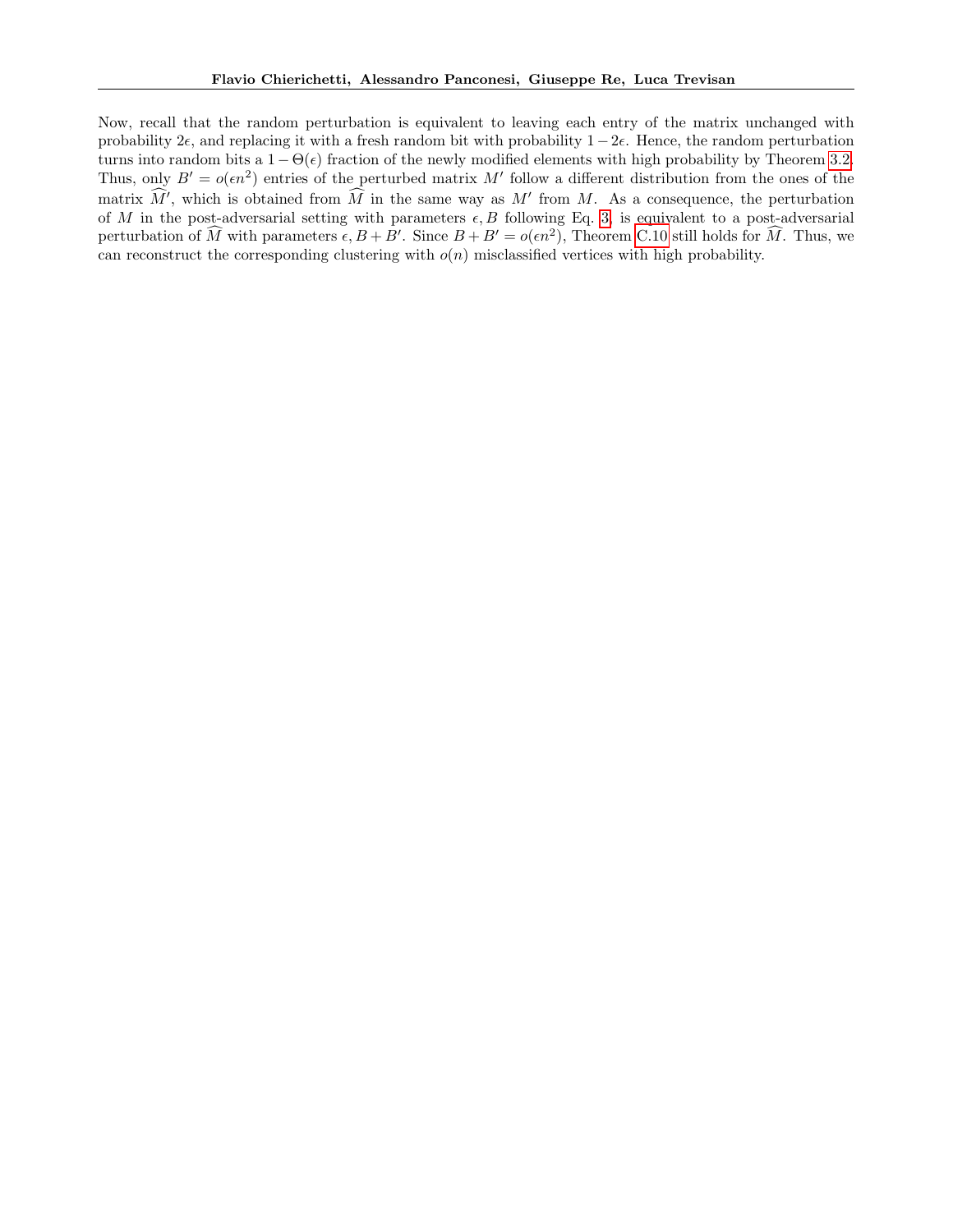Now, recall that the random perturbation is equivalent to leaving each entry of the matrix unchanged with probability $2\epsilon$, and replacing it with a fresh random bit with probability $1-2\epsilon$. Hence, the random perturbation turns into random bits a $1-\Theta(\epsilon)$ fraction of the newly modified elements with high probability by Theorem 3.2. Thus, only $B' = o(\epsilon n^2)$ entries of the perturbed matrix $M'$ follow a different distribution from the ones of the matrix $\widehat{M}'$, which is obtained from $\widehat{M}$ in the same way as $M'$ from $M$. As a consequence, the perturbation of $M$ in the post-adversarial setting with parameters $\epsilon, B$ following Eq. 3, is equivalent to a post-adversarial perturbation of $\widehat{M}$ with parameters $\epsilon, B + B'$. Since $B + B' = o(\epsilon n^2)$, Theorem C.10 still holds for $\widehat{M}$. Thus, we can reconstruct the corresponding clustering with $o(n)$ misclassified vertices with high probability.